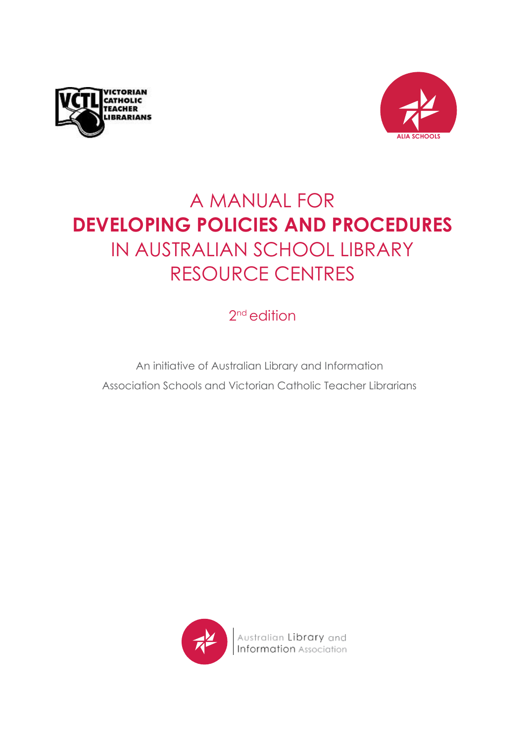VICTORIAN CATHOLIC TEACHER LIBRARIANS

ALIA SCHOOLS

# A MANUAL FOR **DEVELOPING POLICIES AND PROCEDURES** IN AUSTRALIAN SCHOOL LIBRARY RESOURCE CENTRES

2nd edition

An initiative of Australian Library and Information Association Schools and Victorian Catholic Teacher Librarians

Australian Library and Information Association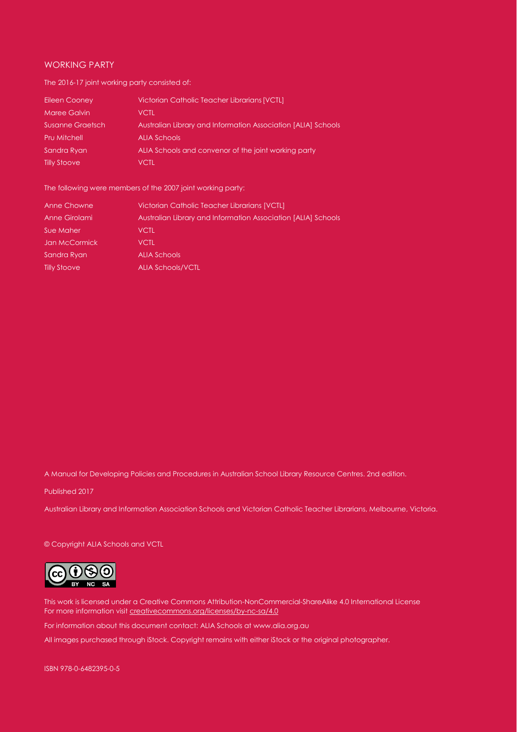## WORKING PARTY

The 2016-17 joint working party consisted of:

| | |
|---|---|
| Eileen Cooney | Victorian Catholic Teacher Librarians [VCTL] |
| Maree Galvin | VCTL |
| Susanne Graetsch | Australian Library and Information Association [ALIA] Schools |
| Pru Mitchell | ALIA Schools |
| Sandra Ryan | ALIA Schools and convenor of the joint working party |
| Tilly Stoove | VCTL |

The following were members of the 2007 joint working party:

| | |
|---|---|
| Anne Chowne | Victorian Catholic Teacher Librarians [VCTL] |
| Anne Girolami | Australian Library and Information Association [ALIA] Schools |
| Sue Maher | VCTL |
| Jan McCormick | VCTL |
| Sandra Ryan | ALIA Schools |
| Tilly Stoove | ALIA Schools/VCTL |

A Manual for Developing Policies and Procedures in Australian School Library Resource Centres. 2nd edition.

Published 2017

Australian Library and Information Association Schools and Victorian Catholic Teacher Librarians, Melbourne, Victoria.

© Copyright ALIA Schools and VCTL

This work is licensed under a Creative Commons Attribution-NonCommercial-ShareAlike 4.0 International License
For more information visit creativecommons.org/licenses/by-nc-sa/4.0

For information about this document contact: ALIA Schools at www.alia.org.au

All images purchased through iStock. Copyright remains with either iStock or the original photographer.

ISBN 978-0-6482395-0-5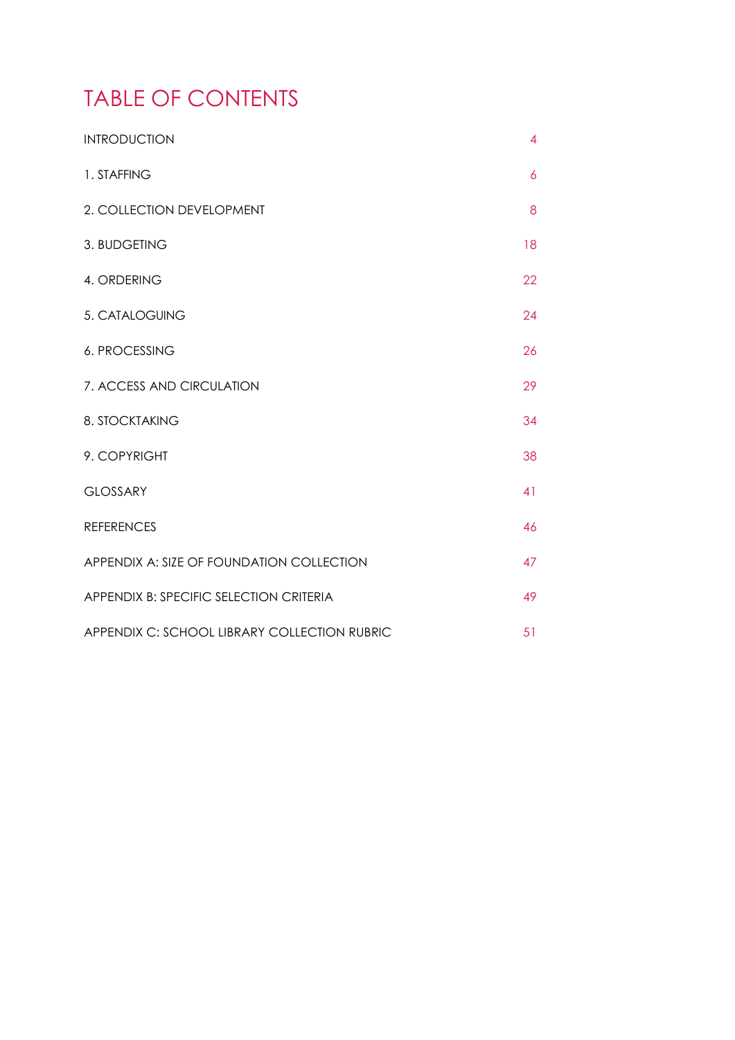# TABLE OF CONTENTS

| | |
|---|---|
| INTRODUCTION | 4 |
| 1. STAFFING | 6 |
| 2. COLLECTION DEVELOPMENT | 8 |
| 3. BUDGETING | 18 |
| 4. ORDERING | 22 |
| 5. CATALOGUING | 24 |
| 6. PROCESSING | 26 |
| 7. ACCESS AND CIRCULATION | 29 |
| 8. STOCKTAKING | 34 |
| 9. COPYRIGHT | 38 |
| GLOSSARY | 41 |
| REFERENCES | 46 |
| APPENDIX A: SIZE OF FOUNDATION COLLECTION | 47 |
| APPENDIX B: SPECIFIC SELECTION CRITERIA | 49 |
| APPENDIX C: SCHOOL LIBRARY COLLECTION RUBRIC | 51 |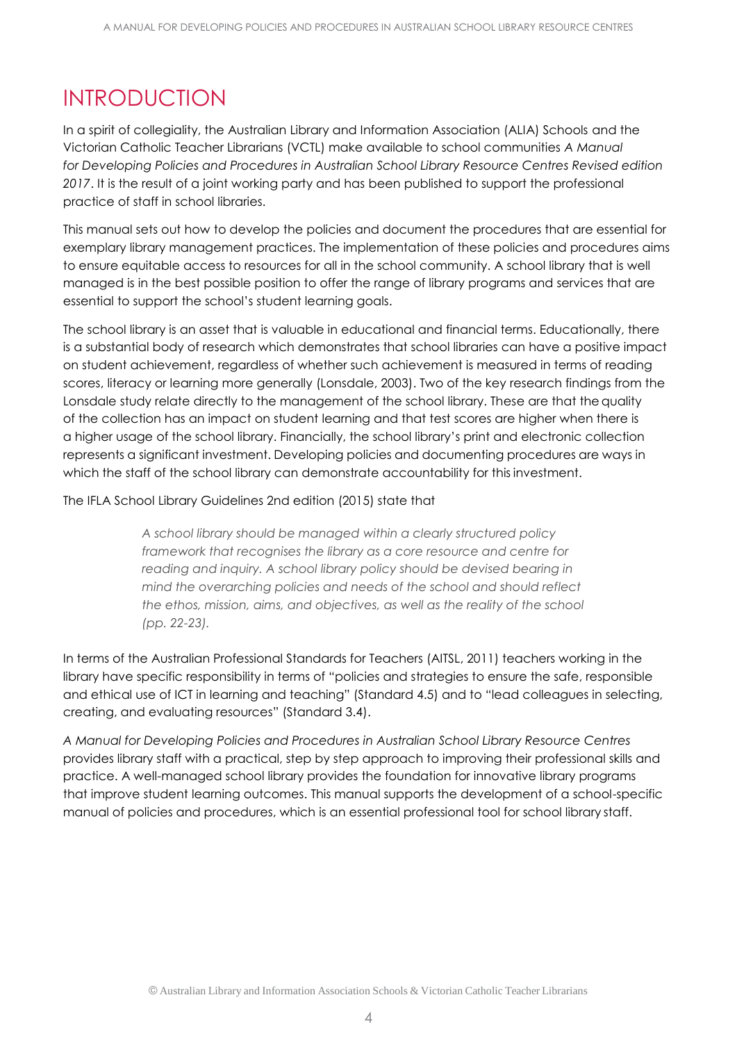# INTRODUCTION

In a spirit of collegiality, the Australian Library and Information Association (ALIA) Schools and the Victorian Catholic Teacher Librarians (VCTL) make available to school communities *A Manual for Developing Policies and Procedures in Australian School Library Resource Centres Revised edition 2017*. It is the result of a joint working party and has been published to support the professional practice of staff in school libraries.

This manual sets out how to develop the policies and document the procedures that are essential for exemplary library management practices. The implementation of these policies and procedures aims to ensure equitable access to resources for all in the school community. A school library that is well managed is in the best possible position to offer the range of library programs and services that are essential to support the school's student learning goals.

The school library is an asset that is valuable in educational and financial terms. Educationally, there is a substantial body of research which demonstrates that school libraries can have a positive impact on student achievement, regardless of whether such achievement is measured in terms of reading scores, literacy or learning more generally (Lonsdale, 2003). Two of the key research findings from the Lonsdale study relate directly to the management of the school library. These are that the quality of the collection has an impact on student learning and that test scores are higher when there is a higher usage of the school library. Financially, the school library's print and electronic collection represents a significant investment. Developing policies and documenting procedures are ways in which the staff of the school library can demonstrate accountability for this investment.

The IFLA School Library Guidelines 2nd edition (2015) state that

> *A school library should be managed within a clearly structured policy framework that recognises the library as a core resource and centre for reading and inquiry. A school library policy should be devised bearing in mind the overarching policies and needs of the school and should reflect the ethos, mission, aims, and objectives, as well as the reality of the school (pp. 22-23).*

In terms of the Australian Professional Standards for Teachers (AITSL, 2011) teachers working in the library have specific responsibility in terms of "policies and strategies to ensure the safe, responsible and ethical use of ICT in learning and teaching" (Standard 4.5) and to "lead colleagues in selecting, creating, and evaluating resources" (Standard 3.4).

*A Manual for Developing Policies and Procedures in Australian School Library Resource Centres* provides library staff with a practical, step by step approach to improving their professional skills and practice. A well-managed school library provides the foundation for innovative library programs that improve student learning outcomes. This manual supports the development of a school-specific manual of policies and procedures, which is an essential professional tool for school library staff.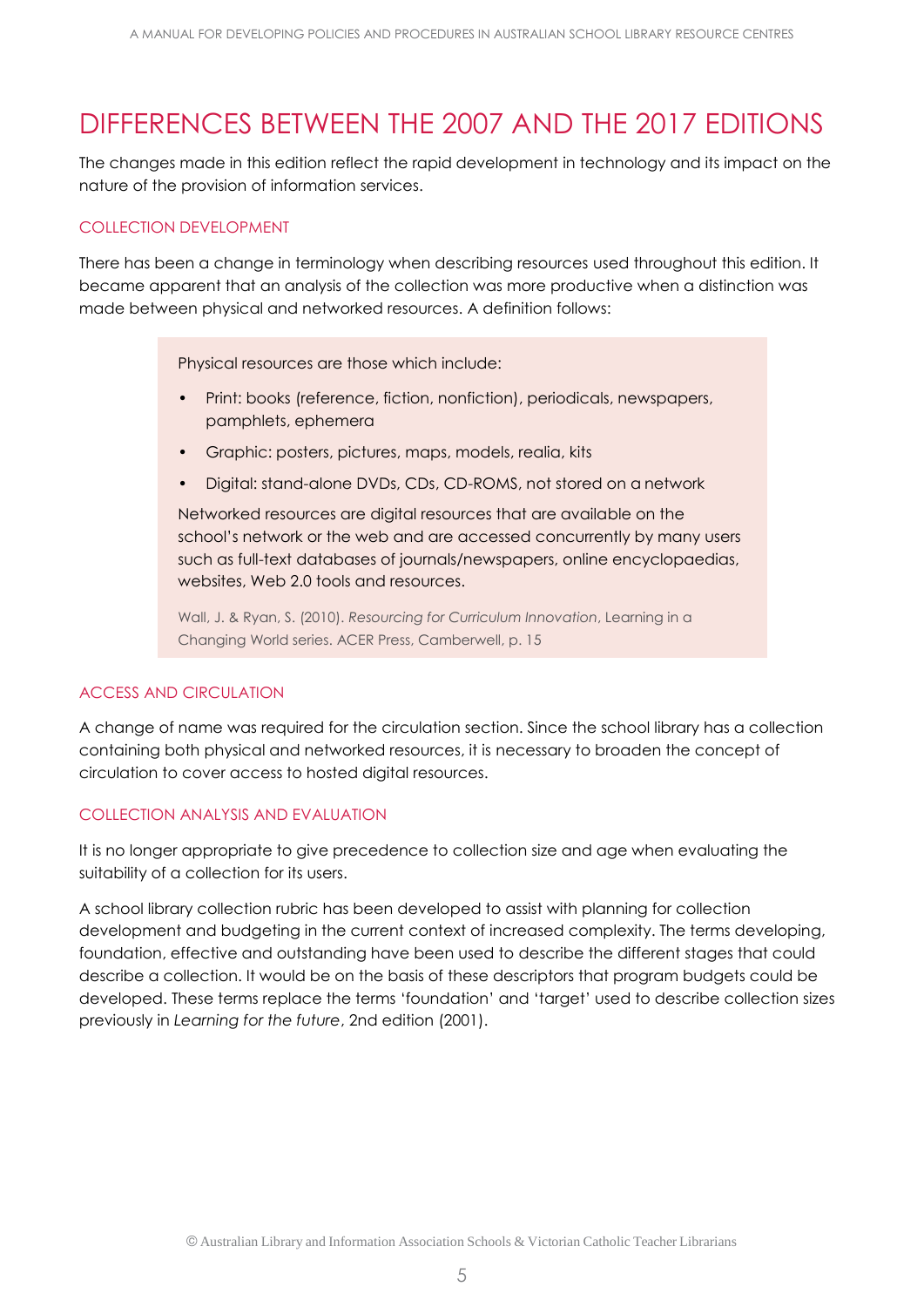# DIFFERENCES BETWEEN THE 2007 AND THE 2017 EDITIONS

The changes made in this edition reflect the rapid development in technology and its impact on the nature of the provision of information services.

### COLLECTION DEVELOPMENT

There has been a change in terminology when describing resources used throughout this edition. It became apparent that an analysis of the collection was more productive when a distinction was made between physical and networked resources. A definition follows:

> Physical resources are those which include:
>
> - Print: books (reference, fiction, nonfiction), periodicals, newspapers, pamphlets, ephemera
> - Graphic: posters, pictures, maps, models, realia, kits
> - Digital: stand-alone DVDs, CDs, CD-ROMS, not stored on a network
>
> Networked resources are digital resources that are available on the school's network or the web and are accessed concurrently by many users such as full-text databases of journals/newspapers, online encyclopaedias, websites, Web 2.0 tools and resources.
>
> Wall, J. & Ryan, S. (2010). *Resourcing for Curriculum Innovation*, Learning in a Changing World series. ACER Press, Camberwell, p. 15

### ACCESS AND CIRCULATION

A change of name was required for the circulation section. Since the school library has a collection containing both physical and networked resources, it is necessary to broaden the concept of circulation to cover access to hosted digital resources.

### COLLECTION ANALYSIS AND EVALUATION

It is no longer appropriate to give precedence to collection size and age when evaluating the suitability of a collection for its users.

A school library collection rubric has been developed to assist with planning for collection development and budgeting in the current context of increased complexity. The terms developing, foundation, effective and outstanding have been used to describe the different stages that could describe a collection. It would be on the basis of these descriptors that program budgets could be developed. These terms replace the terms 'foundation' and 'target' used to describe collection sizes previously in *Learning for the future*, 2nd edition (2001).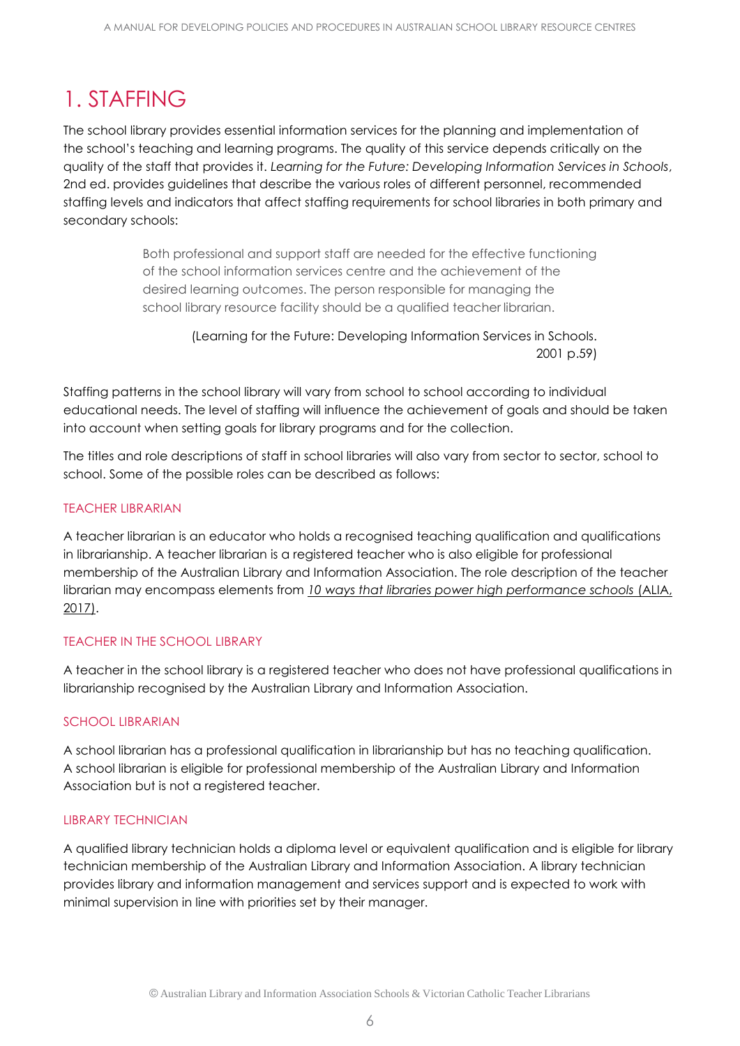# 1. STAFFING

The school library provides essential information services for the planning and implementation of the school's teaching and learning programs. The quality of this service depends critically on the quality of the staff that provides it. *Learning for the Future: Developing Information Services in Schools*, 2nd ed. provides guidelines that describe the various roles of different personnel, recommended staffing levels and indicators that affect staffing requirements for school libraries in both primary and secondary schools:

> Both professional and support staff are needed for the effective functioning of the school information services centre and the achievement of the desired learning outcomes. The person responsible for managing the school library resource facility should be a qualified teacher librarian.
>
> (Learning for the Future: Developing Information Services in Schools. 2001 p.59)

Staffing patterns in the school library will vary from school to school according to individual educational needs. The level of staffing will influence the achievement of goals and should be taken into account when setting goals for library programs and for the collection.

The titles and role descriptions of staff in school libraries will also vary from sector to sector, school to school. Some of the possible roles can be described as follows:

### TEACHER LIBRARIAN

A teacher librarian is an educator who holds a recognised teaching qualification and qualifications in librarianship. A teacher librarian is a registered teacher who is also eligible for professional membership of the Australian Library and Information Association. The role description of the teacher librarian may encompass elements from *10 ways that libraries power high performance schools* (ALIA, 2017).

### TEACHER IN THE SCHOOL LIBRARY

A teacher in the school library is a registered teacher who does not have professional qualifications in librarianship recognised by the Australian Library and Information Association.

### SCHOOL LIBRARIAN

A school librarian has a professional qualification in librarianship but has no teaching qualification. A school librarian is eligible for professional membership of the Australian Library and Information Association but is not a registered teacher.

### LIBRARY TECHNICIAN

A qualified library technician holds a diploma level or equivalent qualification and is eligible for library technician membership of the Australian Library and Information Association. A library technician provides library and information management and services support and is expected to work with minimal supervision in line with priorities set by their manager.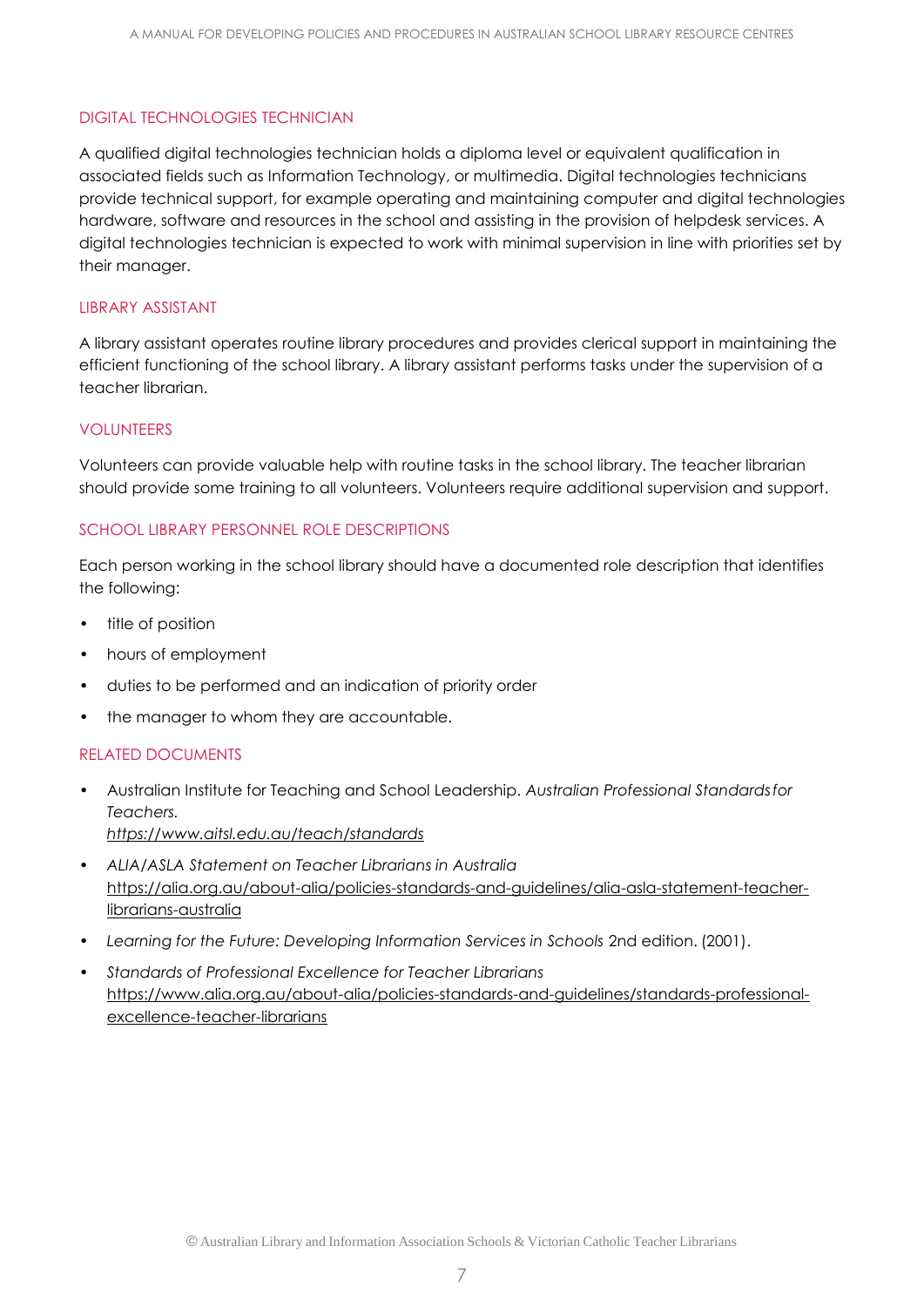### DIGITAL TECHNOLOGIES TECHNICIAN

A qualified digital technologies technician holds a diploma level or equivalent qualification in associated fields such as Information Technology, or multimedia. Digital technologies technicians provide technical support, for example operating and maintaining computer and digital technologies hardware, software and resources in the school and assisting in the provision of helpdesk services. A digital technologies technician is expected to work with minimal supervision in line with priorities set by their manager.

### LIBRARY ASSISTANT

A library assistant operates routine library procedures and provides clerical support in maintaining the efficient functioning of the school library. A library assistant performs tasks under the supervision of a teacher librarian.

### VOLUNTEERS

Volunteers can provide valuable help with routine tasks in the school library. The teacher librarian should provide some training to all volunteers. Volunteers require additional supervision and support.

### SCHOOL LIBRARY PERSONNEL ROLE DESCRIPTIONS

Each person working in the school library should have a documented role description that identifies the following:

- title of position
- hours of employment
- duties to be performed and an indication of priority order
- the manager to whom they are accountable.

### RELATED DOCUMENTS

- Australian Institute for Teaching and School Leadership. *Australian Professional Standards for Teachers.* https://www.aitsl.edu.au/teach/standards
- *ALIA/ASLA Statement on Teacher Librarians in Australia* https://alia.org.au/about-alia/policies-standards-and-guidelines/alia-asla-statement-teacher-librarians-australia
- *Learning for the Future: Developing Information Services in Schools* 2nd edition. (2001).
- *Standards of Professional Excellence for Teacher Librarians* https://www.alia.org.au/about-alia/policies-standards-and-guidelines/standards-professional-excellence-teacher-librarians

© Australian Library and Information Association Schools & Victorian Catholic Teacher Librarians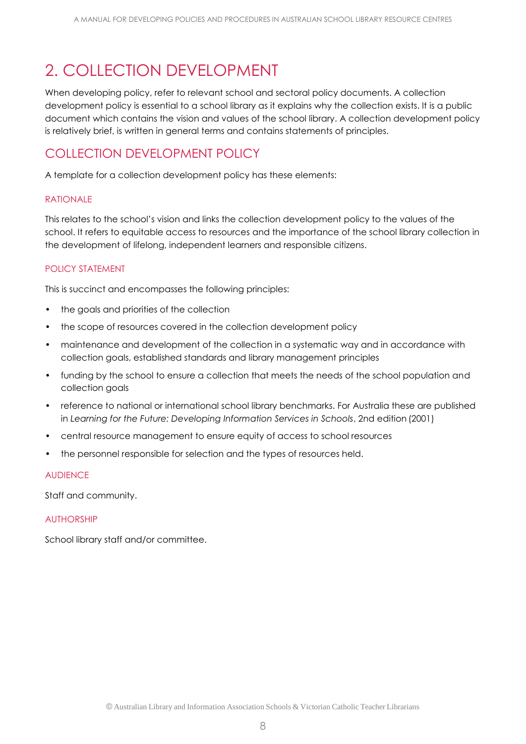# 2. COLLECTION DEVELOPMENT

When developing policy, refer to relevant school and sectoral policy documents. A collection development policy is essential to a school library as it explains why the collection exists. It is a public document which contains the vision and values of the school library. A collection development policy is relatively brief, is written in general terms and contains statements of principles.

## COLLECTION DEVELOPMENT POLICY

A template for a collection development policy has these elements:

### RATIONALE

This relates to the school's vision and links the collection development policy to the values of the school. It refers to equitable access to resources and the importance of the school library collection in the development of lifelong, independent learners and responsible citizens.

### POLICY STATEMENT

This is succinct and encompasses the following principles:

- the goals and priorities of the collection
- the scope of resources covered in the collection development policy
- maintenance and development of the collection in a systematic way and in accordance with collection goals, established standards and library management principles
- funding by the school to ensure a collection that meets the needs of the school population and collection goals
- reference to national or international school library benchmarks. For Australia these are published in *Learning for the Future: Developing Information Services in Schools*, 2nd edition (2001)
- central resource management to ensure equity of access to school resources
- the personnel responsible for selection and the types of resources held.

### AUDIENCE

Staff and community.

### AUTHORSHIP

School library staff and/or committee.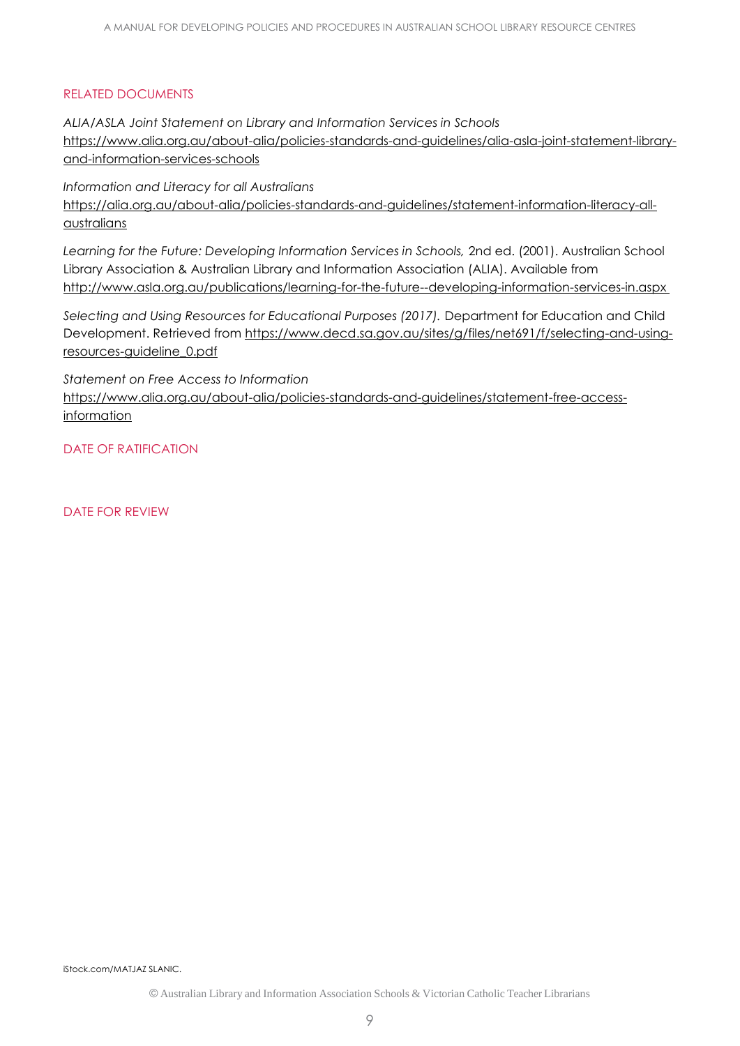## RELATED DOCUMENTS

*ALIA/ASLA Joint Statement on Library and Information Services in Schools*
https://www.alia.org.au/about-alia/policies-standards-and-guidelines/alia-asla-joint-statement-library-and-information-services-schools

*Information and Literacy for all Australians*
https://alia.org.au/about-alia/policies-standards-and-guidelines/statement-information-literacy-all-australians

*Learning for the Future: Developing Information Services in Schools,* 2nd ed. (2001). Australian School Library Association & Australian Library and Information Association (ALIA). Available from http://www.asla.org.au/publications/learning-for-the-future--developing-information-services-in.aspx

*Selecting and Using Resources for Educational Purposes (2017).* Department for Education and Child Development. Retrieved from https://www.decd.sa.gov.au/sites/g/files/net691/f/selecting-and-using-resources-guideline_0.pdf

*Statement on Free Access to Information*
https://www.alia.org.au/about-alia/policies-standards-and-guidelines/statement-free-access-information

## DATE OF RATIFICATION

## DATE FOR REVIEW

iStock.com/MATJAZ SLANIC.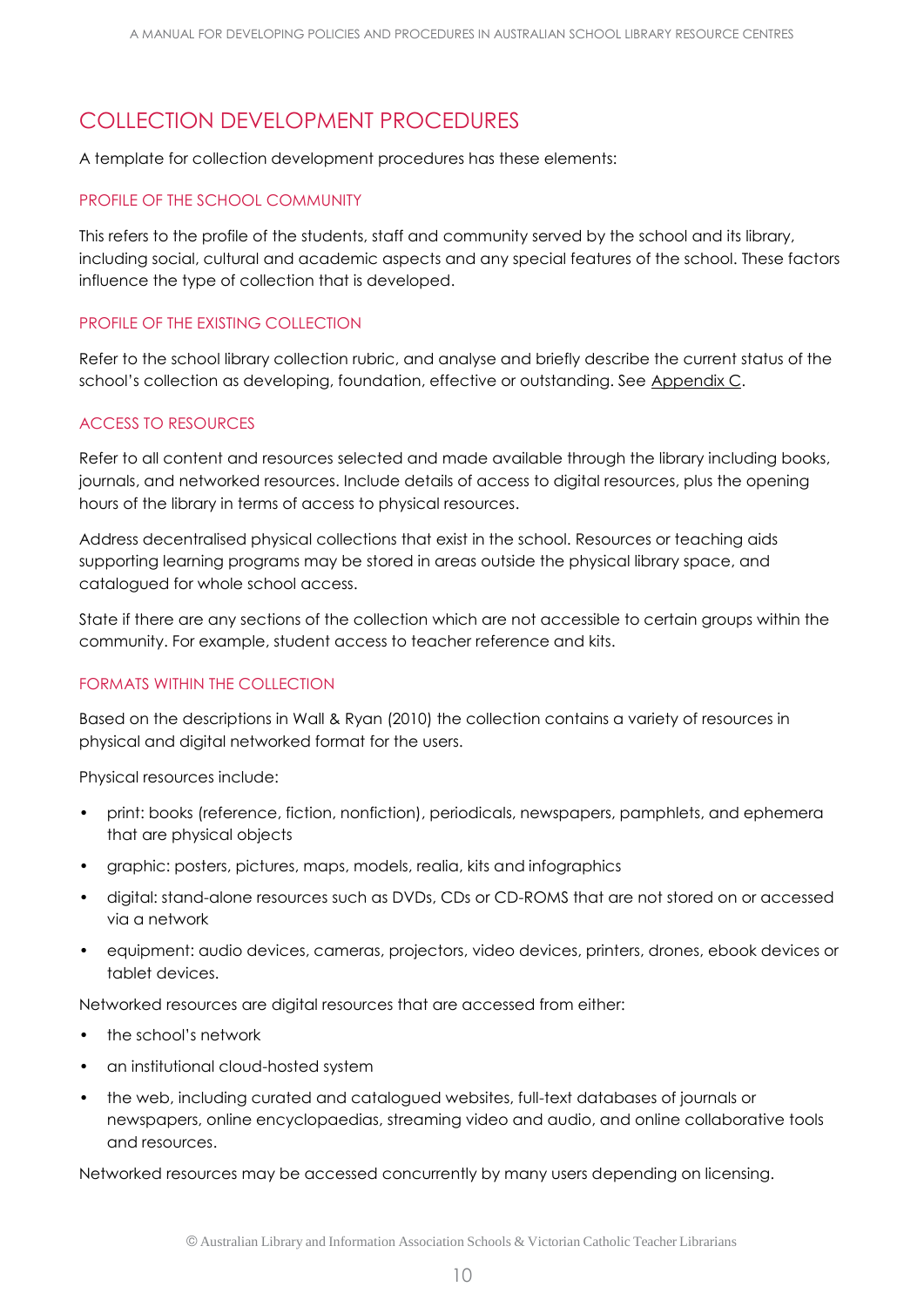# COLLECTION DEVELOPMENT PROCEDURES

A template for collection development procedures has these elements:

## PROFILE OF THE SCHOOL COMMUNITY

This refers to the profile of the students, staff and community served by the school and its library, including social, cultural and academic aspects and any special features of the school. These factors influence the type of collection that is developed.

## PROFILE OF THE EXISTING COLLECTION

Refer to the school library collection rubric, and analyse and briefly describe the current status of the school's collection as developing, foundation, effective or outstanding. See Appendix C.

## ACCESS TO RESOURCES

Refer to all content and resources selected and made available through the library including books, journals, and networked resources. Include details of access to digital resources, plus the opening hours of the library in terms of access to physical resources.

Address decentralised physical collections that exist in the school. Resources or teaching aids supporting learning programs may be stored in areas outside the physical library space, and catalogued for whole school access.

State if there are any sections of the collection which are not accessible to certain groups within the community. For example, student access to teacher reference and kits.

## FORMATS WITHIN THE COLLECTION

Based on the descriptions in Wall & Ryan (2010) the collection contains a variety of resources in physical and digital networked format for the users.

Physical resources include:

- print: books (reference, fiction, nonfiction), periodicals, newspapers, pamphlets, and ephemera that are physical objects
- graphic: posters, pictures, maps, models, realia, kits and infographics
- digital: stand-alone resources such as DVDs, CDs or CD-ROMS that are not stored on or accessed via a network
- equipment: audio devices, cameras, projectors, video devices, printers, drones, ebook devices or tablet devices.

Networked resources are digital resources that are accessed from either:

- the school's network
- an institutional cloud-hosted system
- the web, including curated and catalogued websites, full-text databases of journals or newspapers, online encyclopaedias, streaming video and audio, and online collaborative tools and resources.

Networked resources may be accessed concurrently by many users depending on licensing.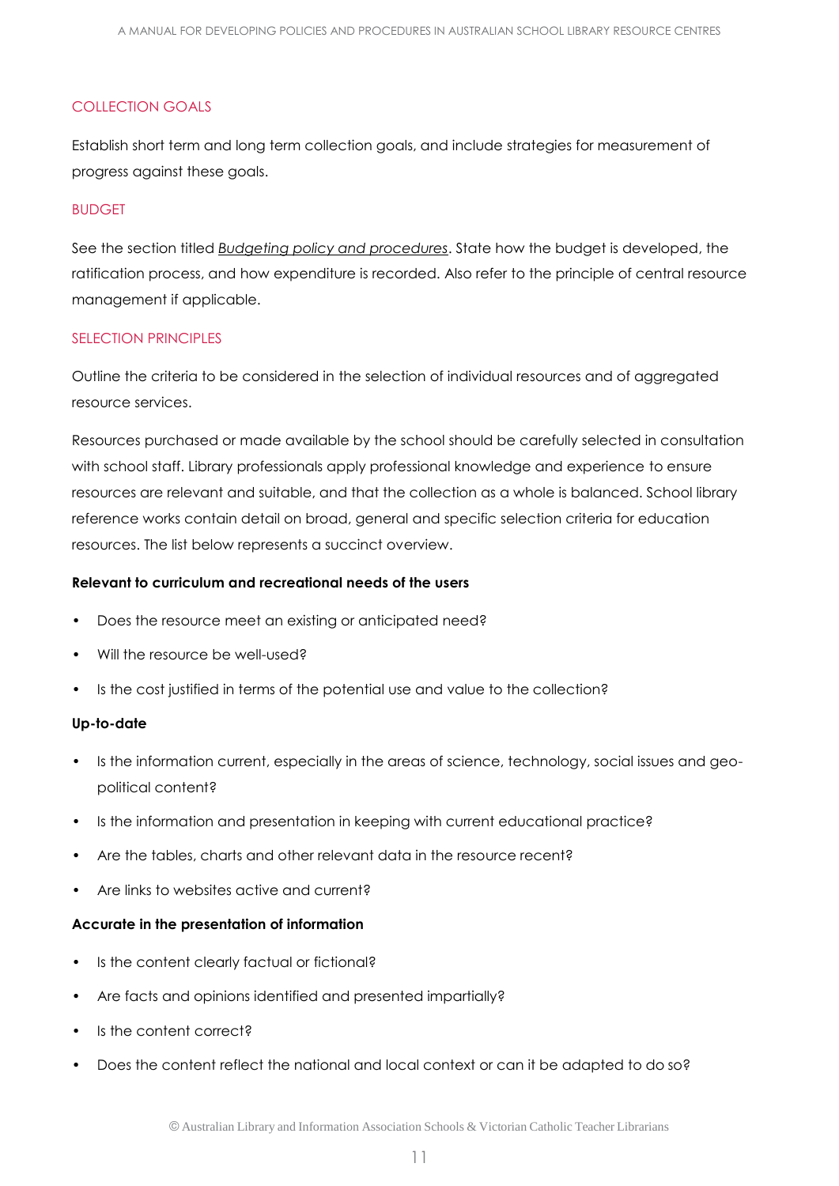## COLLECTION GOALS

Establish short term and long term collection goals, and include strategies for measurement of progress against these goals.

## BUDGET

See the section titled *Budgeting policy and procedures*. State how the budget is developed, the ratification process, and how expenditure is recorded. Also refer to the principle of central resource management if applicable.

## SELECTION PRINCIPLES

Outline the criteria to be considered in the selection of individual resources and of aggregated resource services.

Resources purchased or made available by the school should be carefully selected in consultation with school staff. Library professionals apply professional knowledge and experience to ensure resources are relevant and suitable, and that the collection as a whole is balanced. School library reference works contain detail on broad, general and specific selection criteria for education resources. The list below represents a succinct overview.

**Relevant to curriculum and recreational needs of the users**

- Does the resource meet an existing or anticipated need?
- Will the resource be well-used?
- Is the cost justified in terms of the potential use and value to the collection?

**Up-to-date**

- Is the information current, especially in the areas of science, technology, social issues and geo-political content?
- Is the information and presentation in keeping with current educational practice?
- Are the tables, charts and other relevant data in the resource recent?
- Are links to websites active and current?

**Accurate in the presentation of information**

- Is the content clearly factual or fictional?
- Are facts and opinions identified and presented impartially?
- Is the content correct?
- Does the content reflect the national and local context or can it be adapted to do so?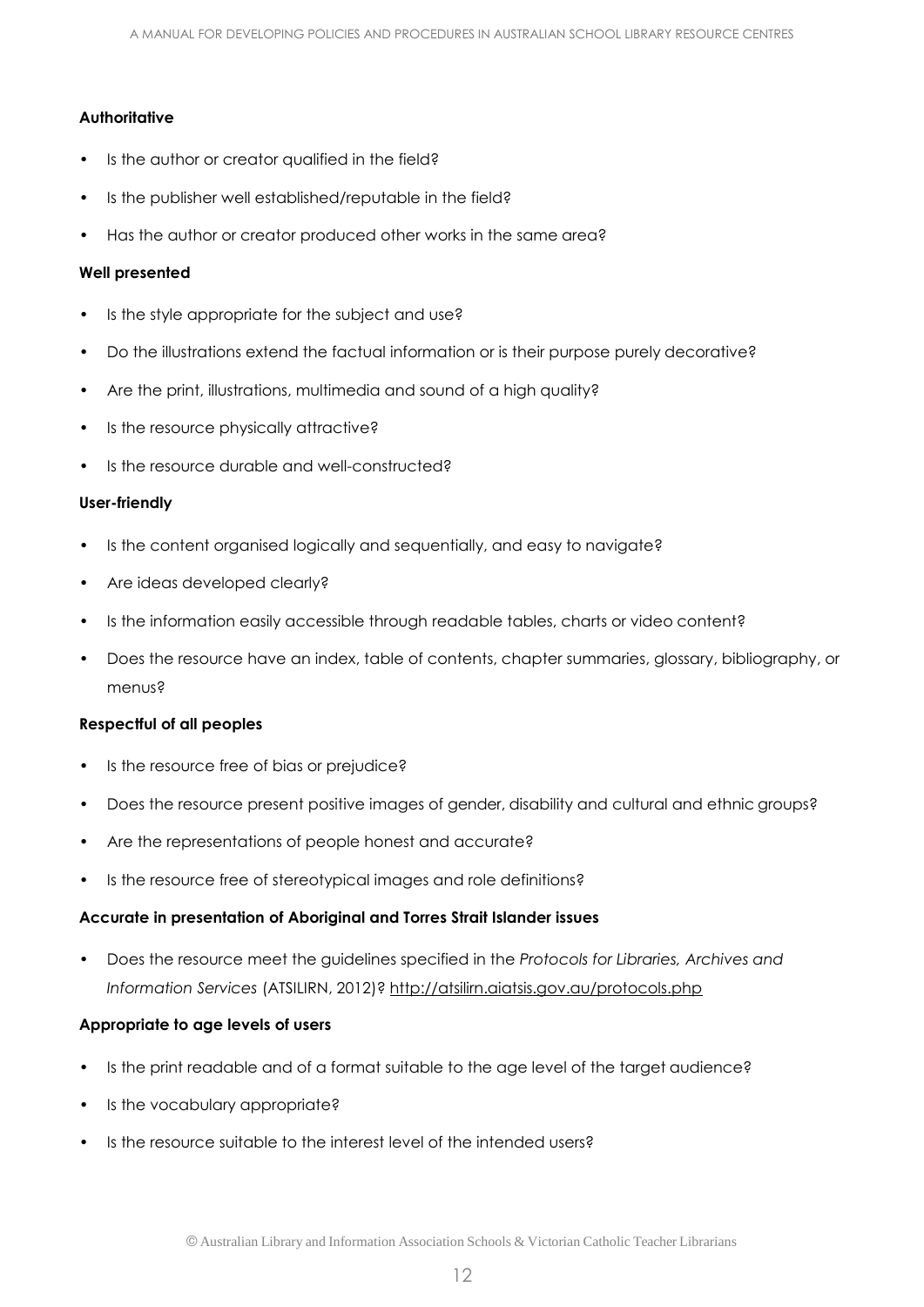**Authoritative**

- Is the author or creator qualified in the field?
- Is the publisher well established/reputable in the field?
- Has the author or creator produced other works in the same area?

**Well presented**

- Is the style appropriate for the subject and use?
- Do the illustrations extend the factual information or is their purpose purely decorative?
- Are the print, illustrations, multimedia and sound of a high quality?
- Is the resource physically attractive?
- Is the resource durable and well-constructed?

**User-friendly**

- Is the content organised logically and sequentially, and easy to navigate?
- Are ideas developed clearly?
- Is the information easily accessible through readable tables, charts or video content?
- Does the resource have an index, table of contents, chapter summaries, glossary, bibliography, or menus?

**Respectful of all peoples**

- Is the resource free of bias or prejudice?
- Does the resource present positive images of gender, disability and cultural and ethnic groups?
- Are the representations of people honest and accurate?
- Is the resource free of stereotypical images and role definitions?

**Accurate in presentation of Aboriginal and Torres Strait Islander issues**

- Does the resource meet the guidelines specified in the *Protocols for Libraries, Archives and Information Services* (ATSILIRN, 2012)? http://atsilirn.aiatsis.gov.au/protocols.php

**Appropriate to age levels of users**

- Is the print readable and of a format suitable to the age level of the target audience?
- Is the vocabulary appropriate?
- Is the resource suitable to the interest level of the intended users?

© Australian Library and Information Association Schools & Victorian Catholic Teacher Librarians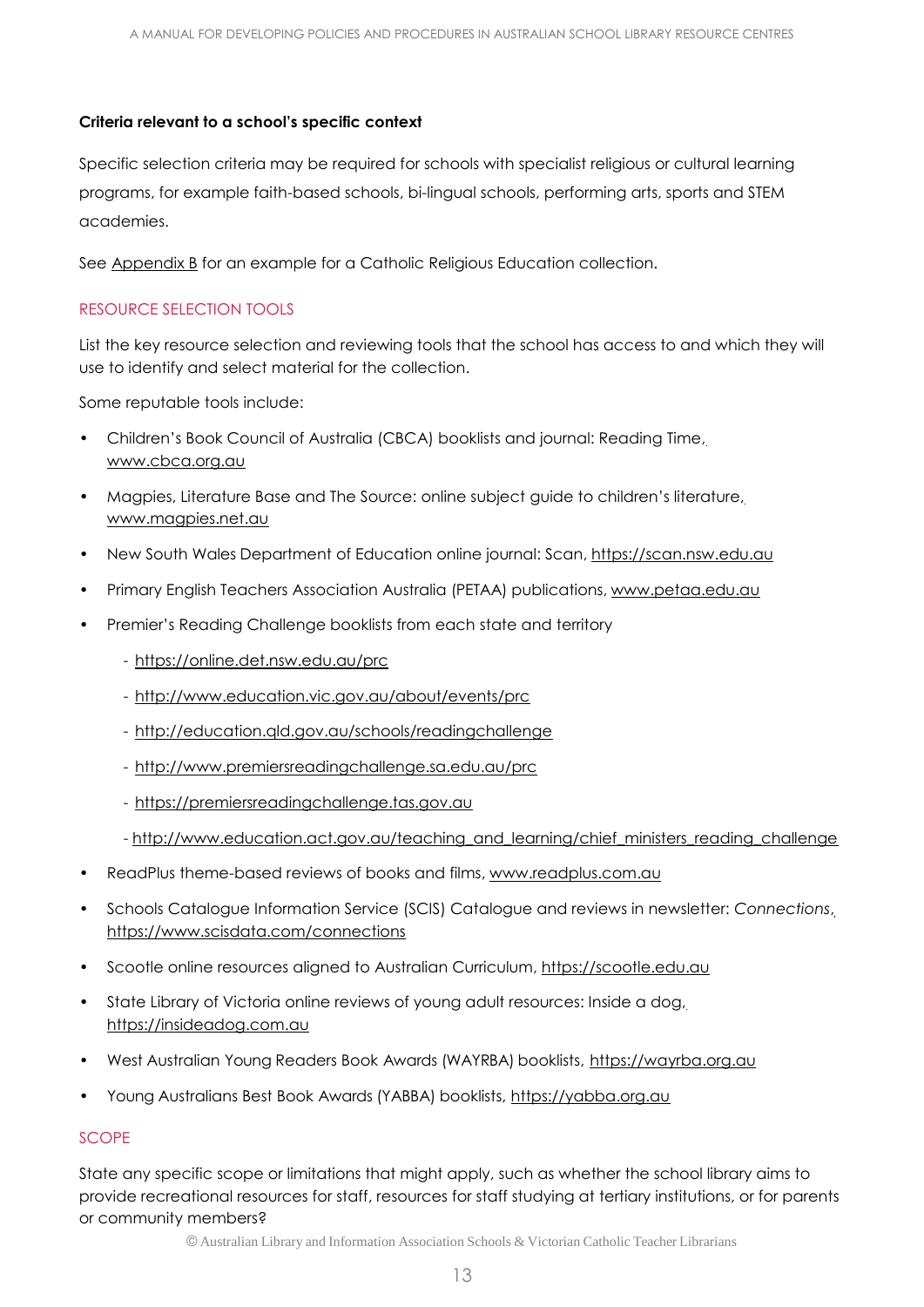**Criteria relevant to a school's specific context**

Specific selection criteria may be required for schools with specialist religious or cultural learning programs, for example faith-based schools, bi-lingual schools, performing arts, sports and STEM academies.

See Appendix B for an example for a Catholic Religious Education collection.

## RESOURCE SELECTION TOOLS

List the key resource selection and reviewing tools that the school has access to and which they will use to identify and select material for the collection.

Some reputable tools include:

- Children's Book Council of Australia (CBCA) booklists and journal: Reading Time, www.cbca.org.au
- Magpies, Literature Base and The Source: online subject guide to children's literature, www.magpies.net.au
- New South Wales Department of Education online journal: Scan, https://scan.nsw.edu.au
- Primary English Teachers Association Australia (PETAA) publications, www.petaa.edu.au
- Premier's Reading Challenge booklists from each state and territory
  - https://online.det.nsw.edu.au/prc
  - http://www.education.vic.gov.au/about/events/prc
  - http://education.qld.gov.au/schools/readingchallenge
  - http://www.premiersreadingchallenge.sa.edu.au/prc
  - https://premiersreadingchallenge.tas.gov.au
  - http://www.education.act.gov.au/teaching_and_learning/chief_ministers_reading_challenge
- ReadPlus theme-based reviews of books and films, www.readplus.com.au
- Schools Catalogue Information Service (SCIS) Catalogue and reviews in newsletter: *Connections*, https://www.scisdata.com/connections
- Scootle online resources aligned to Australian Curriculum, https://scootle.edu.au
- State Library of Victoria online reviews of young adult resources: Inside a dog, https://insideadog.com.au
- West Australian Young Readers Book Awards (WAYRBA) booklists, https://wayrba.org.au
- Young Australians Best Book Awards (YABBA) booklists, https://yabba.org.au

## SCOPE

State any specific scope or limitations that might apply, such as whether the school library aims to provide recreational resources for staff, resources for staff studying at tertiary institutions, or for parents or community members?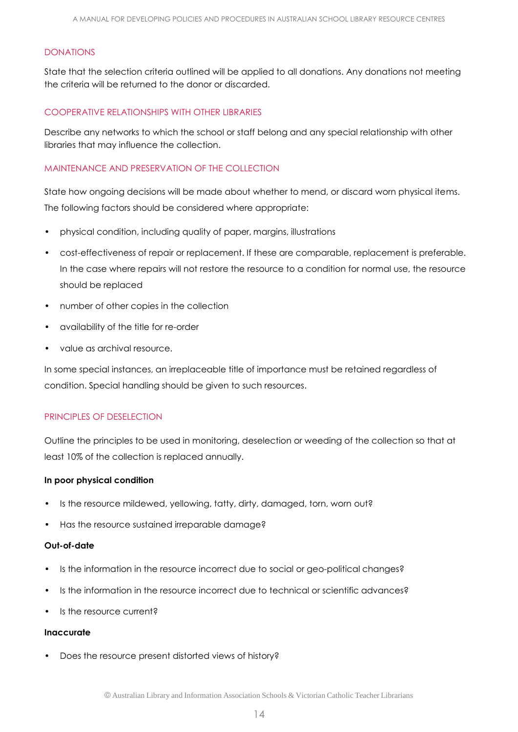## DONATIONS

State that the selection criteria outlined will be applied to all donations. Any donations not meeting the criteria will be returned to the donor or discarded.

## COOPERATIVE RELATIONSHIPS WITH OTHER LIBRARIES

Describe any networks to which the school or staff belong and any special relationship with other libraries that may influence the collection.

## MAINTENANCE AND PRESERVATION OF THE COLLECTION

State how ongoing decisions will be made about whether to mend, or discard worn physical items. The following factors should be considered where appropriate:

- physical condition, including quality of paper, margins, illustrations
- cost-effectiveness of repair or replacement. If these are comparable, replacement is preferable. In the case where repairs will not restore the resource to a condition for normal use, the resource should be replaced
- number of other copies in the collection
- availability of the title for re-order
- value as archival resource.

In some special instances, an irreplaceable title of importance must be retained regardless of condition. Special handling should be given to such resources.

## PRINCIPLES OF DESELECTION

Outline the principles to be used in monitoring, deselection or weeding of the collection so that at least 10% of the collection is replaced annually.

**In poor physical condition**

- Is the resource mildewed, yellowing, tatty, dirty, damaged, torn, worn out?
- Has the resource sustained irreparable damage?

**Out-of-date**

- Is the information in the resource incorrect due to social or geo-political changes?
- Is the information in the resource incorrect due to technical or scientific advances?
- Is the resource current?

**Inaccurate**

- Does the resource present distorted views of history?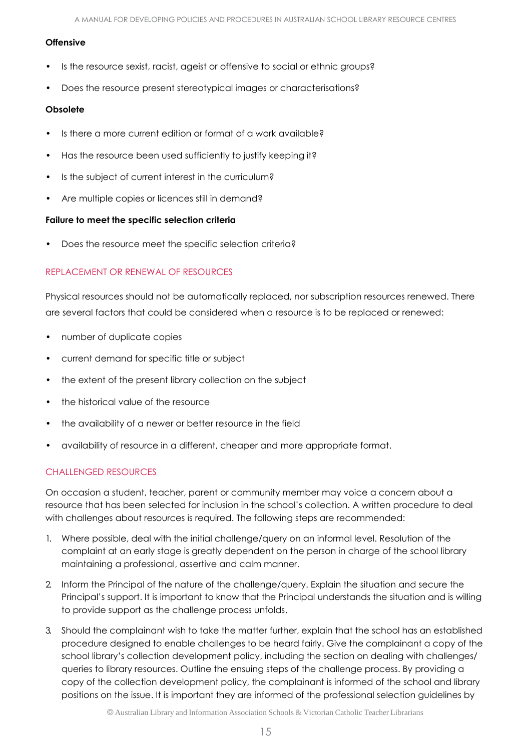**Offensive**

- Is the resource sexist, racist, ageist or offensive to social or ethnic groups?
- Does the resource present stereotypical images or characterisations?

**Obsolete**

- Is there a more current edition or format of a work available?
- Has the resource been used sufficiently to justify keeping it?
- Is the subject of current interest in the curriculum?
- Are multiple copies or licences still in demand?

**Failure to meet the specific selection criteria**

- Does the resource meet the specific selection criteria?

## REPLACEMENT OR RENEWAL OF RESOURCES

Physical resources should not be automatically replaced, nor subscription resources renewed. There are several factors that could be considered when a resource is to be replaced or renewed:

- number of duplicate copies
- current demand for specific title or subject
- the extent of the present library collection on the subject
- the historical value of the resource
- the availability of a newer or better resource in the field
- availability of resource in a different, cheaper and more appropriate format.

## CHALLENGED RESOURCES

On occasion a student, teacher, parent or community member may voice a concern about a resource that has been selected for inclusion in the school's collection. A written procedure to deal with challenges about resources is required. The following steps are recommended:

1. Where possible, deal with the initial challenge/query on an informal level. Resolution of the complaint at an early stage is greatly dependent on the person in charge of the school library maintaining a professional, assertive and calm manner.
2. Inform the Principal of the nature of the challenge/query. Explain the situation and secure the Principal's support. It is important to know that the Principal understands the situation and is willing to provide support as the challenge process unfolds.
3. Should the complainant wish to take the matter further, explain that the school has an established procedure designed to enable challenges to be heard fairly. Give the complainant a copy of the school library's collection development policy, including the section on dealing with challenges/ queries to library resources. Outline the ensuing steps of the challenge process. By providing a copy of the collection development policy, the complainant is informed of the school and library positions on the issue. It is important they are informed of the professional selection guidelines by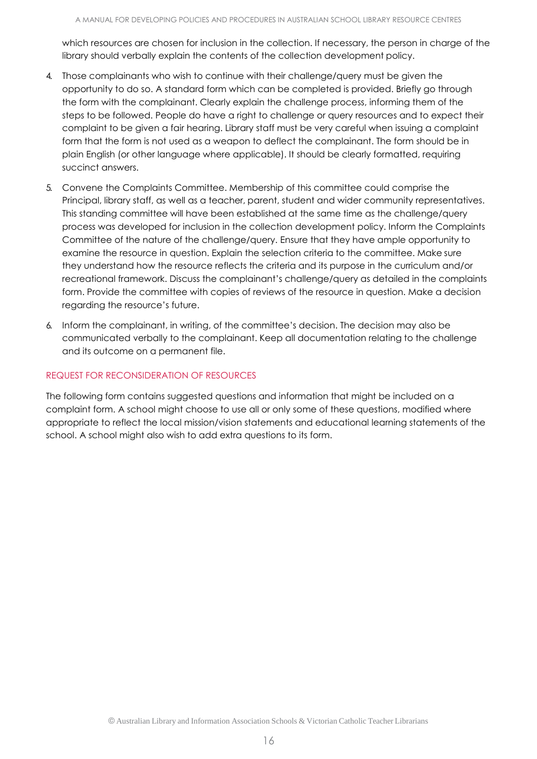which resources are chosen for inclusion in the collection. If necessary, the person in charge of the library should verbally explain the contents of the collection development policy.

4. Those complainants who wish to continue with their challenge/query must be given the opportunity to do so. A standard form which can be completed is provided. Briefly go through the form with the complainant. Clearly explain the challenge process, informing them of the steps to be followed. People do have a right to challenge or query resources and to expect their complaint to be given a fair hearing. Library staff must be very careful when issuing a complaint form that the form is not used as a weapon to deflect the complainant. The form should be in plain English (or other language where applicable). It should be clearly formatted, requiring succinct answers.
5. Convene the Complaints Committee. Membership of this committee could comprise the Principal, library staff, as well as a teacher, parent, student and wider community representatives. This standing committee will have been established at the same time as the challenge/query process was developed for inclusion in the collection development policy. Inform the Complaints Committee of the nature of the challenge/query. Ensure that they have ample opportunity to examine the resource in question. Explain the selection criteria to the committee. Make sure they understand how the resource reflects the criteria and its purpose in the curriculum and/or recreational framework. Discuss the complainant's challenge/query as detailed in the complaints form. Provide the committee with copies of reviews of the resource in question. Make a decision regarding the resource's future.
6. Inform the complainant, in writing, of the committee's decision. The decision may also be communicated verbally to the complainant. Keep all documentation relating to the challenge and its outcome on a permanent file.

## REQUEST FOR RECONSIDERATION OF RESOURCES

The following form contains suggested questions and information that might be included on a complaint form. A school might choose to use all or only some of these questions, modified where appropriate to reflect the local mission/vision statements and educational learning statements of the school. A school might also wish to add extra questions to its form.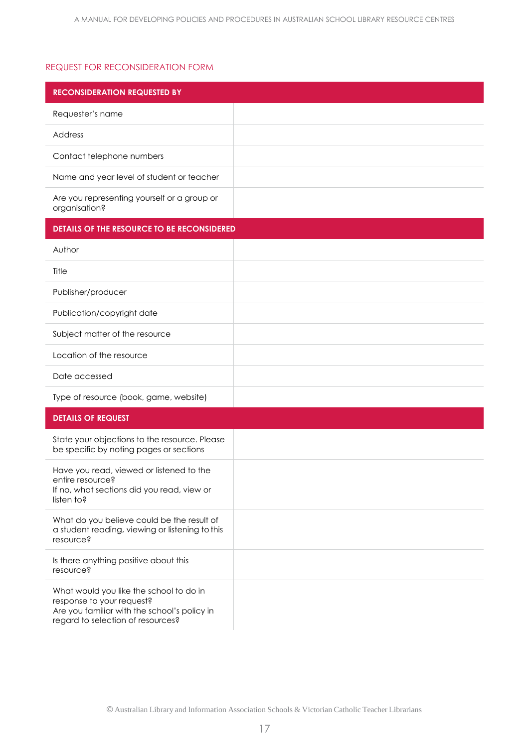## REQUEST FOR RECONSIDERATION FORM

| **RECONSIDERATION REQUESTED BY** | |
|---|---|
| Requester's name | |
| Address | |
| Contact telephone numbers | |
| Name and year level of student or teacher | |
| Are you representing yourself or a group or organisation? | |
| **DETAILS OF THE RESOURCE TO BE RECONSIDERED** | |
| Author | |
| Title | |
| Publisher/producer | |
| Publication/copyright date | |
| Subject matter of the resource | |
| Location of the resource | |
| Date accessed | |
| Type of resource (book, game, website) | |
| **DETAILS OF REQUEST** | |
| State your objections to the resource. Please be specific by noting pages or sections | |
| Have you read, viewed or listened to the entire resource? If no, what sections did you read, view or listen to? | |
| What do you believe could be the result of a student reading, viewing or listening to this resource? | |
| Is there anything positive about this resource? | |
| What would you like the school to do in response to your request? Are you familiar with the school's policy in regard to selection of resources? | |

© Australian Library and Information Association Schools & Victorian Catholic Teacher Librarians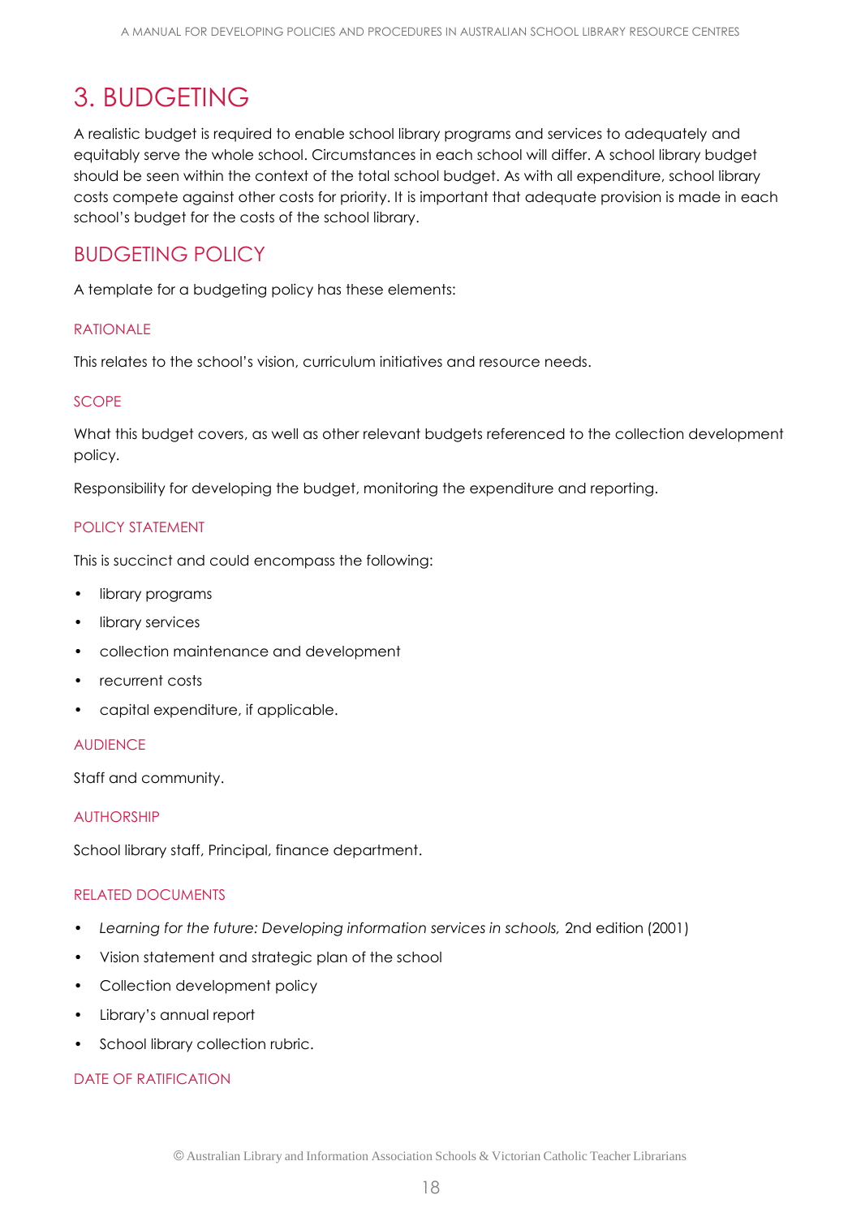# 3. BUDGETING

A realistic budget is required to enable school library programs and services to adequately and equitably serve the whole school. Circumstances in each school will differ. A school library budget should be seen within the context of the total school budget. As with all expenditure, school library costs compete against other costs for priority. It is important that adequate provision is made in each school's budget for the costs of the school library.

## BUDGETING POLICY

A template for a budgeting policy has these elements:

### RATIONALE

This relates to the school's vision, curriculum initiatives and resource needs.

### SCOPE

What this budget covers, as well as other relevant budgets referenced to the collection development policy.

Responsibility for developing the budget, monitoring the expenditure and reporting.

### POLICY STATEMENT

This is succinct and could encompass the following:

- library programs
- library services
- collection maintenance and development
- recurrent costs
- capital expenditure, if applicable.

### AUDIENCE

Staff and community.

### AUTHORSHIP

School library staff, Principal, finance department.

### RELATED DOCUMENTS

- *Learning for the future: Developing information services in schools,* 2nd edition (2001)
- Vision statement and strategic plan of the school
- Collection development policy
- Library's annual report
- School library collection rubric.

### DATE OF RATIFICATION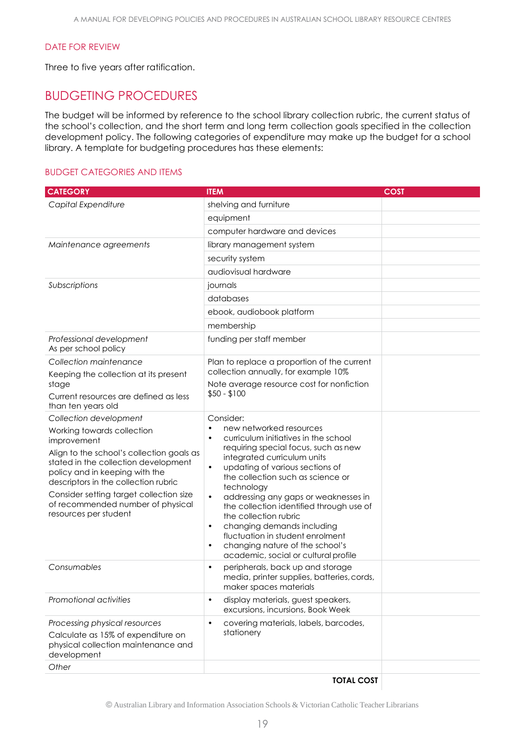## DATE FOR REVIEW

Three to five years after ratification.

# BUDGETING PROCEDURES

The budget will be informed by reference to the school library collection rubric, the current status of the school's collection, and the short term and long term collection goals specified in the collection development policy. The following categories of expenditure may make up the budget for a school library. A template for budgeting procedures has these elements:

## BUDGET CATEGORIES AND ITEMS

| CATEGORY | ITEM | COST |
|---|---|---|
| *Capital Expenditure* | shelving and furniture | |
| | equipment | |
| | computer hardware and devices | |
| *Maintenance agreements* | library management system | |
| | security system | |
| | audiovisual hardware | |
| *Subscriptions* | journals | |
| | databases | |
| | ebook, audiobook platform | |
| | membership | |
| *Professional development*<br>As per school policy | funding per staff member | |
| *Collection maintenance*<br>Keeping the collection at its present stage<br>Current resources are defined as less than ten years old | Plan to replace a proportion of the current collection annually, for example 10%<br>Note average resource cost for nonfiction $50 - $100 | |
| *Collection development*<br>Working towards collection improvement<br>Align to the school's collection goals as stated in the collection development policy and in keeping with the descriptors in the collection rubric<br>Consider setting target collection size of recommended number of physical resources per student | Consider:<br>• new networked resources<br>• curriculum initiatives in the school requiring special focus, such as new integrated curriculum units<br>• updating of various sections of the collection such as science or technology<br>• addressing any gaps or weaknesses in the collection identified through use of the collection rubric<br>• changing demands including fluctuation in student enrolment<br>• changing nature of the school's academic, social or cultural profile | |
| *Consumables* | • peripherals, back up and storage media, printer supplies, batteries, cords, maker spaces materials | |
| *Promotional activities* | • display materials, guest speakers, excursions, incursions, Book Week | |
| *Processing physical resources*<br>Calculate as 15% of expenditure on physical collection maintenance and development | • covering materials, labels, barcodes, stationery | |
| *Other* | | |
| | **TOTAL COST** | |

© Australian Library and Information Association Schools & Victorian Catholic Teacher Librarians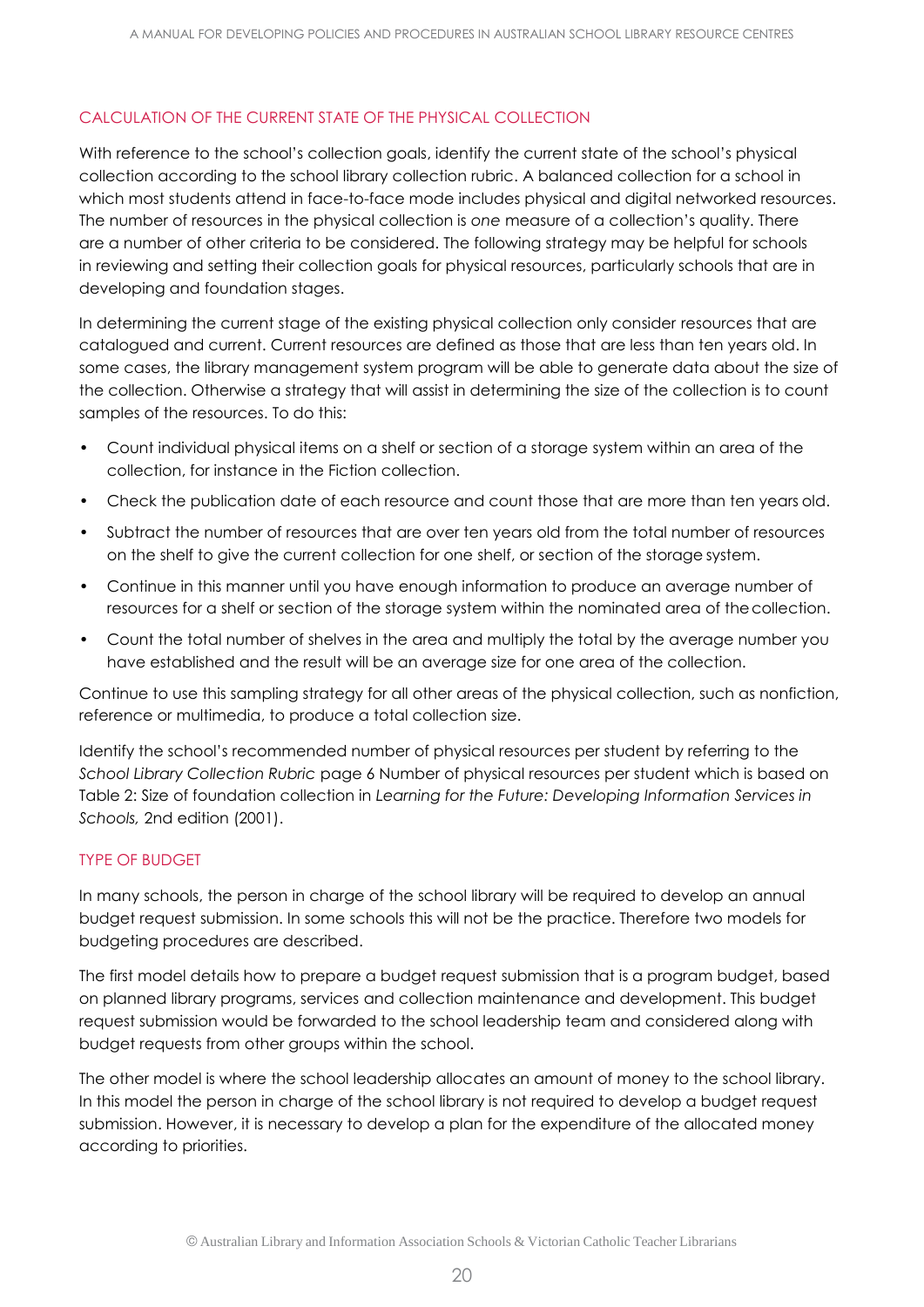## CALCULATION OF THE CURRENT STATE OF THE PHYSICAL COLLECTION

With reference to the school's collection goals, identify the current state of the school's physical collection according to the school library collection rubric. A balanced collection for a school in which most students attend in face-to-face mode includes physical and digital networked resources. The number of resources in the physical collection is *one* measure of a collection's quality. There are a number of other criteria to be considered. The following strategy may be helpful for schools in reviewing and setting their collection goals for physical resources, particularly schools that are in developing and foundation stages.

In determining the current stage of the existing physical collection only consider resources that are catalogued and current. Current resources are defined as those that are less than ten years old. In some cases, the library management system program will be able to generate data about the size of the collection. Otherwise a strategy that will assist in determining the size of the collection is to count samples of the resources. To do this:

- Count individual physical items on a shelf or section of a storage system within an area of the collection, for instance in the Fiction collection.
- Check the publication date of each resource and count those that are more than ten years old.
- Subtract the number of resources that are over ten years old from the total number of resources on the shelf to give the current collection for one shelf, or section of the storage system.
- Continue in this manner until you have enough information to produce an average number of resources for a shelf or section of the storage system within the nominated area of the collection.
- Count the total number of shelves in the area and multiply the total by the average number you have established and the result will be an average size for one area of the collection.

Continue to use this sampling strategy for all other areas of the physical collection, such as nonfiction, reference or multimedia, to produce a total collection size.

Identify the school's recommended number of physical resources per student by referring to the *School Library Collection Rubric* page 6 Number of physical resources per student which is based on Table 2: Size of foundation collection in *Learning for the Future: Developing Information Services in Schools,* 2nd edition (2001).

## TYPE OF BUDGET

In many schools, the person in charge of the school library will be required to develop an annual budget request submission. In some schools this will not be the practice. Therefore two models for budgeting procedures are described.

The first model details how to prepare a budget request submission that is a program budget, based on planned library programs, services and collection maintenance and development. This budget request submission would be forwarded to the school leadership team and considered along with budget requests from other groups within the school.

The other model is where the school leadership allocates an amount of money to the school library. In this model the person in charge of the school library is not required to develop a budget request submission. However, it is necessary to develop a plan for the expenditure of the allocated money according to priorities.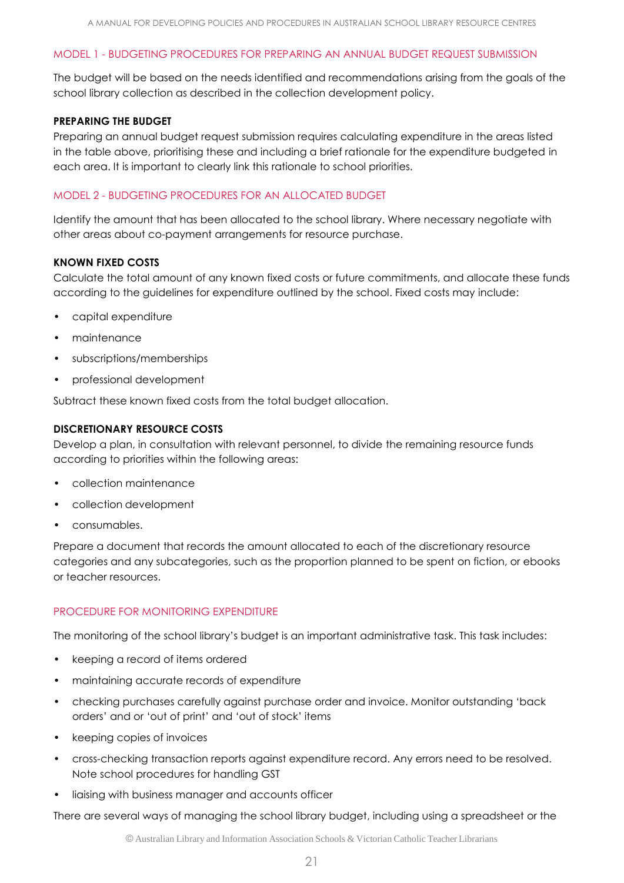## MODEL 1 - BUDGETING PROCEDURES FOR PREPARING AN ANNUAL BUDGET REQUEST SUBMISSION

The budget will be based on the needs identified and recommendations arising from the goals of the school library collection as described in the collection development policy.

**PREPARING THE BUDGET**

Preparing an annual budget request submission requires calculating expenditure in the areas listed in the table above, prioritising these and including a brief rationale for the expenditure budgeted in each area. It is important to clearly link this rationale to school priorities.

## MODEL 2 - BUDGETING PROCEDURES FOR AN ALLOCATED BUDGET

Identify the amount that has been allocated to the school library. Where necessary negotiate with other areas about co-payment arrangements for resource purchase.

**KNOWN FIXED COSTS**

Calculate the total amount of any known fixed costs or future commitments, and allocate these funds according to the guidelines for expenditure outlined by the school. Fixed costs may include:

- capital expenditure
- maintenance
- subscriptions/memberships
- professional development

Subtract these known fixed costs from the total budget allocation.

**DISCRETIONARY RESOURCE COSTS**

Develop a plan, in consultation with relevant personnel, to divide the remaining resource funds according to priorities within the following areas:

- collection maintenance
- collection development
- consumables.

Prepare a document that records the amount allocated to each of the discretionary resource categories and any subcategories, such as the proportion planned to be spent on fiction, or ebooks or teacher resources.

## PROCEDURE FOR MONITORING EXPENDITURE

The monitoring of the school library's budget is an important administrative task. This task includes:

- keeping a record of items ordered
- maintaining accurate records of expenditure
- checking purchases carefully against purchase order and invoice. Monitor outstanding 'back orders' and or 'out of print' and 'out of stock' items
- keeping copies of invoices
- cross-checking transaction reports against expenditure record. Any errors need to be resolved. Note school procedures for handling GST
- liaising with business manager and accounts officer

There are several ways of managing the school library budget, including using a spreadsheet or the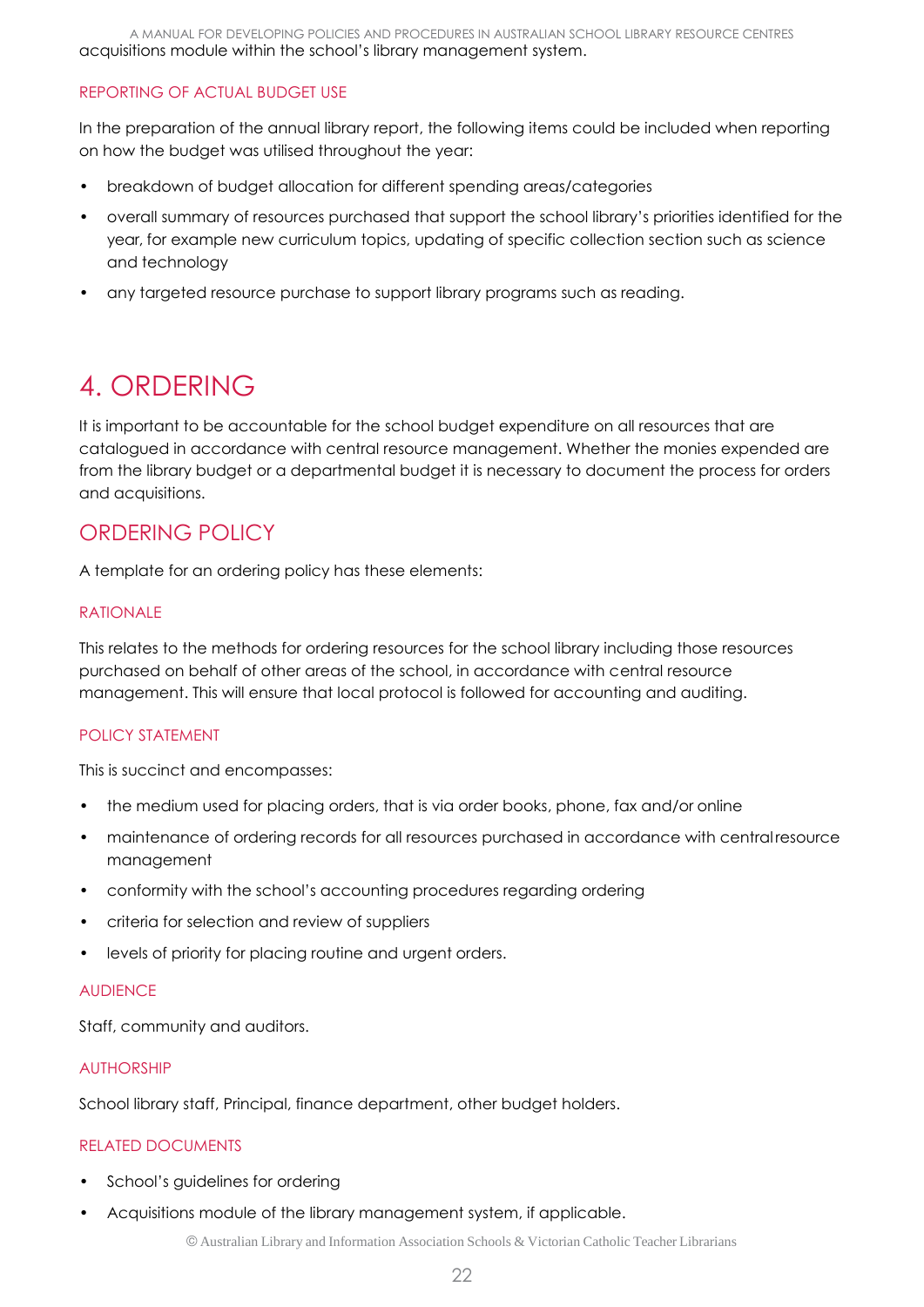acquisitions module within the school's library management system.

#### REPORTING OF ACTUAL BUDGET USE

In the preparation of the annual library report, the following items could be included when reporting on how the budget was utilised throughout the year:

- breakdown of budget allocation for different spending areas/categories
- overall summary of resources purchased that support the school library's priorities identified for the year, for example new curriculum topics, updating of specific collection section such as science and technology
- any targeted resource purchase to support library programs such as reading.

# 4. ORDERING

It is important to be accountable for the school budget expenditure on all resources that are catalogued in accordance with central resource management. Whether the monies expended are from the library budget or a departmental budget it is necessary to document the process for orders and acquisitions.

## ORDERING POLICY

A template for an ordering policy has these elements:

#### RATIONALE

This relates to the methods for ordering resources for the school library including those resources purchased on behalf of other areas of the school, in accordance with central resource management. This will ensure that local protocol is followed for accounting and auditing.

#### POLICY STATEMENT

This is succinct and encompasses:

- the medium used for placing orders, that is via order books, phone, fax and/or online
- maintenance of ordering records for all resources purchased in accordance with central resource management
- conformity with the school's accounting procedures regarding ordering
- criteria for selection and review of suppliers
- levels of priority for placing routine and urgent orders.

#### AUDIENCE

Staff, community and auditors.

#### AUTHORSHIP

School library staff, Principal, finance department, other budget holders.

#### RELATED DOCUMENTS

- School's guidelines for ordering
- Acquisitions module of the library management system, if applicable.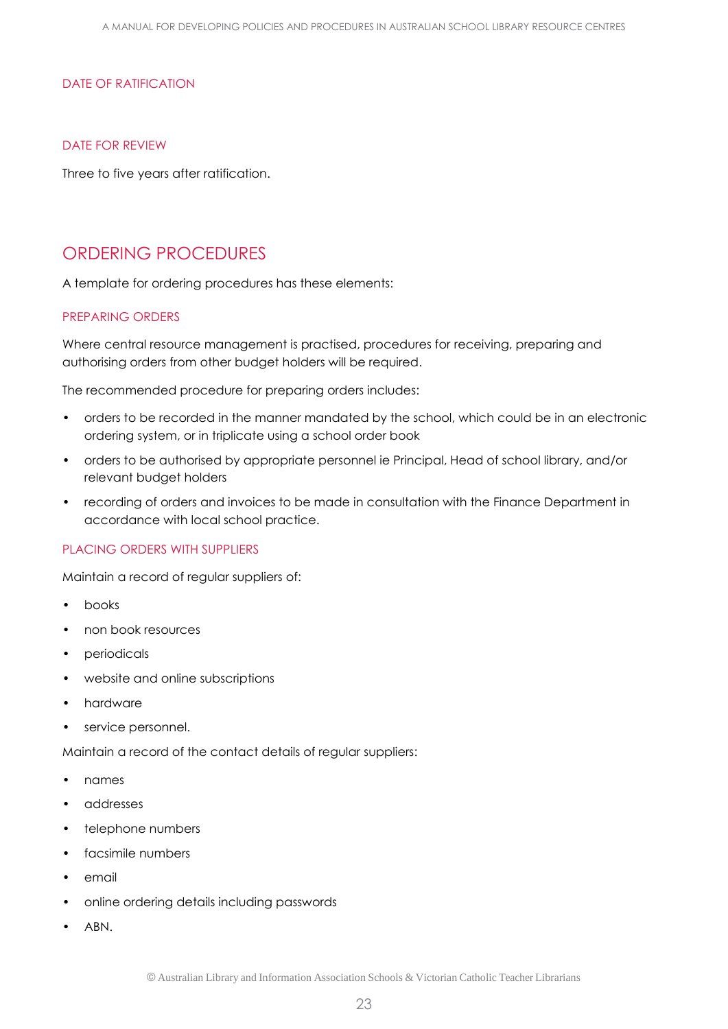### DATE OF RATIFICATION

### DATE FOR REVIEW

Three to five years after ratification.

## ORDERING PROCEDURES

A template for ordering procedures has these elements:

### PREPARING ORDERS

Where central resource management is practised, procedures for receiving, preparing and authorising orders from other budget holders will be required.

The recommended procedure for preparing orders includes:

- orders to be recorded in the manner mandated by the school, which could be in an electronic ordering system, or in triplicate using a school order book
- orders to be authorised by appropriate personnel ie Principal, Head of school library, and/or relevant budget holders
- recording of orders and invoices to be made in consultation with the Finance Department in accordance with local school practice.

### PLACING ORDERS WITH SUPPLIERS

Maintain a record of regular suppliers of:

- books
- non book resources
- periodicals
- website and online subscriptions
- hardware
- service personnel.

Maintain a record of the contact details of regular suppliers:

- names
- addresses
- telephone numbers
- facsimile numbers
- email
- online ordering details including passwords
- ABN.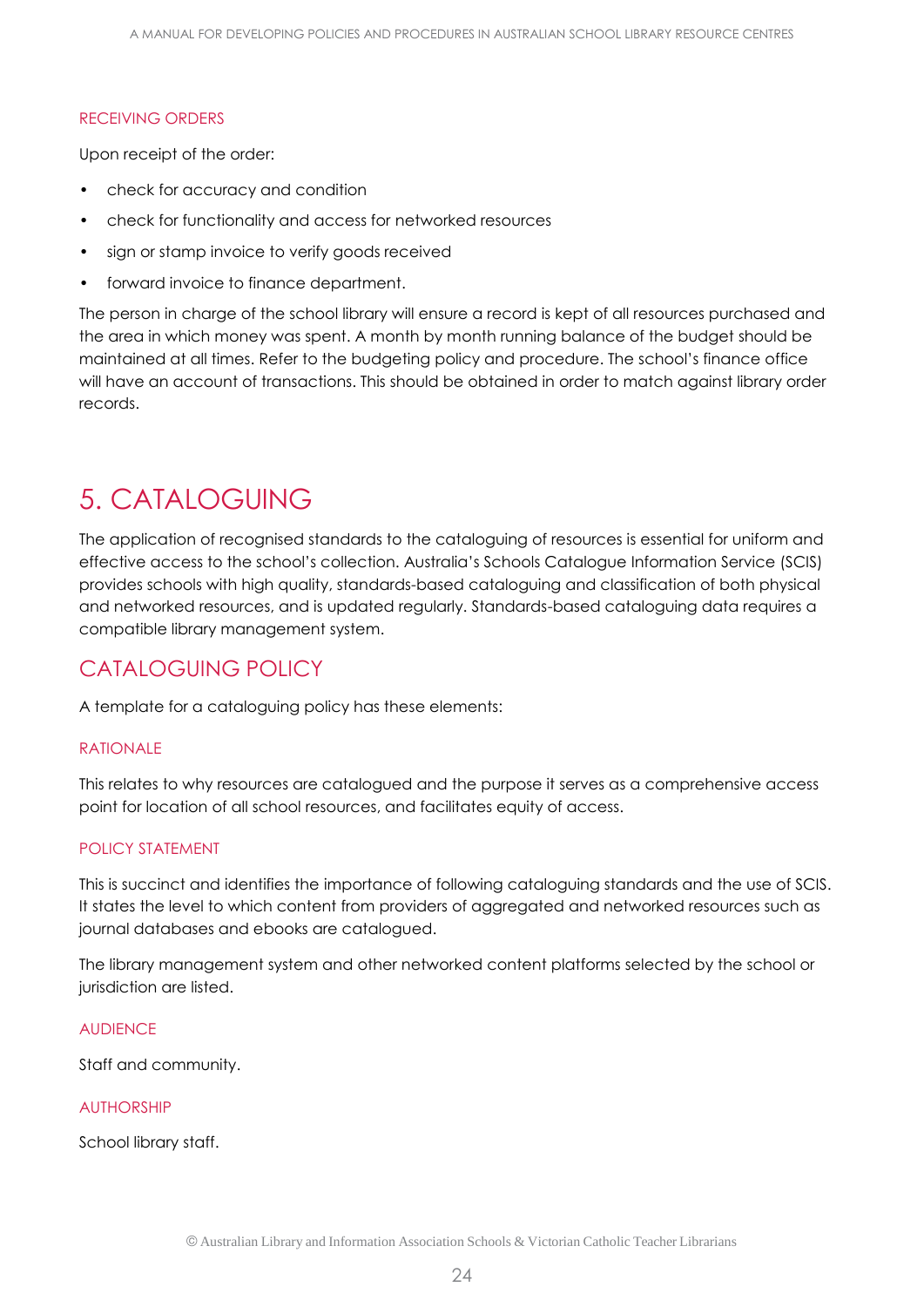### RECEIVING ORDERS

Upon receipt of the order:

- check for accuracy and condition
- check for functionality and access for networked resources
- sign or stamp invoice to verify goods received
- forward invoice to finance department.

The person in charge of the school library will ensure a record is kept of all resources purchased and the area in which money was spent. A month by month running balance of the budget should be maintained at all times. Refer to the budgeting policy and procedure. The school's finance office will have an account of transactions. This should be obtained in order to match against library order records.

# 5. CATALOGUING

The application of recognised standards to the cataloguing of resources is essential for uniform and effective access to the school's collection. Australia's Schools Catalogue Information Service (SCIS) provides schools with high quality, standards-based cataloguing and classification of both physical and networked resources, and is updated regularly. Standards-based cataloguing data requires a compatible library management system.

## CATALOGUING POLICY

A template for a cataloguing policy has these elements:

### RATIONALE

This relates to why resources are catalogued and the purpose it serves as a comprehensive access point for location of all school resources, and facilitates equity of access.

### POLICY STATEMENT

This is succinct and identifies the importance of following cataloguing standards and the use of SCIS. It states the level to which content from providers of aggregated and networked resources such as journal databases and ebooks are catalogued.

The library management system and other networked content platforms selected by the school or jurisdiction are listed.

### AUDIENCE

Staff and community.

### AUTHORSHIP

School library staff.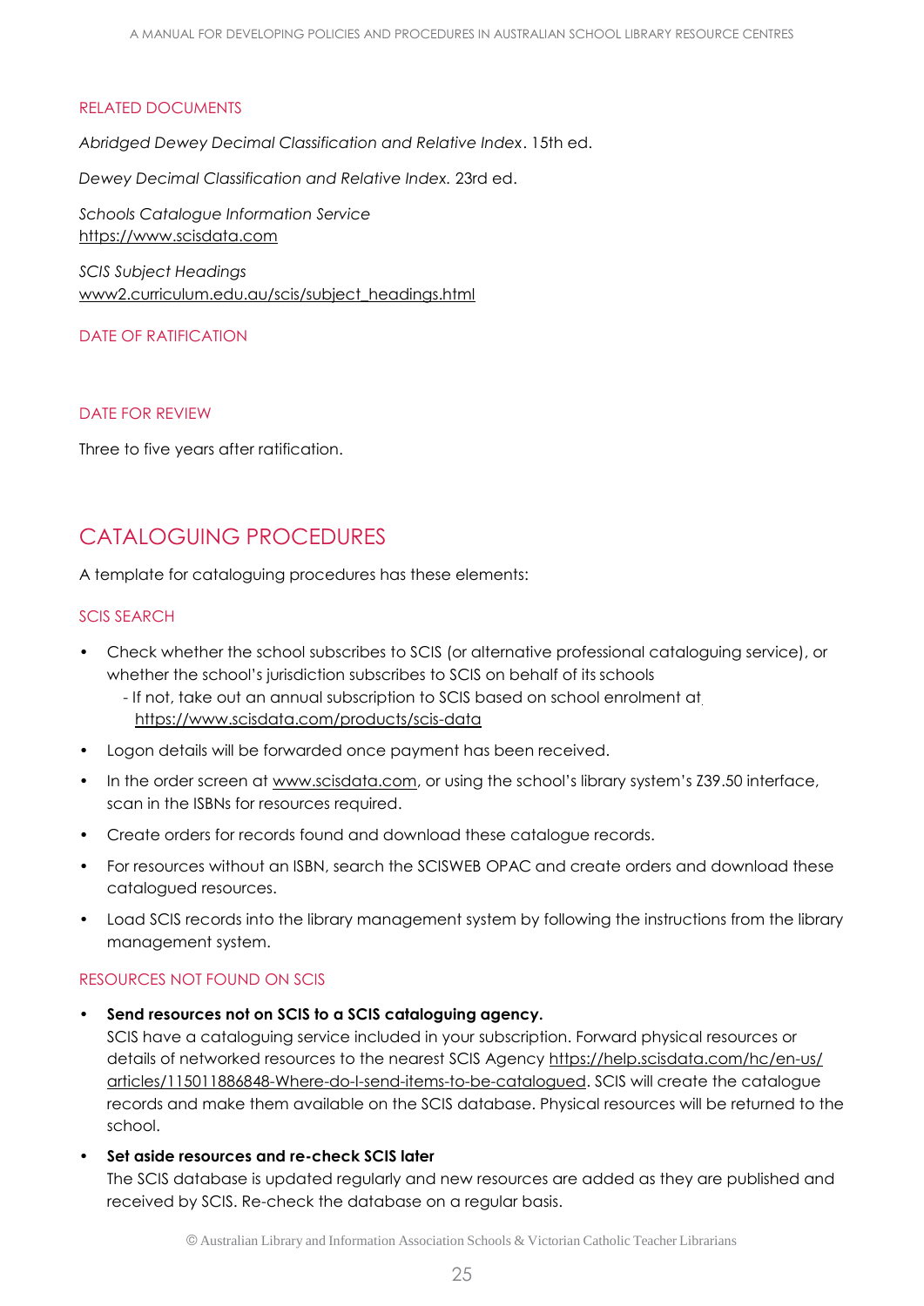### RELATED DOCUMENTS

*Abridged Dewey Decimal Classification and Relative Index*. 15th ed.

*Dewey Decimal Classification and Relative Index.* 23rd ed.

*Schools Catalogue Information Service*
https://www.scisdata.com

*SCIS Subject Headings*
www2.curriculum.edu.au/scis/subject_headings.html

### DATE OF RATIFICATION

### DATE FOR REVIEW

Three to five years after ratification.

## CATALOGUING PROCEDURES

A template for cataloguing procedures has these elements:

### SCIS SEARCH

- Check whether the school subscribes to SCIS (or alternative professional cataloguing service), or whether the school's jurisdiction subscribes to SCIS on behalf of its schools
  - If not, take out an annual subscription to SCIS based on school enrolment at https://www.scisdata.com/products/scis-data
- Logon details will be forwarded once payment has been received.
- In the order screen at www.scisdata.com, or using the school's library system's Z39.50 interface, scan in the ISBNs for resources required.
- Create orders for records found and download these catalogue records.
- For resources without an ISBN, search the SCISWEB OPAC and create orders and download these catalogued resources.
- Load SCIS records into the library management system by following the instructions from the library management system.

### RESOURCES NOT FOUND ON SCIS

- **Send resources not on SCIS to a SCIS cataloguing agency.**
  SCIS have a cataloguing service included in your subscription. Forward physical resources or details of networked resources to the nearest SCIS Agency https://help.scisdata.com/hc/en-us/articles/115011886848-Where-do-I-send-items-to-be-catalogued. SCIS will create the catalogue records and make them available on the SCIS database. Physical resources will be returned to the school.
- **Set aside resources and re-check SCIS later**
  The SCIS database is updated regularly and new resources are added as they are published and received by SCIS. Re-check the database on a regular basis.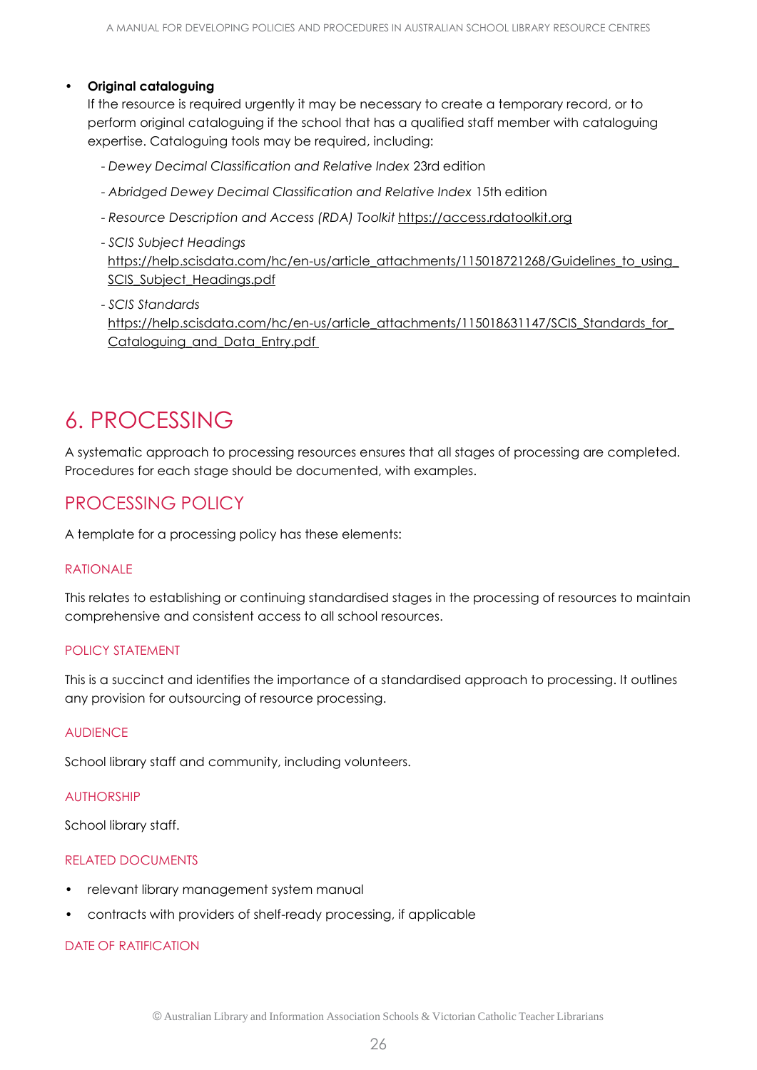- **Original cataloguing**
  If the resource is required urgently it may be necessary to create a temporary record, or to perform original cataloguing if the school that has a qualified staff member with cataloguing expertise. Cataloguing tools may be required, including:
  - *Dewey Decimal Classification and Relative Index* 23rd edition
  - *Abridged Dewey Decimal Classification and Relative Index* 15th edition
  - *Resource Description and Access (RDA) Toolkit* https://access.rdatoolkit.org
  - *SCIS Subject Headings* https://help.scisdata.com/hc/en-us/article_attachments/115018721268/Guidelines_to_using_SCIS_Subject_Headings.pdf
  - *SCIS Standards* https://help.scisdata.com/hc/en-us/article_attachments/115018631147/SCIS_Standards_for_Cataloguing_and_Data_Entry.pdf

# 6. PROCESSING

A systematic approach to processing resources ensures that all stages of processing are completed. Procedures for each stage should be documented, with examples.

## PROCESSING POLICY

A template for a processing policy has these elements:

### RATIONALE

This relates to establishing or continuing standardised stages in the processing of resources to maintain comprehensive and consistent access to all school resources.

### POLICY STATEMENT

This is a succinct and identifies the importance of a standardised approach to processing. It outlines any provision for outsourcing of resource processing.

### AUDIENCE

School library staff and community, including volunteers.

### AUTHORSHIP

School library staff.

### RELATED DOCUMENTS

- relevant library management system manual
- contracts with providers of shelf-ready processing, if applicable

### DATE OF RATIFICATION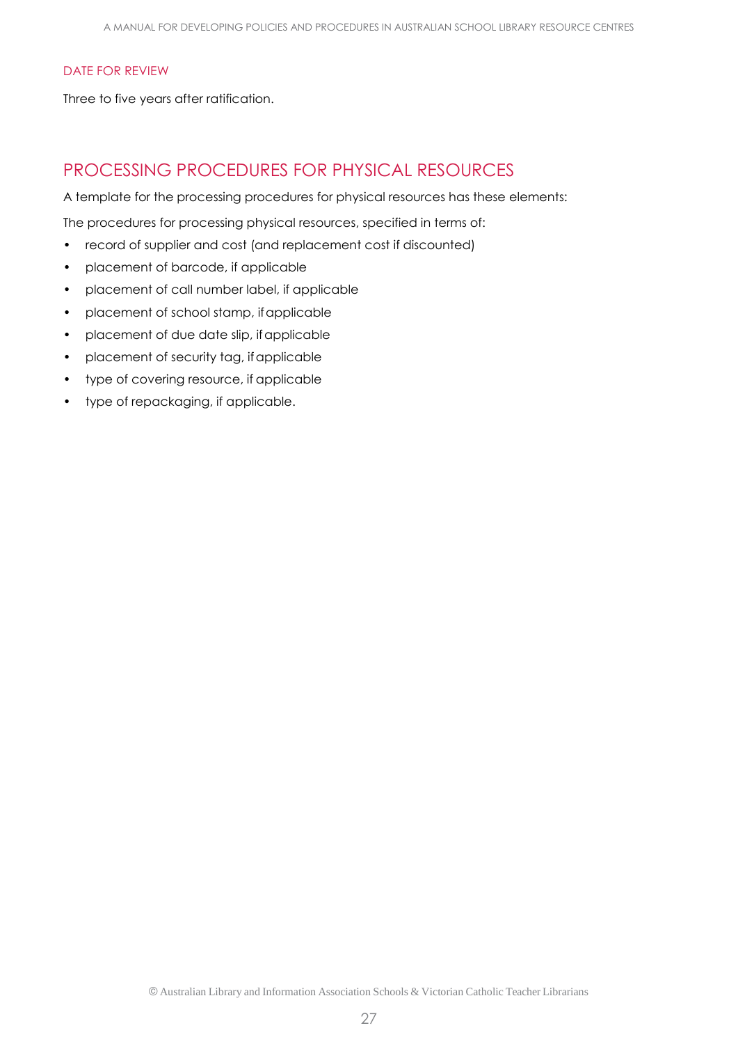### DATE FOR REVIEW

Three to five years after ratification.

## PROCESSING PROCEDURES FOR PHYSICAL RESOURCES

A template for the processing procedures for physical resources has these elements:

The procedures for processing physical resources, specified in terms of:

- record of supplier and cost (and replacement cost if discounted)
- placement of barcode, if applicable
- placement of call number label, if applicable
- placement of school stamp, if applicable
- placement of due date slip, if applicable
- placement of security tag, if applicable
- type of covering resource, if applicable
- type of repackaging, if applicable.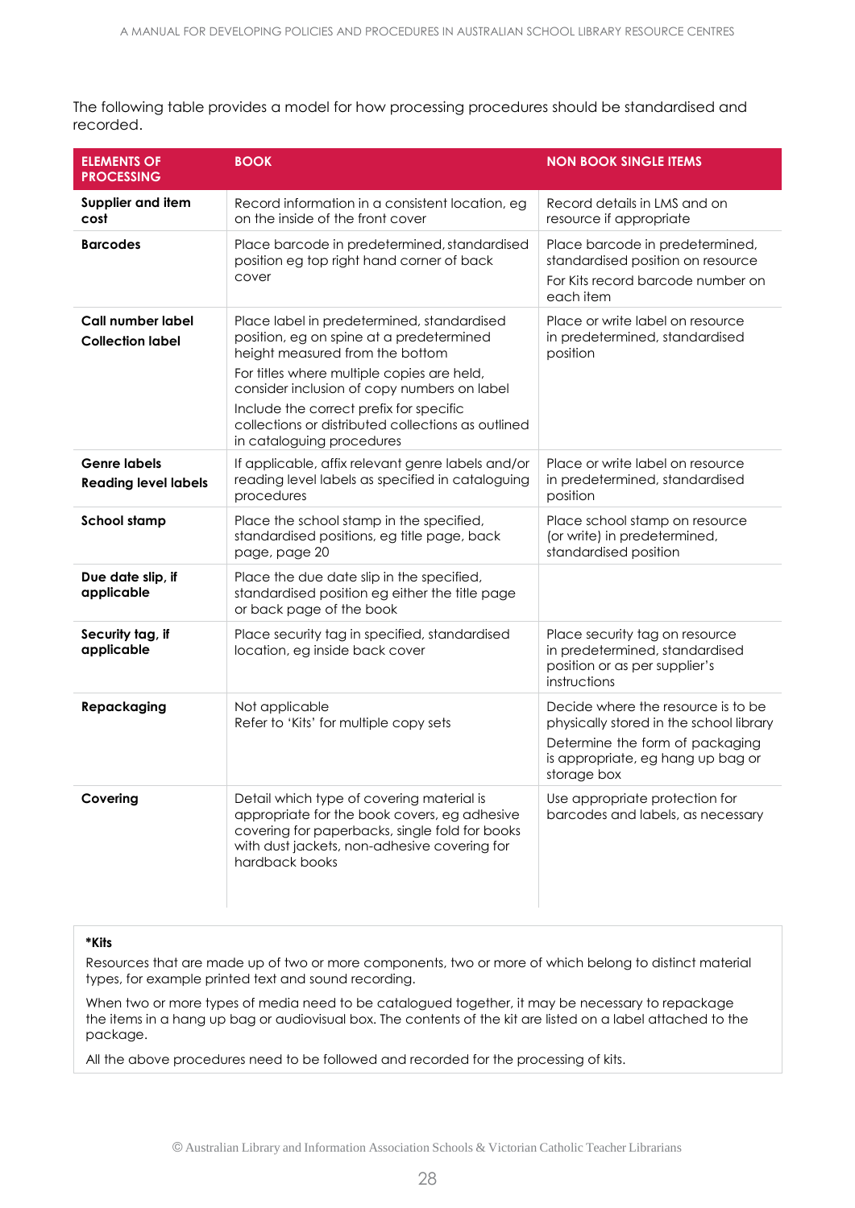The following table provides a model for how processing procedures should be standardised and recorded.

| ELEMENTS OF PROCESSING | BOOK | NON BOOK SINGLE ITEMS |
|---|---|---|
| **Supplier and item cost** | Record information in a consistent location, eg on the inside of the front cover | Record details in LMS and on resource if appropriate |
| **Barcodes** | Place barcode in predetermined, standardised position eg top right hand corner of back cover | Place barcode in predetermined, standardised position on resource<br>For Kits record barcode number on each item |
| **Call number label**<br>**Collection label** | Place label in predetermined, standardised position, eg on spine at a predetermined height measured from the bottom<br>For titles where multiple copies are held, consider inclusion of copy numbers on label<br>Include the correct prefix for specific collections or distributed collections as outlined in cataloguing procedures | Place or write label on resource in predetermined, standardised position |
| **Genre labels**<br>**Reading level labels** | If applicable, affix relevant genre labels and/or reading level labels as specified in cataloguing procedures | Place or write label on resource in predetermined, standardised position |
| **School stamp** | Place the school stamp in the specified, standardised positions, eg title page, back page, page 20 | Place school stamp on resource (or write) in predetermined, standardised position |
| **Due date slip, if applicable** | Place the due date slip in the specified, standardised position eg either the title page or back page of the book | |
| **Security tag, if applicable** | Place security tag in specified, standardised location, eg inside back cover | Place security tag on resource in predetermined, standardised position or as per supplier's instructions |
| **Repackaging** | Not applicable<br>Refer to 'Kits' for multiple copy sets | Decide where the resource is to be physically stored in the school library<br>Determine the form of packaging is appropriate, eg hang up bag or storage box |
| **Covering** | Detail which type of covering material is appropriate for the book covers, eg adhesive covering for paperbacks, single fold for books with dust jackets, non-adhesive covering for hardback books | Use appropriate protection for barcodes and labels, as necessary |

**\*Kits**

Resources that are made up of two or more components, two or more of which belong to distinct material types, for example printed text and sound recording.

When two or more types of media need to be catalogued together, it may be necessary to repackage the items in a hang up bag or audiovisual box. The contents of the kit are listed on a label attached to the package.

All the above procedures need to be followed and recorded for the processing of kits.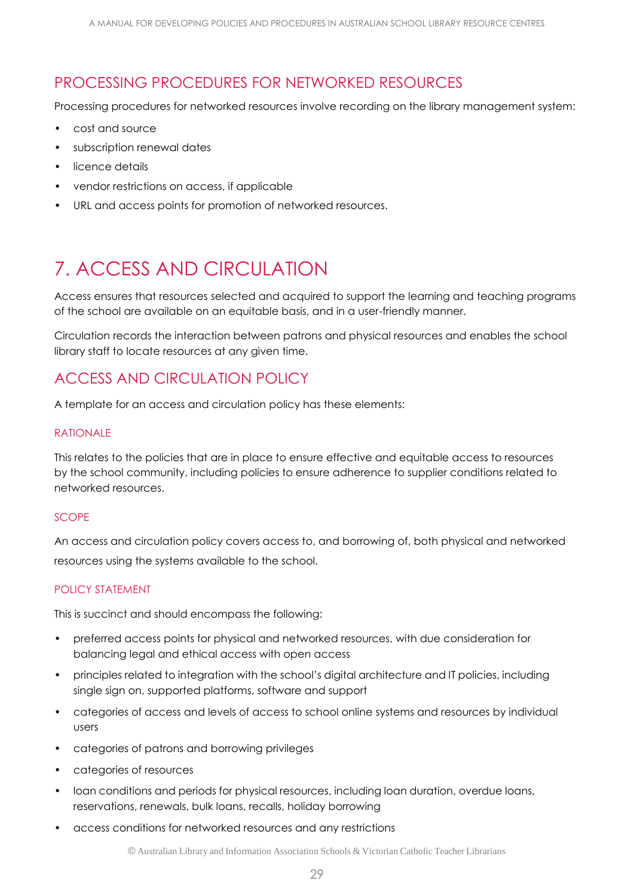## PROCESSING PROCEDURES FOR NETWORKED RESOURCES

Processing procedures for networked resources involve recording on the library management system:

- cost and source
- subscription renewal dates
- licence details
- vendor restrictions on access, if applicable
- URL and access points for promotion of networked resources.

# 7. ACCESS AND CIRCULATION

Access ensures that resources selected and acquired to support the learning and teaching programs of the school are available on an equitable basis, and in a user-friendly manner.

Circulation records the interaction between patrons and physical resources and enables the school library staff to locate resources at any given time.

## ACCESS AND CIRCULATION POLICY

A template for an access and circulation policy has these elements:

### RATIONALE

This relates to the policies that are in place to ensure effective and equitable access to resources by the school community, including policies to ensure adherence to supplier conditions related to networked resources.

### SCOPE

An access and circulation policy covers access to, and borrowing of, both physical and networked resources using the systems available to the school.

### POLICY STATEMENT

This is succinct and should encompass the following:

- preferred access points for physical and networked resources, with due consideration for balancing legal and ethical access with open access
- principles related to integration with the school's digital architecture and IT policies, including single sign on, supported platforms, software and support
- categories of access and levels of access to school online systems and resources by individual users
- categories of patrons and borrowing privileges
- categories of resources
- loan conditions and periods for physical resources, including loan duration, overdue loans, reservations, renewals, bulk loans, recalls, holiday borrowing
- access conditions for networked resources and any restrictions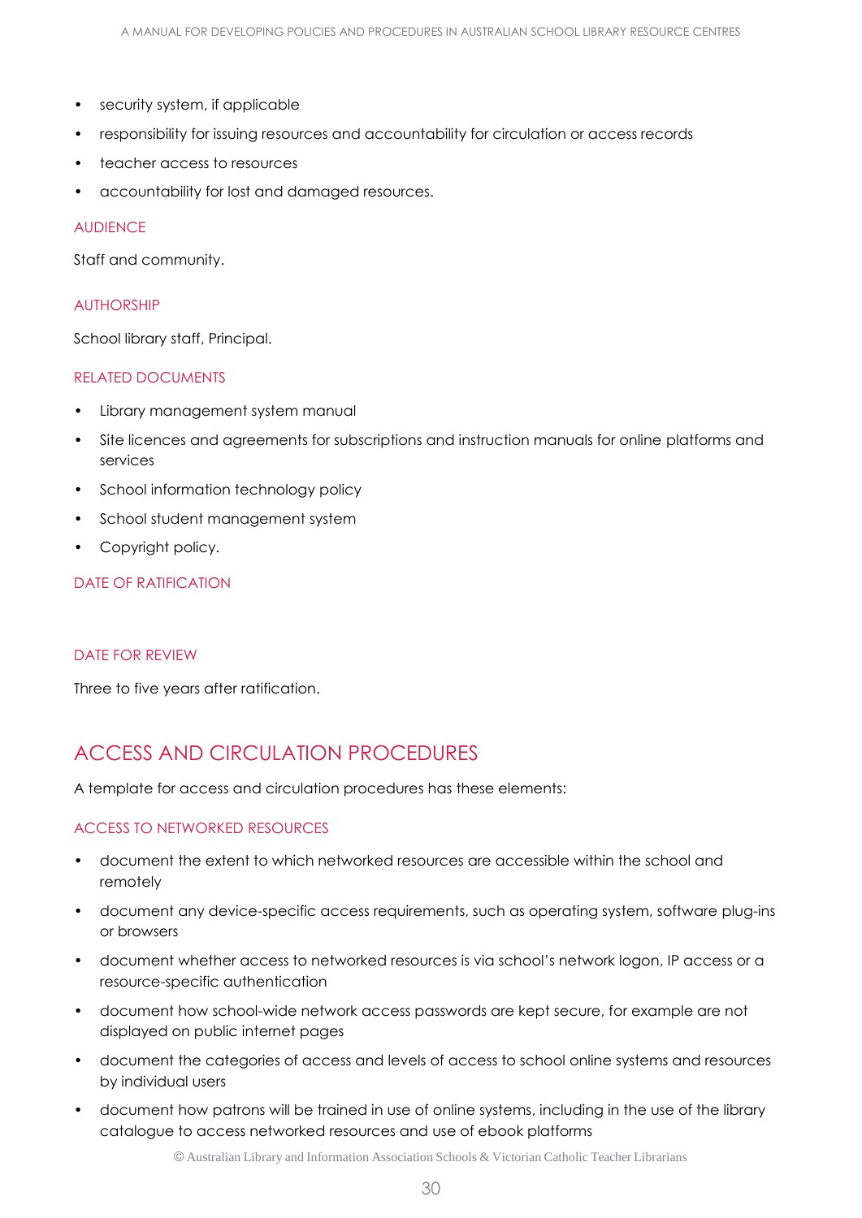- security system, if applicable
- responsibility for issuing resources and accountability for circulation or access records
- teacher access to resources
- accountability for lost and damaged resources.

### AUDIENCE

Staff and community.

### AUTHORSHIP

School library staff, Principal.

### RELATED DOCUMENTS

- Library management system manual
- Site licences and agreements for subscriptions and instruction manuals for online platforms and services
- School information technology policy
- School student management system
- Copyright policy.

### DATE OF RATIFICATION

### DATE FOR REVIEW

Three to five years after ratification.

## ACCESS AND CIRCULATION PROCEDURES

A template for access and circulation procedures has these elements:

### ACCESS TO NETWORKED RESOURCES

- document the extent to which networked resources are accessible within the school and remotely
- document any device-specific access requirements, such as operating system, software plug-ins or browsers
- document whether access to networked resources is via school's network logon, IP access or a resource-specific authentication
- document how school-wide network access passwords are kept secure, for example are not displayed on public internet pages
- document the categories of access and levels of access to school online systems and resources by individual users
- document how patrons will be trained in use of online systems, including in the use of the library catalogue to access networked resources and use of ebook platforms

© Australian Library and Information Association Schools & Victorian Catholic Teacher Librarians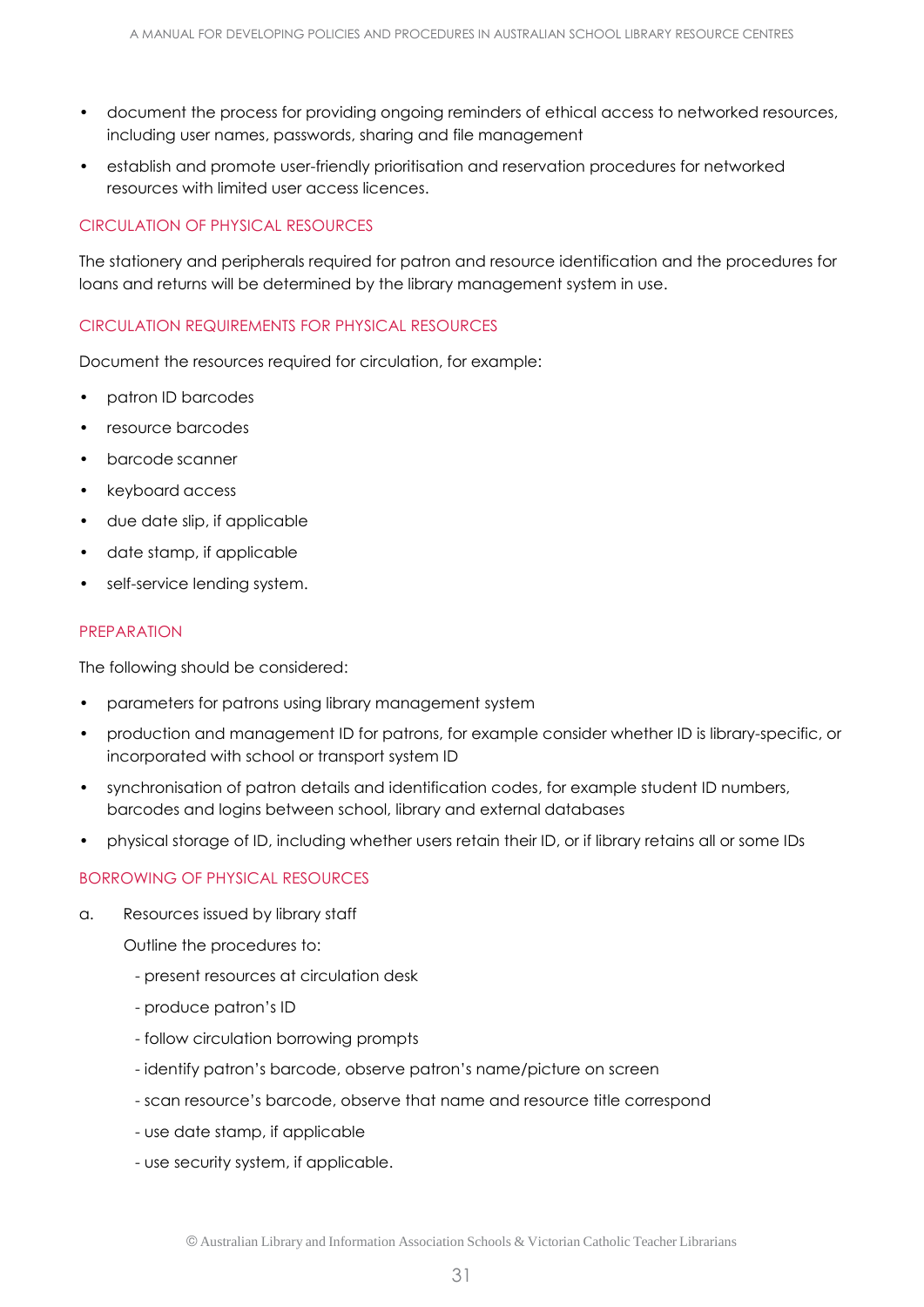- document the process for providing ongoing reminders of ethical access to networked resources, including user names, passwords, sharing and file management
- establish and promote user-friendly prioritisation and reservation procedures for networked resources with limited user access licences.

### CIRCULATION OF PHYSICAL RESOURCES

The stationery and peripherals required for patron and resource identification and the procedures for loans and returns will be determined by the library management system in use.

### CIRCULATION REQUIREMENTS FOR PHYSICAL RESOURCES

Document the resources required for circulation, for example:

- patron ID barcodes
- resource barcodes
- barcode scanner
- keyboard access
- due date slip, if applicable
- date stamp, if applicable
- self-service lending system.

### PREPARATION

The following should be considered:

- parameters for patrons using library management system
- production and management ID for patrons, for example consider whether ID is library-specific, or incorporated with school or transport system ID
- synchronisation of patron details and identification codes, for example student ID numbers, barcodes and logins between school, library and external databases
- physical storage of ID, including whether users retain their ID, or if library retains all or some IDs

### BORROWING OF PHYSICAL RESOURCES

a. Resources issued by library staff

   Outline the procedures to:

   - present resources at circulation desk
   - produce patron's ID
   - follow circulation borrowing prompts
   - identify patron's barcode, observe patron's name/picture on screen
   - scan resource's barcode, observe that name and resource title correspond
   - use date stamp, if applicable
   - use security system, if applicable.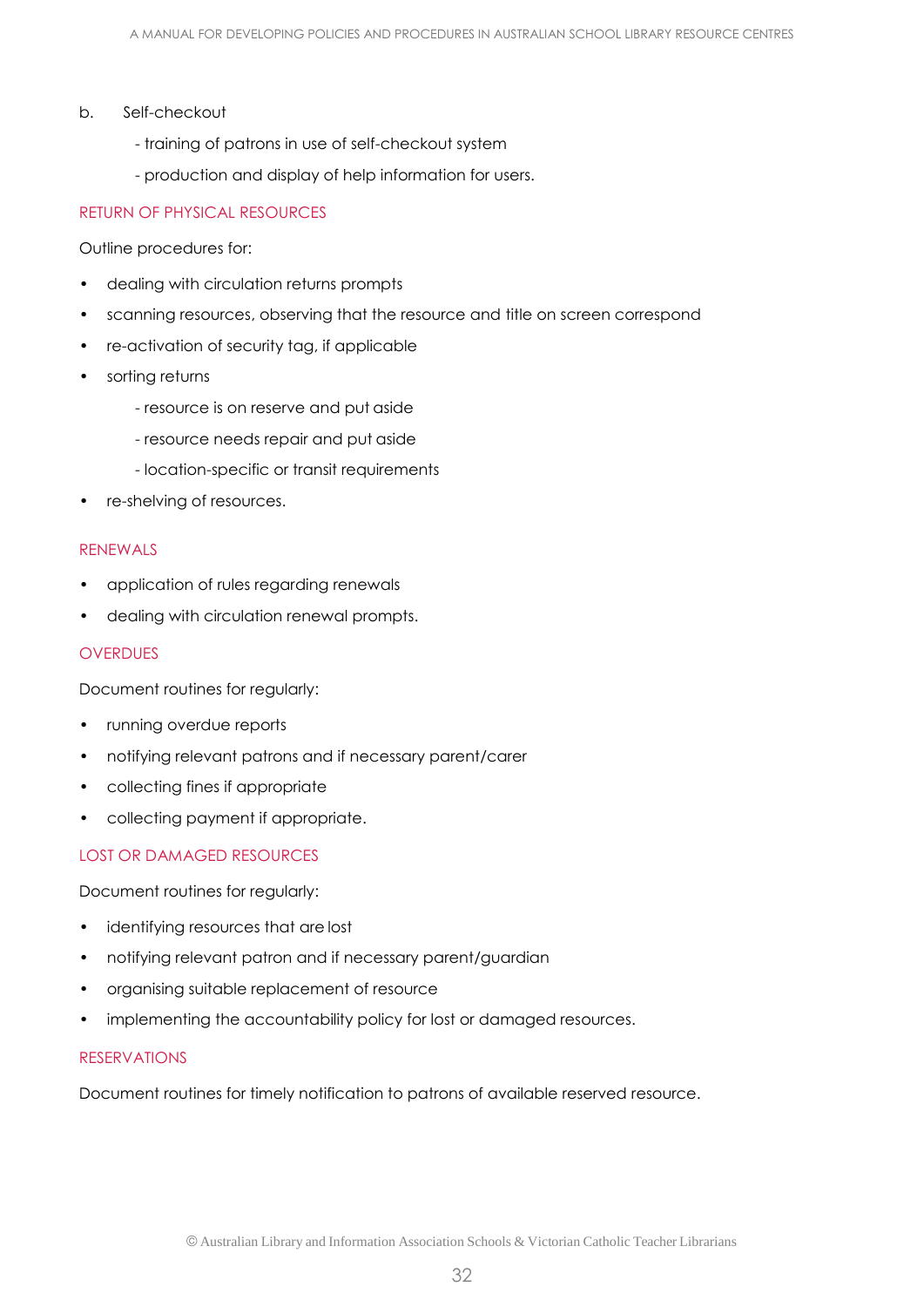b. Self-checkout

- training of patrons in use of self-checkout system
- production and display of help information for users.

### RETURN OF PHYSICAL RESOURCES

Outline procedures for:

- dealing with circulation returns prompts
- scanning resources, observing that the resource and title on screen correspond
- re-activation of security tag, if applicable
- sorting returns
    - resource is on reserve and put aside
    - resource needs repair and put aside
    - location-specific or transit requirements
- re-shelving of resources.

### RENEWALS

- application of rules regarding renewals
- dealing with circulation renewal prompts.

### OVERDUES

Document routines for regularly:

- running overdue reports
- notifying relevant patrons and if necessary parent/carer
- collecting fines if appropriate
- collecting payment if appropriate.

### LOST OR DAMAGED RESOURCES

Document routines for regularly:

- identifying resources that are lost
- notifying relevant patron and if necessary parent/guardian
- organising suitable replacement of resource
- implementing the accountability policy for lost or damaged resources.

### RESERVATIONS

Document routines for timely notification to patrons of available reserved resource.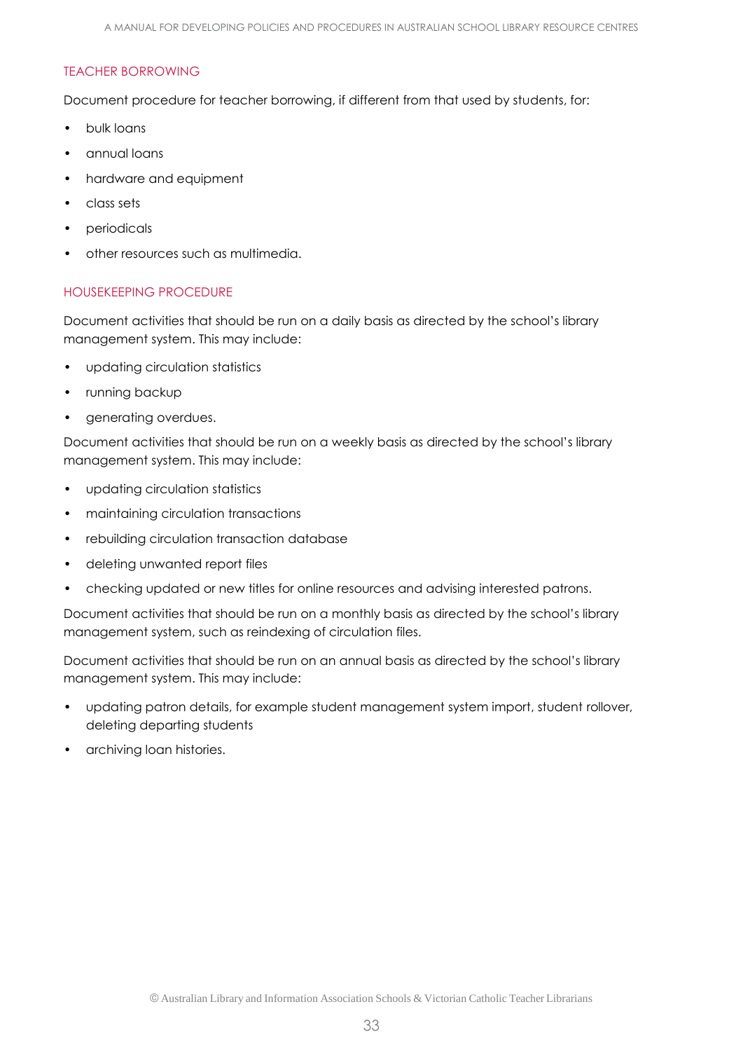### TEACHER BORROWING

Document procedure for teacher borrowing, if different from that used by students, for:

- bulk loans
- annual loans
- hardware and equipment
- class sets
- periodicals
- other resources such as multimedia.

### HOUSEKEEPING PROCEDURE

Document activities that should be run on a daily basis as directed by the school's library management system. This may include:

- updating circulation statistics
- running backup
- generating overdues.

Document activities that should be run on a weekly basis as directed by the school's library management system. This may include:

- updating circulation statistics
- maintaining circulation transactions
- rebuilding circulation transaction database
- deleting unwanted report files
- checking updated or new titles for online resources and advising interested patrons.

Document activities that should be run on a monthly basis as directed by the school's library management system, such as reindexing of circulation files.

Document activities that should be run on an annual basis as directed by the school's library management system. This may include:

- updating patron details, for example student management system import, student rollover, deleting departing students
- archiving loan histories.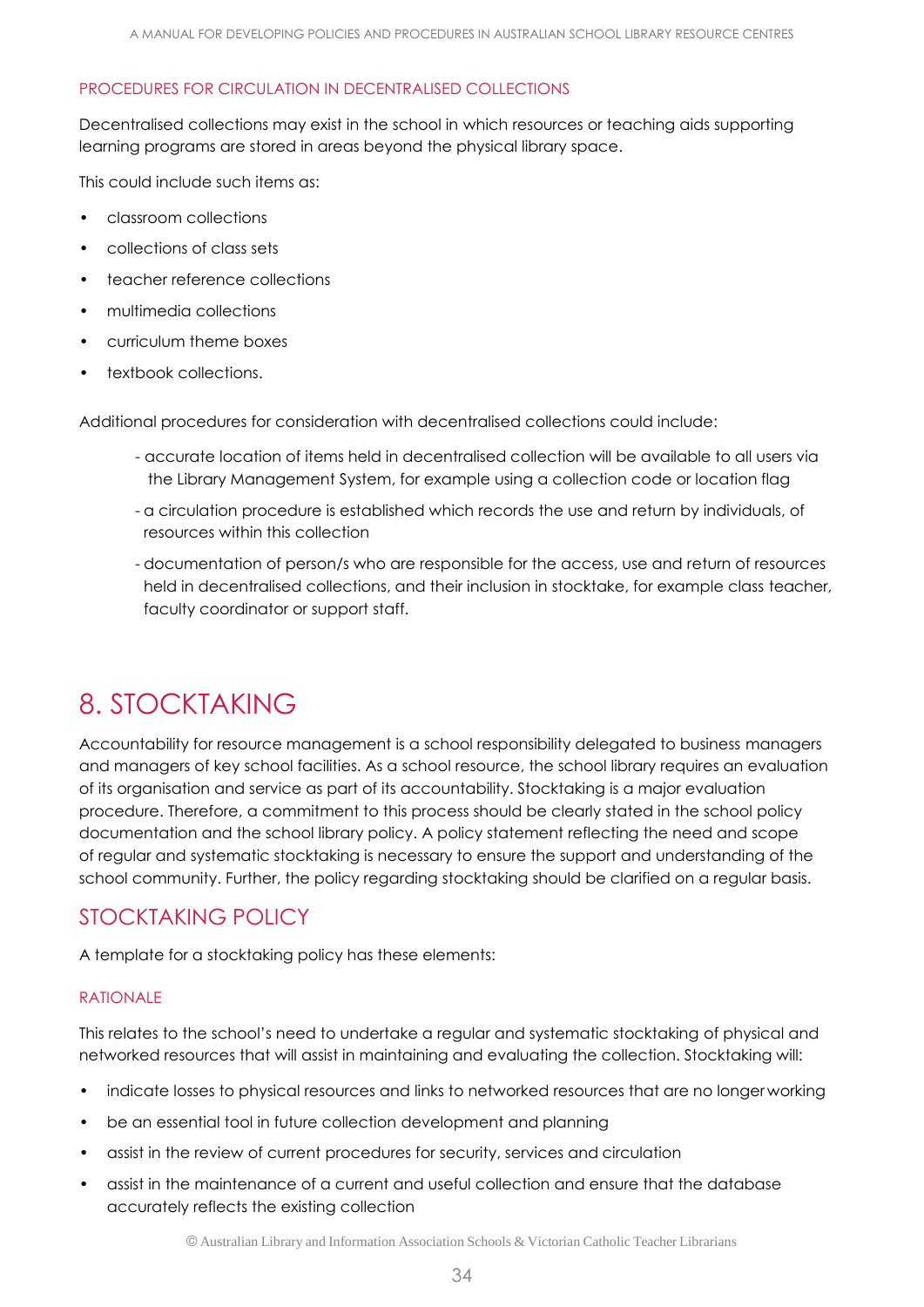### PROCEDURES FOR CIRCULATION IN DECENTRALISED COLLECTIONS

Decentralised collections may exist in the school in which resources or teaching aids supporting learning programs are stored in areas beyond the physical library space.

This could include such items as:

- classroom collections
- collections of class sets
- teacher reference collections
- multimedia collections
- curriculum theme boxes
- textbook collections.

Additional procedures for consideration with decentralised collections could include:

- accurate location of items held in decentralised collection will be available to all users via the Library Management System, for example using a collection code or location flag
- a circulation procedure is established which records the use and return by individuals, of resources within this collection
- documentation of person/s who are responsible for the access, use and return of resources held in decentralised collections, and their inclusion in stocktake, for example class teacher, faculty coordinator or support staff.

# 8. STOCKTAKING

Accountability for resource management is a school responsibility delegated to business managers and managers of key school facilities. As a school resource, the school library requires an evaluation of its organisation and service as part of its accountability. Stocktaking is a major evaluation procedure. Therefore, a commitment to this process should be clearly stated in the school policy documentation and the school library policy. A policy statement reflecting the need and scope of regular and systematic stocktaking is necessary to ensure the support and understanding of the school community. Further, the policy regarding stocktaking should be clarified on a regular basis.

## STOCKTAKING POLICY

A template for a stocktaking policy has these elements:

### RATIONALE

This relates to the school's need to undertake a regular and systematic stocktaking of physical and networked resources that will assist in maintaining and evaluating the collection. Stocktaking will:

- indicate losses to physical resources and links to networked resources that are no longer working
- be an essential tool in future collection development and planning
- assist in the review of current procedures for security, services and circulation
- assist in the maintenance of a current and useful collection and ensure that the database accurately reflects the existing collection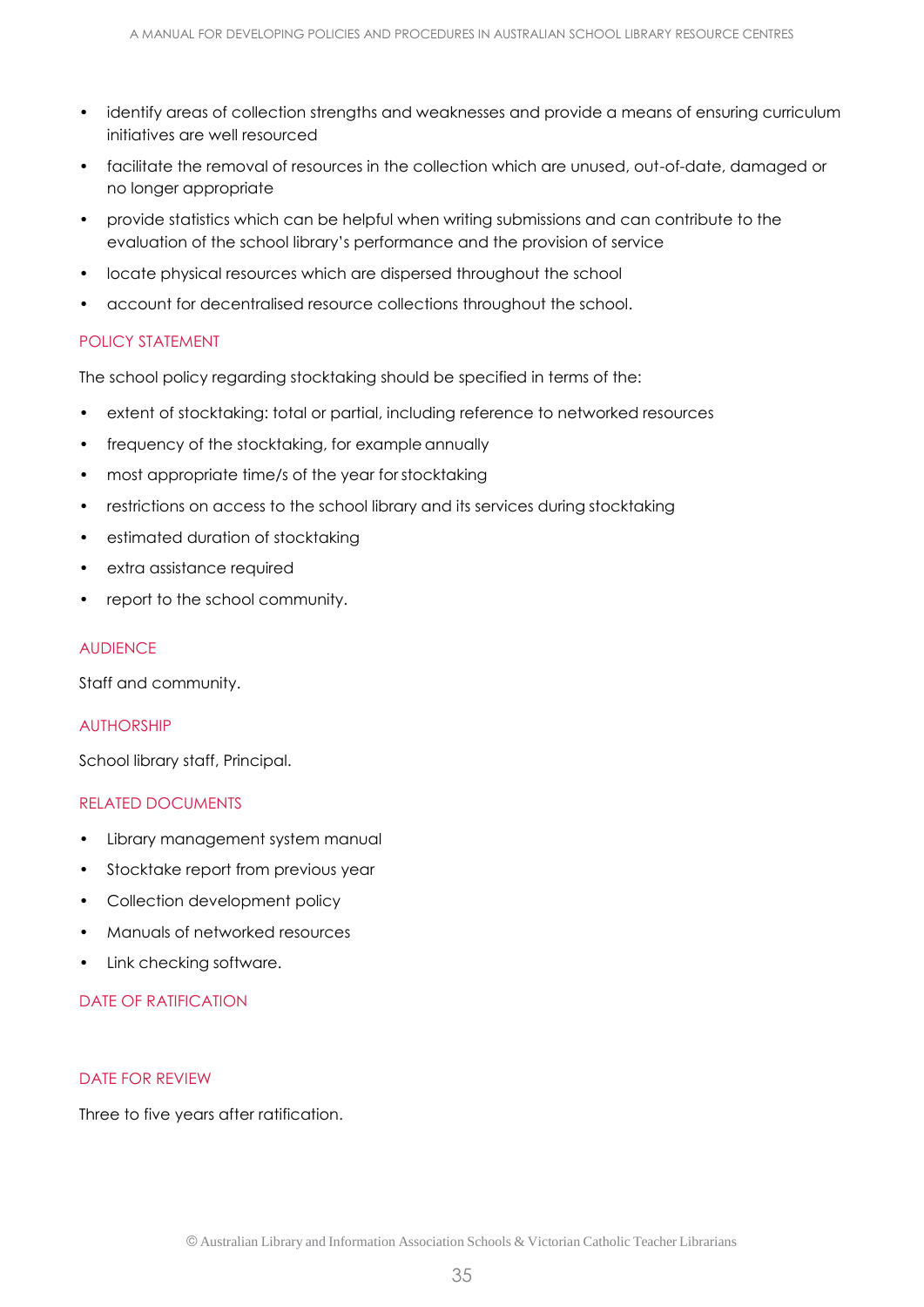- identify areas of collection strengths and weaknesses and provide a means of ensuring curriculum initiatives are well resourced
- facilitate the removal of resources in the collection which are unused, out-of-date, damaged or no longer appropriate
- provide statistics which can be helpful when writing submissions and can contribute to the evaluation of the school library's performance and the provision of service
- locate physical resources which are dispersed throughout the school
- account for decentralised resource collections throughout the school.

## POLICY STATEMENT

The school policy regarding stocktaking should be specified in terms of the:

- extent of stocktaking: total or partial, including reference to networked resources
- frequency of the stocktaking, for example annually
- most appropriate time/s of the year for stocktaking
- restrictions on access to the school library and its services during stocktaking
- estimated duration of stocktaking
- extra assistance required
- report to the school community.

## AUDIENCE

Staff and community.

## AUTHORSHIP

School library staff, Principal.

## RELATED DOCUMENTS

- Library management system manual
- Stocktake report from previous year
- Collection development policy
- Manuals of networked resources
- Link checking software.

## DATE OF RATIFICATION

## DATE FOR REVIEW

Three to five years after ratification.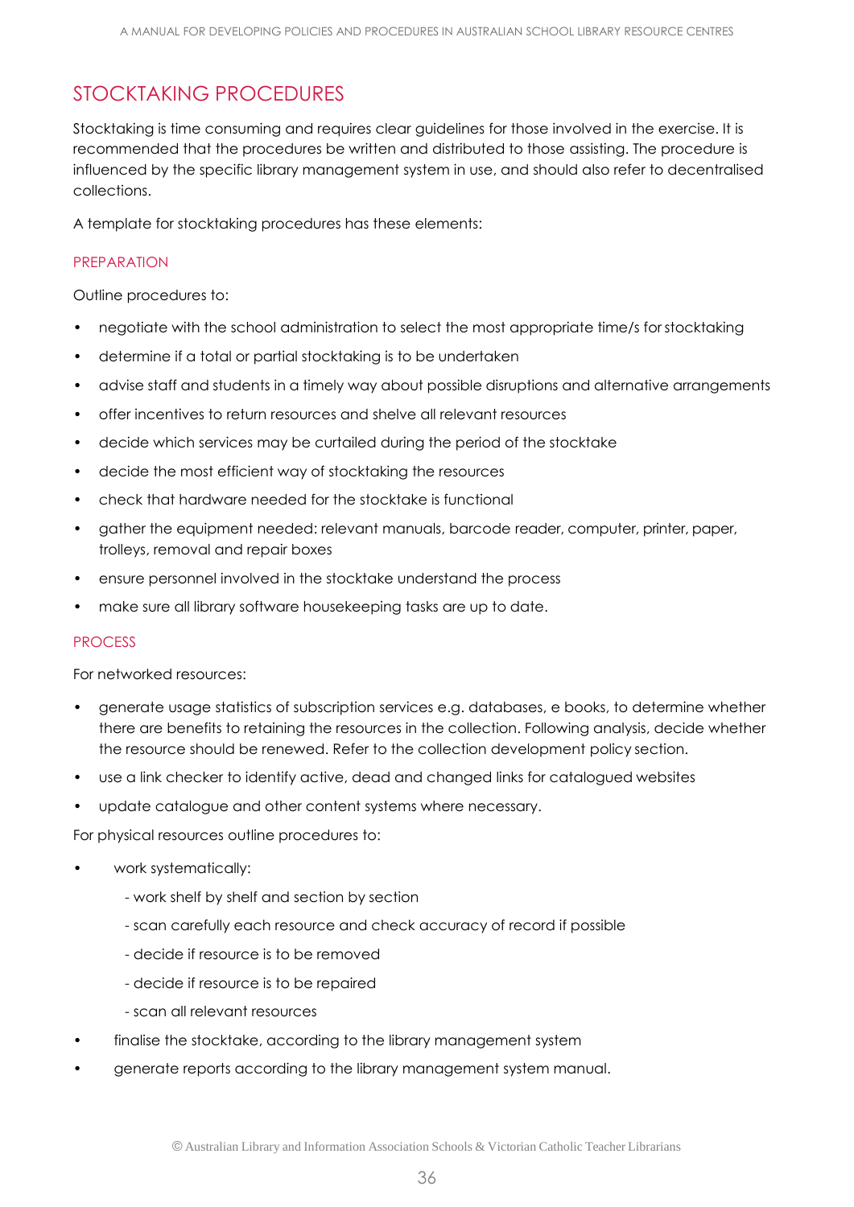## STOCKTAKING PROCEDURES

Stocktaking is time consuming and requires clear guidelines for those involved in the exercise. It is recommended that the procedures be written and distributed to those assisting. The procedure is influenced by the specific library management system in use, and should also refer to decentralised collections.

A template for stocktaking procedures has these elements:

### PREPARATION

Outline procedures to:

- negotiate with the school administration to select the most appropriate time/s for stocktaking
- determine if a total or partial stocktaking is to be undertaken
- advise staff and students in a timely way about possible disruptions and alternative arrangements
- offer incentives to return resources and shelve all relevant resources
- decide which services may be curtailed during the period of the stocktake
- decide the most efficient way of stocktaking the resources
- check that hardware needed for the stocktake is functional
- gather the equipment needed: relevant manuals, barcode reader, computer, printer, paper, trolleys, removal and repair boxes
- ensure personnel involved in the stocktake understand the process
- make sure all library software housekeeping tasks are up to date.

### PROCESS

For networked resources:

- generate usage statistics of subscription services e.g. databases, e books, to determine whether there are benefits to retaining the resources in the collection. Following analysis, decide whether the resource should be renewed. Refer to the collection development policy section.
- use a link checker to identify active, dead and changed links for catalogued websites
- update catalogue and other content systems where necessary.

For physical resources outline procedures to:

- work systematically:
  - work shelf by shelf and section by section
  - scan carefully each resource and check accuracy of record if possible
  - decide if resource is to be removed
  - decide if resource is to be repaired
  - scan all relevant resources
- finalise the stocktake, according to the library management system
- generate reports according to the library management system manual.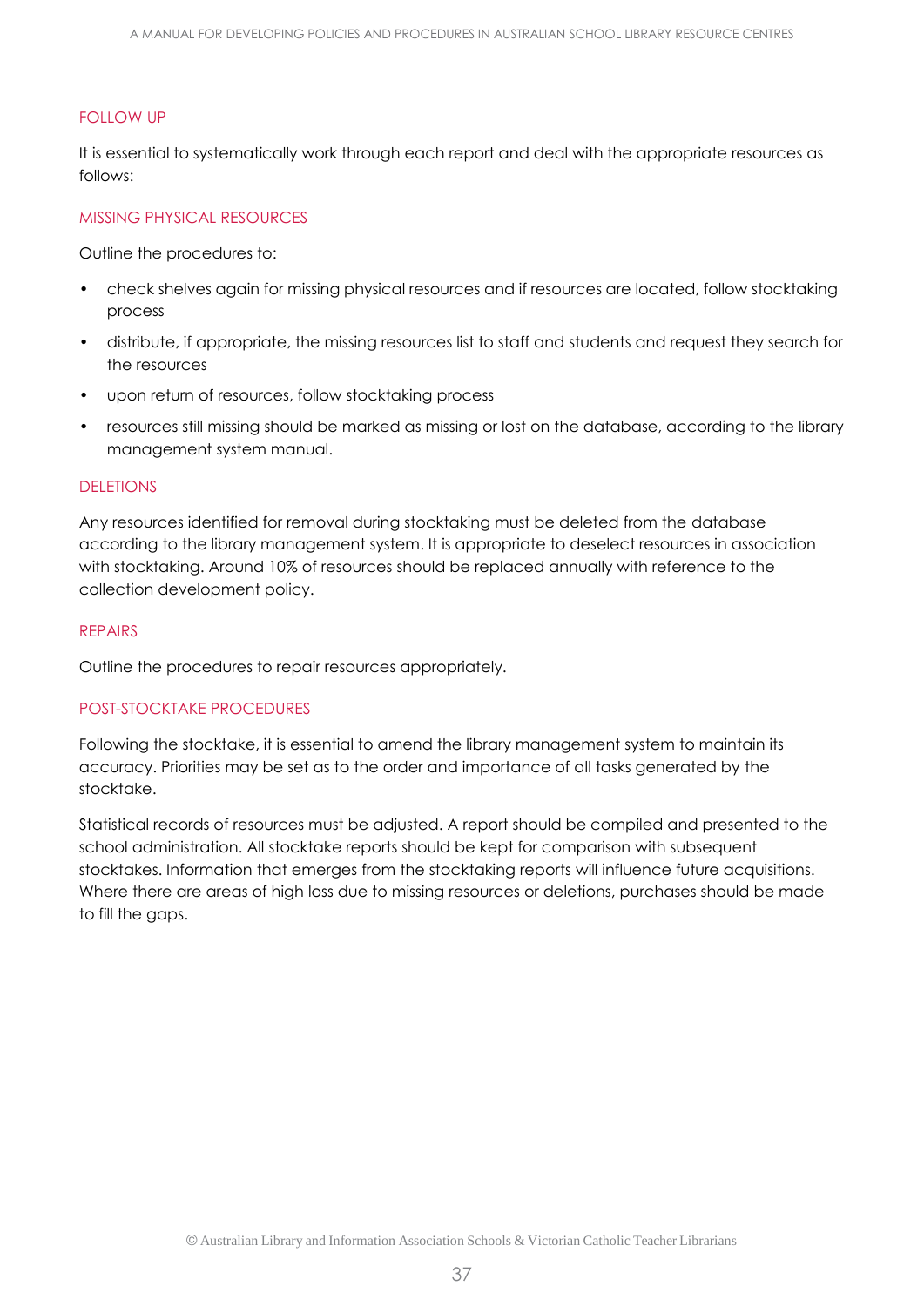### FOLLOW UP

It is essential to systematically work through each report and deal with the appropriate resources as follows:

#### MISSING PHYSICAL RESOURCES

Outline the procedures to:

- check shelves again for missing physical resources and if resources are located, follow stocktaking process
- distribute, if appropriate, the missing resources list to staff and students and request they search for the resources
- upon return of resources, follow stocktaking process
- resources still missing should be marked as missing or lost on the database, according to the library management system manual.

#### DELETIONS

Any resources identified for removal during stocktaking must be deleted from the database according to the library management system. It is appropriate to deselect resources in association with stocktaking. Around 10% of resources should be replaced annually with reference to the collection development policy.

#### REPAIRS

Outline the procedures to repair resources appropriately.

### POST-STOCKTAKE PROCEDURES

Following the stocktake, it is essential to amend the library management system to maintain its accuracy. Priorities may be set as to the order and importance of all tasks generated by the stocktake.

Statistical records of resources must be adjusted. A report should be compiled and presented to the school administration. All stocktake reports should be kept for comparison with subsequent stocktakes. Information that emerges from the stocktaking reports will influence future acquisitions. Where there are areas of high loss due to missing resources or deletions, purchases should be made to fill the gaps.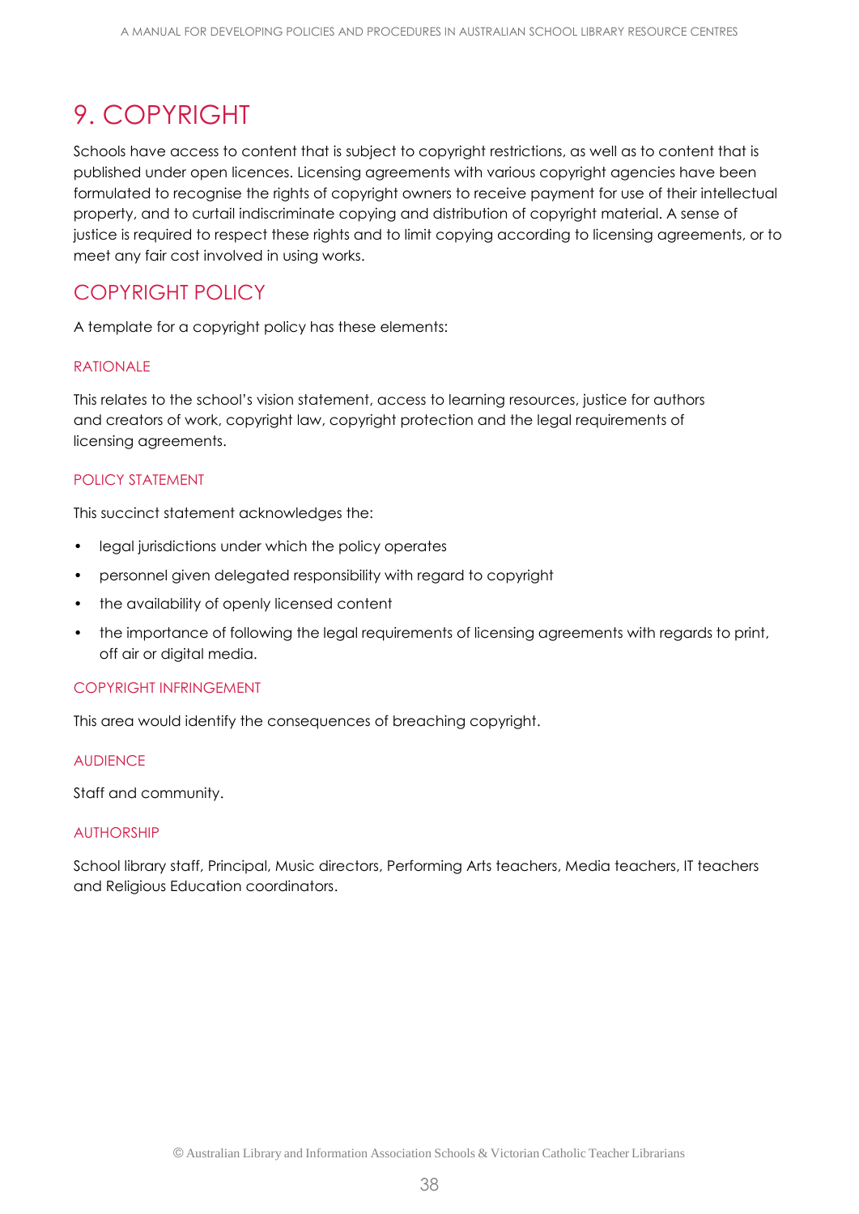# 9. COPYRIGHT

Schools have access to content that is subject to copyright restrictions, as well as to content that is published under open licences. Licensing agreements with various copyright agencies have been formulated to recognise the rights of copyright owners to receive payment for use of their intellectual property, and to curtail indiscriminate copying and distribution of copyright material. A sense of justice is required to respect these rights and to limit copying according to licensing agreements, or to meet any fair cost involved in using works.

## COPYRIGHT POLICY

A template for a copyright policy has these elements:

### RATIONALE

This relates to the school's vision statement, access to learning resources, justice for authors and creators of work, copyright law, copyright protection and the legal requirements of licensing agreements.

### POLICY STATEMENT

This succinct statement acknowledges the:

- legal jurisdictions under which the policy operates
- personnel given delegated responsibility with regard to copyright
- the availability of openly licensed content
- the importance of following the legal requirements of licensing agreements with regards to print, off air or digital media.

### COPYRIGHT INFRINGEMENT

This area would identify the consequences of breaching copyright.

### AUDIENCE

Staff and community.

### AUTHORSHIP

School library staff, Principal, Music directors, Performing Arts teachers, Media teachers, IT teachers and Religious Education coordinators.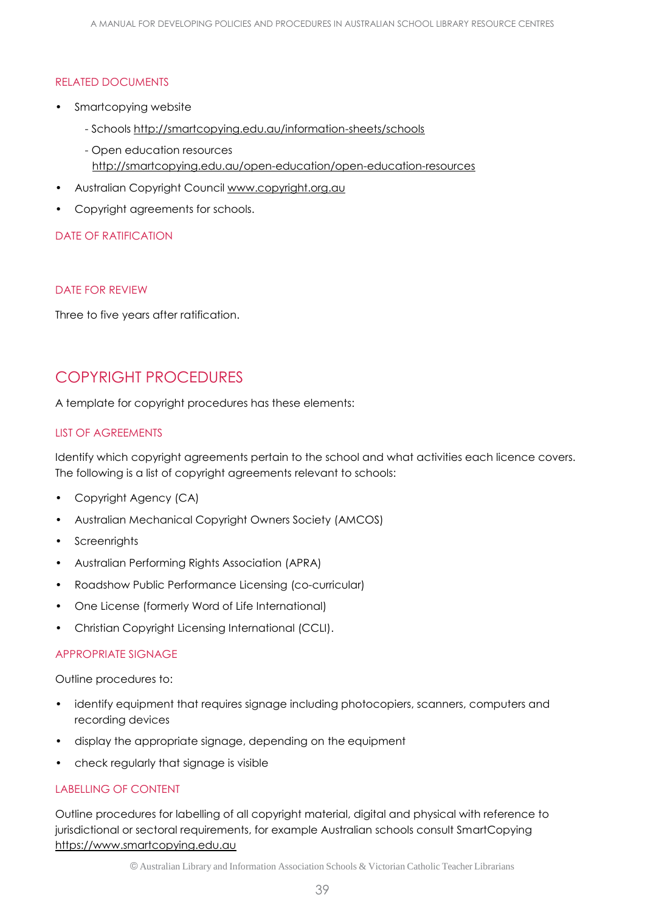### RELATED DOCUMENTS

- Smartcopying website
  - Schools http://smartcopying.edu.au/information-sheets/schools
  - Open education resources http://smartcopying.edu.au/open-education/open-education-resources
- Australian Copyright Council www.copyright.org.au
- Copyright agreements for schools.

### DATE OF RATIFICATION

### DATE FOR REVIEW

Three to five years after ratification.

## COPYRIGHT PROCEDURES

A template for copyright procedures has these elements:

### LIST OF AGREEMENTS

Identify which copyright agreements pertain to the school and what activities each licence covers. The following is a list of copyright agreements relevant to schools:

- Copyright Agency (CA)
- Australian Mechanical Copyright Owners Society (AMCOS)
- Screenrights
- Australian Performing Rights Association (APRA)
- Roadshow Public Performance Licensing (co-curricular)
- One License (formerly Word of Life International)
- Christian Copyright Licensing International (CCLI).

### APPROPRIATE SIGNAGE

Outline procedures to:

- identify equipment that requires signage including photocopiers, scanners, computers and recording devices
- display the appropriate signage, depending on the equipment
- check regularly that signage is visible

### LABELLING OF CONTENT

Outline procedures for labelling of all copyright material, digital and physical with reference to jurisdictional or sectoral requirements, for example Australian schools consult SmartCopying https://www.smartcopying.edu.au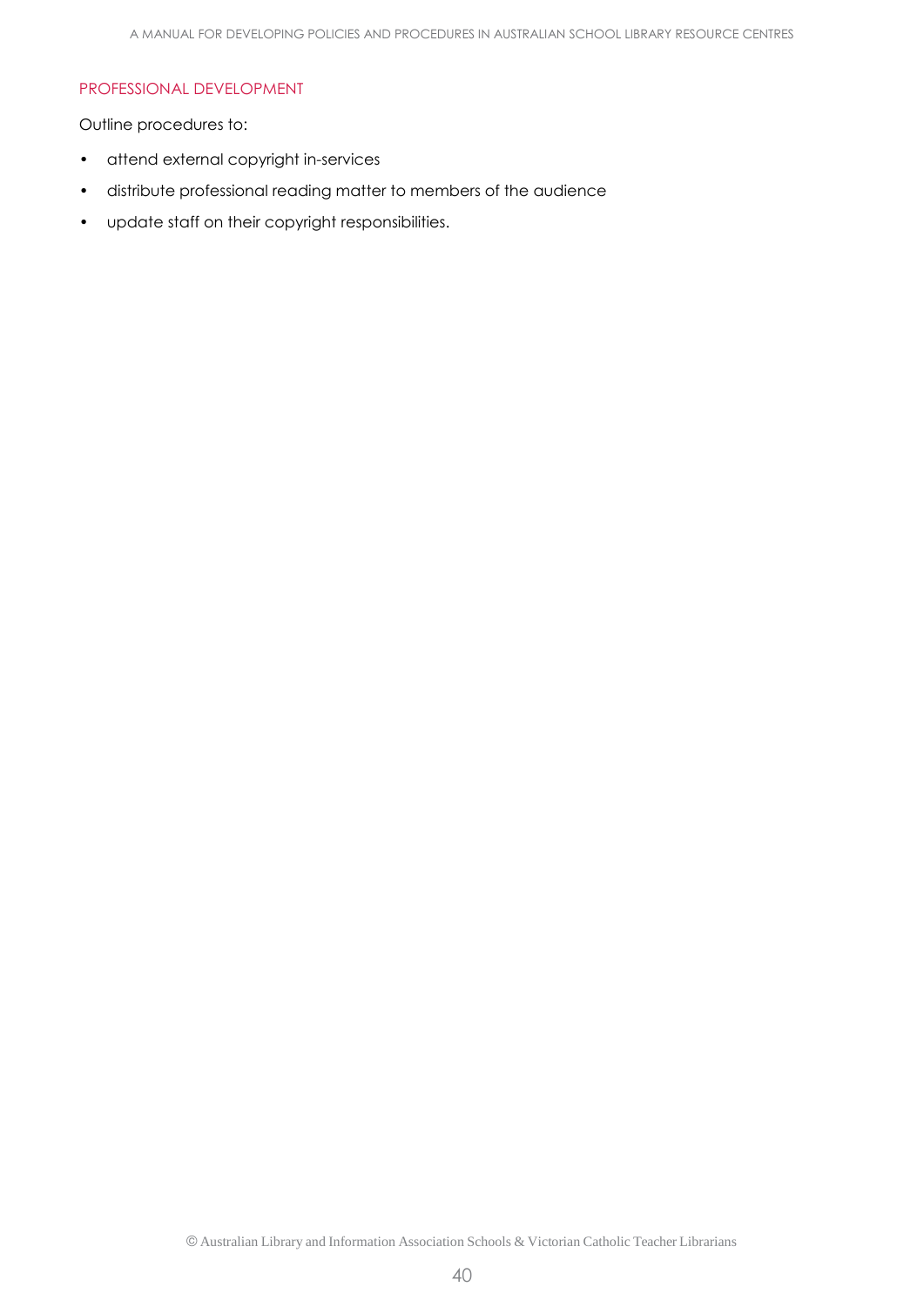## PROFESSIONAL DEVELOPMENT

Outline procedures to:

- attend external copyright in-services
- distribute professional reading matter to members of the audience
- update staff on their copyright responsibilities.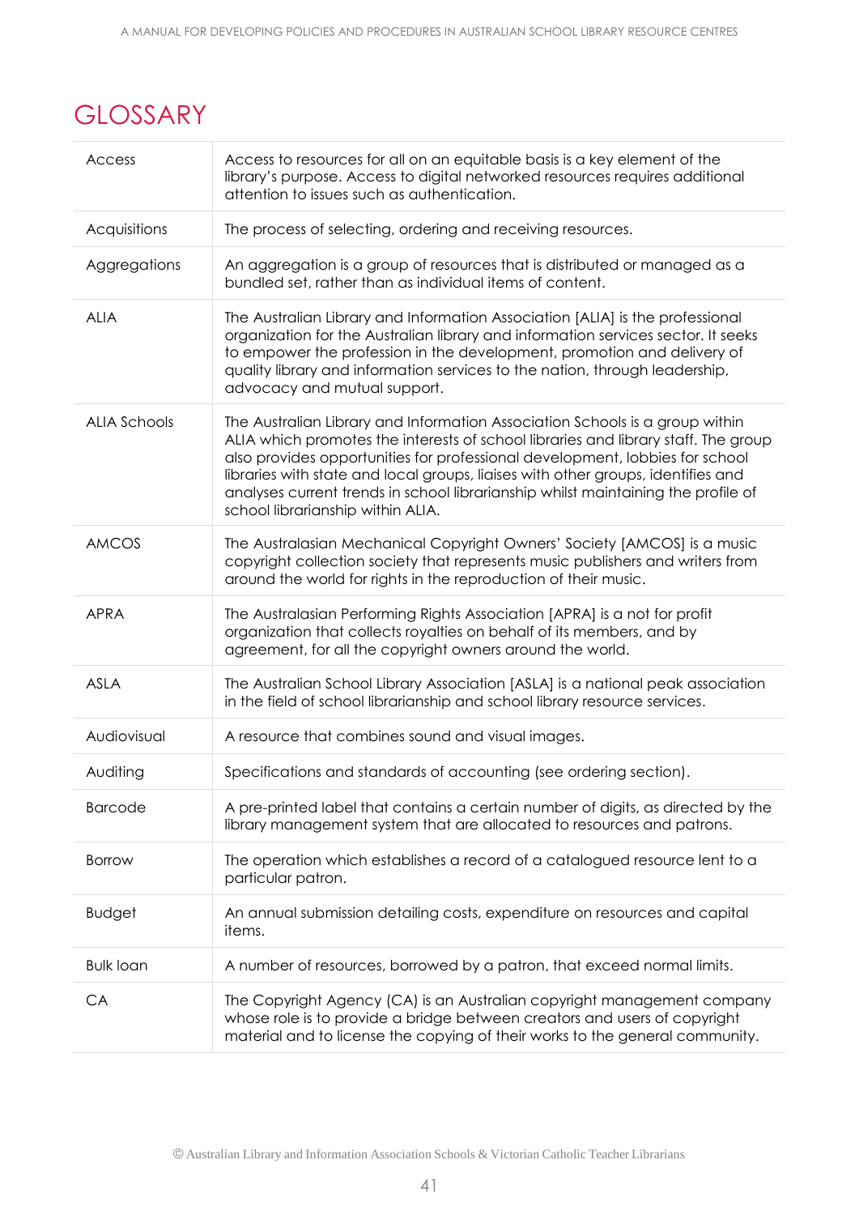# GLOSSARY

| Term | Definition |
|---|---|
| Access | Access to resources for all on an equitable basis is a key element of the library's purpose. Access to digital networked resources requires additional attention to issues such as authentication. |
| Acquisitions | The process of selecting, ordering and receiving resources. |
| Aggregations | An aggregation is a group of resources that is distributed or managed as a bundled set, rather than as individual items of content. |
| ALIA | The Australian Library and Information Association [ALIA] is the professional organization for the Australian library and information services sector. It seeks to empower the profession in the development, promotion and delivery of quality library and information services to the nation, through leadership, advocacy and mutual support. |
| ALIA Schools | The Australian Library and Information Association Schools is a group within ALIA which promotes the interests of school libraries and library staff. The group also provides opportunities for professional development, lobbies for school libraries with state and local groups, liaises with other groups, identifies and analyses current trends in school librarianship whilst maintaining the profile of school librarianship within ALIA. |
| AMCOS | The Australasian Mechanical Copyright Owners' Society [AMCOS] is a music copyright collection society that represents music publishers and writers from around the world for rights in the reproduction of their music. |
| APRA | The Australasian Performing Rights Association [APRA] is a not for profit organization that collects royalties on behalf of its members, and by agreement, for all the copyright owners around the world. |
| ASLA | The Australian School Library Association [ASLA] is a national peak association in the field of school librarianship and school library resource services. |
| Audiovisual | A resource that combines sound and visual images. |
| Auditing | Specifications and standards of accounting (see ordering section). |
| Barcode | A pre-printed label that contains a certain number of digits, as directed by the library management system that are allocated to resources and patrons. |
| Borrow | The operation which establishes a record of a catalogued resource lent to a particular patron. |
| Budget | An annual submission detailing costs, expenditure on resources and capital items. |
| Bulk loan | A number of resources, borrowed by a patron, that exceed normal limits. |
| CA | The Copyright Agency (CA) is an Australian copyright management company whose role is to provide a bridge between creators and users of copyright material and to license the copying of their works to the general community. |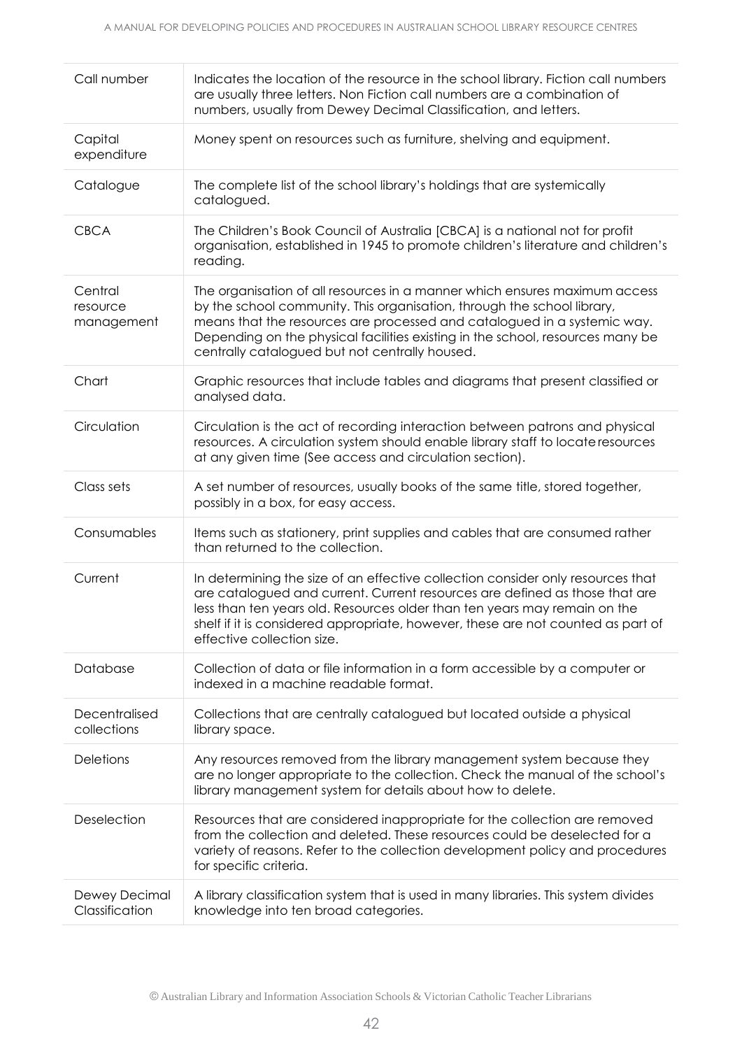| | |
|---|---|
| Call number | Indicates the location of the resource in the school library. Fiction call numbers are usually three letters. Non Fiction call numbers are a combination of numbers, usually from Dewey Decimal Classification, and letters. |
| Capital expenditure | Money spent on resources such as furniture, shelving and equipment. |
| Catalogue | The complete list of the school library's holdings that are systemically catalogued. |
| CBCA | The Children's Book Council of Australia [CBCA] is a national not for profit organisation, established in 1945 to promote children's literature and children's reading. |
| Central resource management | The organisation of all resources in a manner which ensures maximum access by the school community. This organisation, through the school library, means that the resources are processed and catalogued in a systemic way. Depending on the physical facilities existing in the school, resources many be centrally catalogued but not centrally housed. |
| Chart | Graphic resources that include tables and diagrams that present classified or analysed data. |
| Circulation | Circulation is the act of recording interaction between patrons and physical resources. A circulation system should enable library staff to locate resources at any given time (See access and circulation section). |
| Class sets | A set number of resources, usually books of the same title, stored together, possibly in a box, for easy access. |
| Consumables | Items such as stationery, print supplies and cables that are consumed rather than returned to the collection. |
| Current | In determining the size of an effective collection consider only resources that are catalogued and current. Current resources are defined as those that are less than ten years old. Resources older than ten years may remain on the shelf if it is considered appropriate, however, these are not counted as part of effective collection size. |
| Database | Collection of data or file information in a form accessible by a computer or indexed in a machine readable format. |
| Decentralised collections | Collections that are centrally catalogued but located outside a physical library space. |
| Deletions | Any resources removed from the library management system because they are no longer appropriate to the collection. Check the manual of the school's library management system for details about how to delete. |
| Deselection | Resources that are considered inappropriate for the collection are removed from the collection and deleted. These resources could be deselected for a variety of reasons. Refer to the collection development policy and procedures for specific criteria. |
| Dewey Decimal Classification | A library classification system that is used in many libraries. This system divides knowledge into ten broad categories. |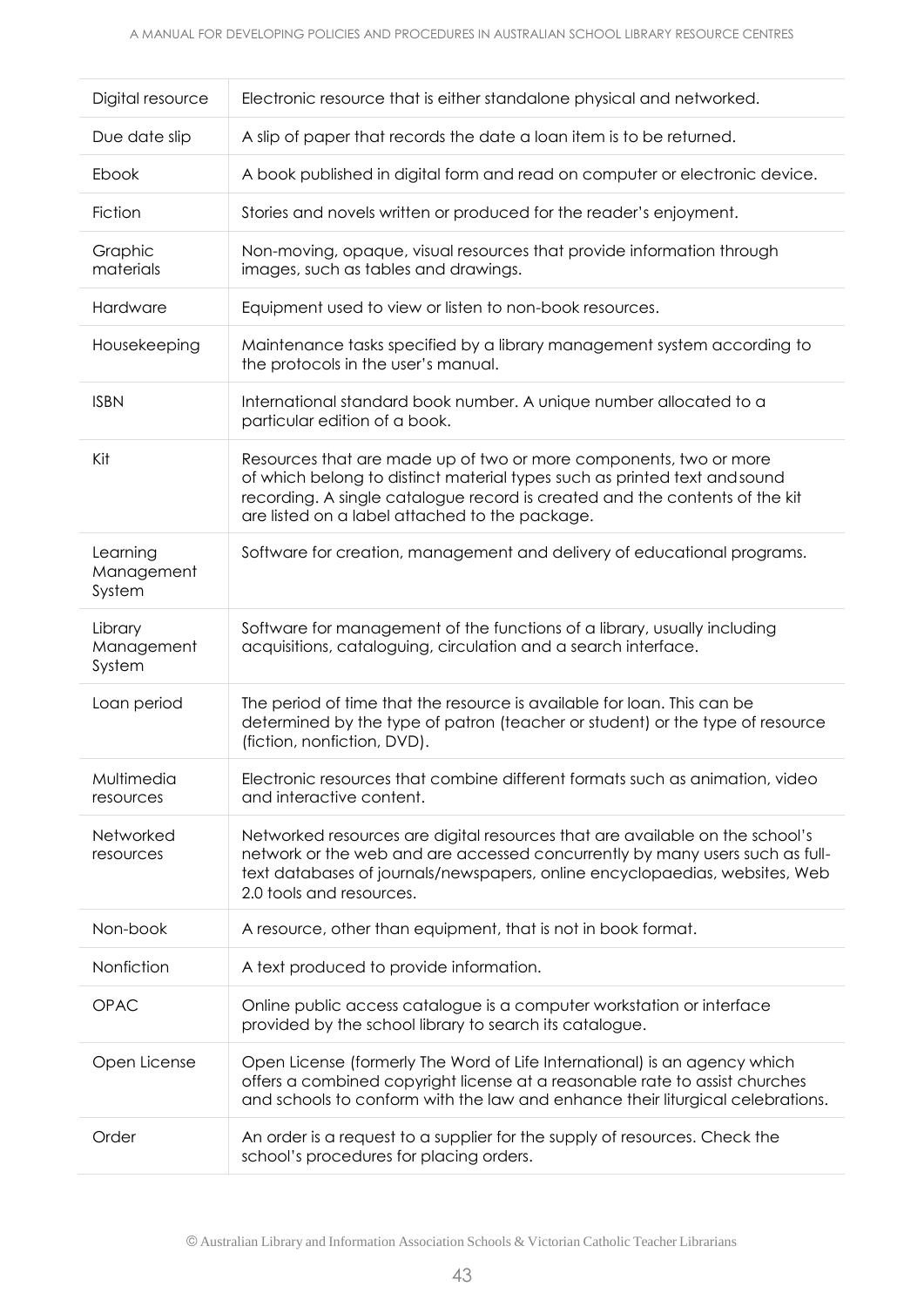| | |
|---|---|
| Digital resource | Electronic resource that is either standalone physical and networked. |
| Due date slip | A slip of paper that records the date a loan item is to be returned. |
| Ebook | A book published in digital form and read on computer or electronic device. |
| Fiction | Stories and novels written or produced for the reader's enjoyment. |
| Graphic materials | Non-moving, opaque, visual resources that provide information through images, such as tables and drawings. |
| Hardware | Equipment used to view or listen to non-book resources. |
| Housekeeping | Maintenance tasks specified by a library management system according to the protocols in the user's manual. |
| ISBN | International standard book number. A unique number allocated to a particular edition of a book. |
| Kit | Resources that are made up of two or more components, two or more of which belong to distinct material types such as printed text andsound recording. A single catalogue record is created and the contents of the kit are listed on a label attached to the package. |
| Learning Management System | Software for creation, management and delivery of educational programs. |
| Library Management System | Software for management of the functions of a library, usually including acquisitions, cataloguing, circulation and a search interface. |
| Loan period | The period of time that the resource is available for loan. This can be determined by the type of patron (teacher or student) or the type of resource (fiction, nonfiction, DVD). |
| Multimedia resources | Electronic resources that combine different formats such as animation, video and interactive content. |
| Networked resources | Networked resources are digital resources that are available on the school's network or the web and are accessed concurrently by many users such as full-text databases of journals/newspapers, online encyclopaedias, websites, Web 2.0 tools and resources. |
| Non-book | A resource, other than equipment, that is not in book format. |
| Nonfiction | A text produced to provide information. |
| OPAC | Online public access catalogue is a computer workstation or interface provided by the school library to search its catalogue. |
| Open License | Open License (formerly The Word of Life International) is an agency which offers a combined copyright license at a reasonable rate to assist churches and schools to conform with the law and enhance their liturgical celebrations. |
| Order | An order is a request to a supplier for the supply of resources. Check the school's procedures for placing orders. |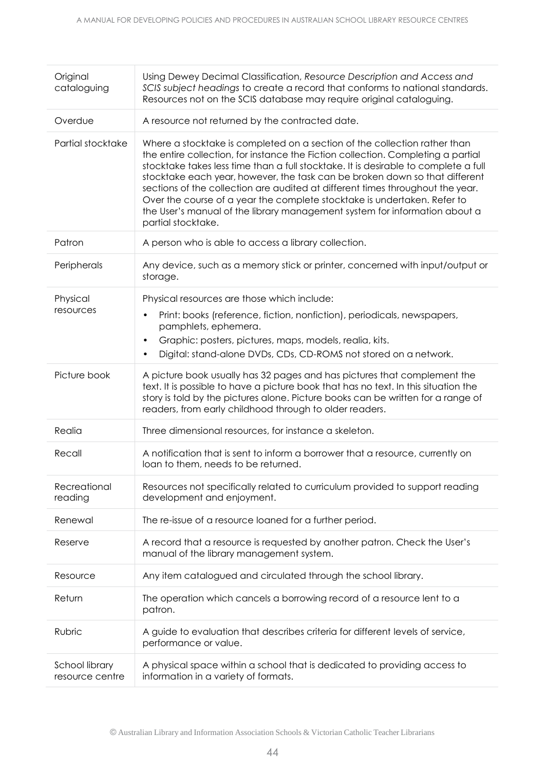| | |
|---|---|
| Original cataloguing | Using Dewey Decimal Classification, *Resource Description and Access and SCIS subject headings* to create a record that conforms to national standards. Resources not on the SCIS database may require original cataloguing. |
| Overdue | A resource not returned by the contracted date. |
| Partial stocktake | Where a stocktake is completed on a section of the collection rather than the entire collection, for instance the Fiction collection. Completing a partial stocktake takes less time than a full stocktake. It is desirable to complete a full stocktake each year, however, the task can be broken down so that different sections of the collection are audited at different times throughout the year. Over the course of a year the complete stocktake is undertaken. Refer to the User's manual of the library management system for information about a partial stocktake. |
| Patron | A person who is able to access a library collection. |
| Peripherals | Any device, such as a memory stick or printer, concerned with input/output or storage. |
| Physical resources | Physical resources are those which include:<br>• Print: books (reference, fiction, nonfiction), periodicals, newspapers, pamphlets, ephemera.<br>• Graphic: posters, pictures, maps, models, realia, kits.<br>• Digital: stand-alone DVDs, CDs, CD-ROMS not stored on a network. |
| Picture book | A picture book usually has 32 pages and has pictures that complement the text. It is possible to have a picture book that has no text. In this situation the story is told by the pictures alone. Picture books can be written for a range of readers, from early childhood through to older readers. |
| Realia | Three dimensional resources, for instance a skeleton. |
| Recall | A notification that is sent to inform a borrower that a resource, currently on loan to them, needs to be returned. |
| Recreational reading | Resources not specifically related to curriculum provided to support reading development and enjoyment. |
| Renewal | The re-issue of a resource loaned for a further period. |
| Reserve | A record that a resource is requested by another patron. Check the User's manual of the library management system. |
| Resource | Any item catalogued and circulated through the school library. |
| Return | The operation which cancels a borrowing record of a resource lent to a patron. |
| Rubric | A guide to evaluation that describes criteria for different levels of service, performance or value. |
| School library resource centre | A physical space within a school that is dedicated to providing access to information in a variety of formats. |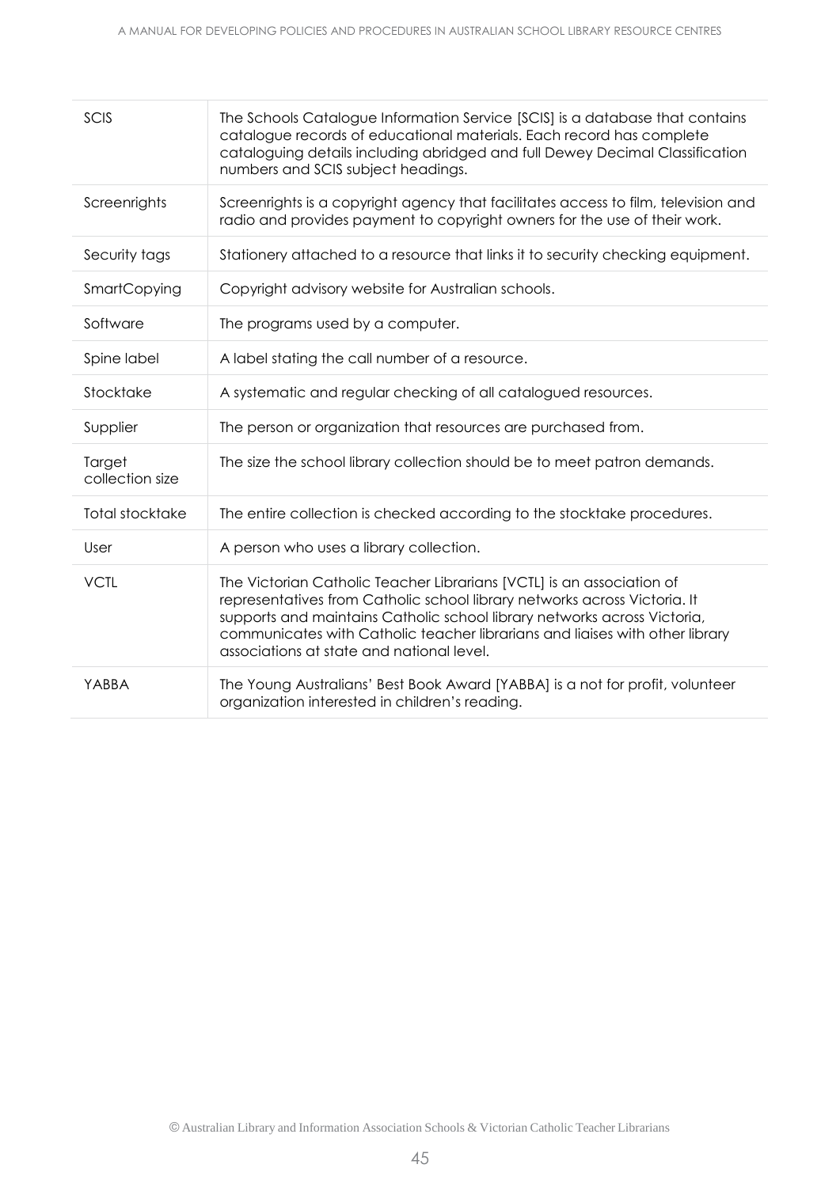| | |
|---|---|
| SCIS | The Schools Catalogue Information Service [SCIS] is a database that contains catalogue records of educational materials. Each record has complete cataloguing details including abridged and full Dewey Decimal Classification numbers and SCIS subject headings. |
| Screenrights | Screenrights is a copyright agency that facilitates access to film, television and radio and provides payment to copyright owners for the use of their work. |
| Security tags | Stationery attached to a resource that links it to security checking equipment. |
| SmartCopying | Copyright advisory website for Australian schools. |
| Software | The programs used by a computer. |
| Spine label | A label stating the call number of a resource. |
| Stocktake | A systematic and regular checking of all catalogued resources. |
| Supplier | The person or organization that resources are purchased from. |
| Target collection size | The size the school library collection should be to meet patron demands. |
| Total stocktake | The entire collection is checked according to the stocktake procedures. |
| User | A person who uses a library collection. |
| VCTL | The Victorian Catholic Teacher Librarians [VCTL] is an association of representatives from Catholic school library networks across Victoria. It supports and maintains Catholic school library networks across Victoria, communicates with Catholic teacher librarians and liaises with other library associations at state and national level. |
| YABBA | The Young Australians' Best Book Award [YABBA] is a not for profit, volunteer organization interested in children's reading. |

© Australian Library and Information Association Schools & Victorian Catholic Teacher Librarians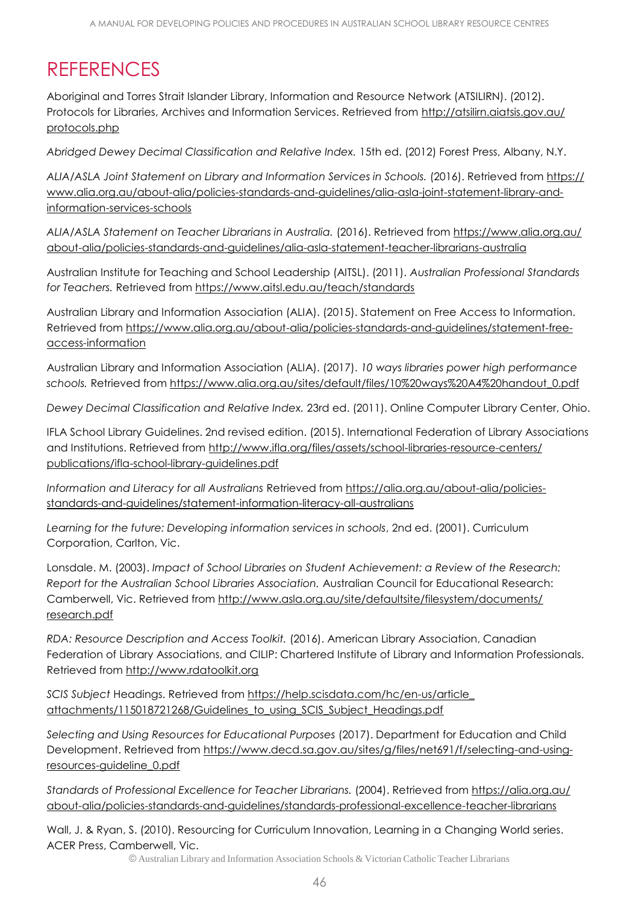# REFERENCES

Aboriginal and Torres Strait Islander Library, Information and Resource Network (ATSILIRN). (2012). Protocols for Libraries, Archives and Information Services. Retrieved from http://atsilirn.aiatsis.gov.au/protocols.php

*Abridged Dewey Decimal Classification and Relative Index.* 15th ed. (2012) Forest Press, Albany, N.Y.

*ALIA/ASLA Joint Statement on Library and Information Services in Schools.* (2016). Retrieved from https://www.alia.org.au/about-alia/policies-standards-and-guidelines/alia-asla-joint-statement-library-and-information-services-schools

*ALIA/ASLA Statement on Teacher Librarians in Australia.* (2016). Retrieved from https://www.alia.org.au/about-alia/policies-standards-and-guidelines/alia-asla-statement-teacher-librarians-australia

Australian Institute for Teaching and School Leadership (AITSL). (2011). *Australian Professional Standards for Teachers.* Retrieved from https://www.aitsl.edu.au/teach/standards

Australian Library and Information Association (ALIA). (2015). Statement on Free Access to Information. Retrieved from https://www.alia.org.au/about-alia/policies-standards-and-guidelines/statement-free-access-information

Australian Library and Information Association (ALIA). (2017). *10 ways libraries power high performance schools.* Retrieved from https://www.alia.org.au/sites/default/files/10%20ways%20A4%20handout_0.pdf

*Dewey Decimal Classification and Relative Index.* 23rd ed. (2011). Online Computer Library Center, Ohio.

IFLA School Library Guidelines. 2nd revised edition. (2015). International Federation of Library Associations and Institutions. Retrieved from http://www.ifla.org/files/assets/school-libraries-resource-centers/publications/ifla-school-library-guidelines.pdf

*Information and Literacy for all Australians* Retrieved from https://alia.org.au/about-alia/policies-standards-and-guidelines/statement-information-literacy-all-australians

*Learning for the future: Developing information services in schools*, 2nd ed. (2001). Curriculum Corporation, Carlton, Vic.

Lonsdale. M. (2003). *Impact of School Libraries on Student Achievement: a Review of the Research: Report for the Australian School Libraries Association.* Australian Council for Educational Research: Camberwell, Vic. Retrieved from http://www.asla.org.au/site/defaultsite/filesystem/documents/research.pdf

*RDA: Resource Description and Access Toolkit.* (2016). American Library Association, Canadian Federation of Library Associations, and CILIP: Chartered Institute of Library and Information Professionals. Retrieved from http://www.rdatoolkit.org

*SCIS Subject* Headings. Retrieved from https://help.scisdata.com/hc/en-us/article_attachments/115018721268/Guidelines_to_using_SCIS_Subject_Headings.pdf

*Selecting and Using Resources for Educational Purposes* (2017). Department for Education and Child Development. Retrieved from https://www.decd.sa.gov.au/sites/g/files/net691/f/selecting-and-using-resources-guideline_0.pdf

*Standards of Professional Excellence for Teacher Librarians.* (2004). Retrieved from https://alia.org.au/about-alia/policies-standards-and-guidelines/standards-professional-excellence-teacher-librarians

Wall, J. & Ryan, S. (2010). Resourcing for Curriculum Innovation, Learning in a Changing World series. ACER Press, Camberwell, Vic.

© Australian Library and Information Association Schools & Victorian Catholic Teacher Librarians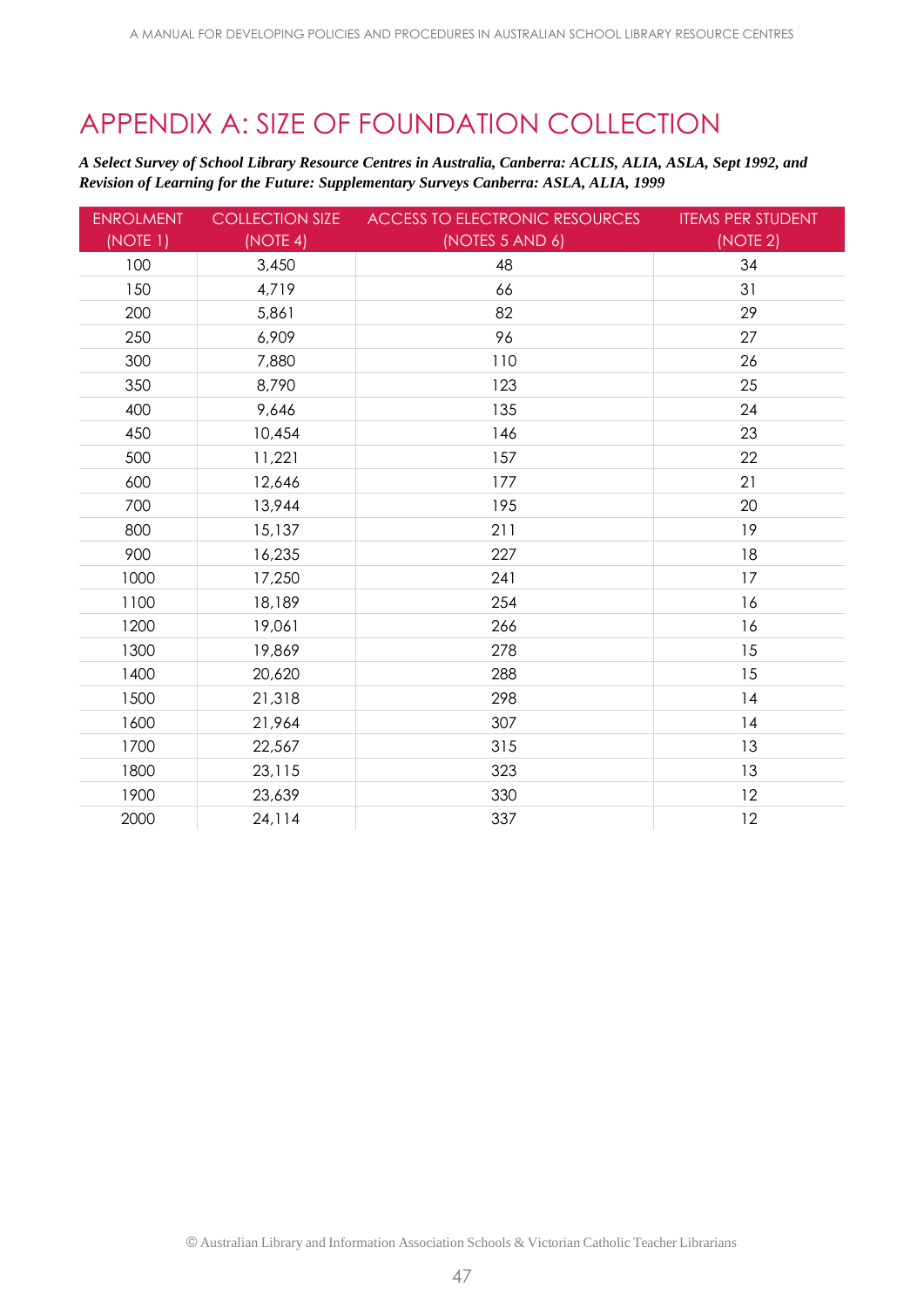# APPENDIX A: SIZE OF FOUNDATION COLLECTION

***A Select Survey of School Library Resource Centres in Australia, Canberra: ACLIS, ALIA, ASLA, Sept 1992, and Revision of Learning for the Future: Supplementary Surveys Canberra: ASLA, ALIA, 1999***

| ENROLMENT (NOTE 1) | COLLECTION SIZE (NOTE 4) | ACCESS TO ELECTRONIC RESOURCES (NOTES 5 AND 6) | ITEMS PER STUDENT (NOTE 2) |
|---|---|---|---|
| 100 | 3,450 | 48 | 34 |
| 150 | 4,719 | 66 | 31 |
| 200 | 5,861 | 82 | 29 |
| 250 | 6,909 | 96 | 27 |
| 300 | 7,880 | 110 | 26 |
| 350 | 8,790 | 123 | 25 |
| 400 | 9,646 | 135 | 24 |
| 450 | 10,454 | 146 | 23 |
| 500 | 11,221 | 157 | 22 |
| 600 | 12,646 | 177 | 21 |
| 700 | 13,944 | 195 | 20 |
| 800 | 15,137 | 211 | 19 |
| 900 | 16,235 | 227 | 18 |
| 1000 | 17,250 | 241 | 17 |
| 1100 | 18,189 | 254 | 16 |
| 1200 | 19,061 | 266 | 16 |
| 1300 | 19,869 | 278 | 15 |
| 1400 | 20,620 | 288 | 15 |
| 1500 | 21,318 | 298 | 14 |
| 1600 | 21,964 | 307 | 14 |
| 1700 | 22,567 | 315 | 13 |
| 1800 | 23,115 | 323 | 13 |
| 1900 | 23,639 | 330 | 12 |
| 2000 | 24,114 | 337 | 12 |

© Australian Library and Information Association Schools & Victorian Catholic Teacher Librarians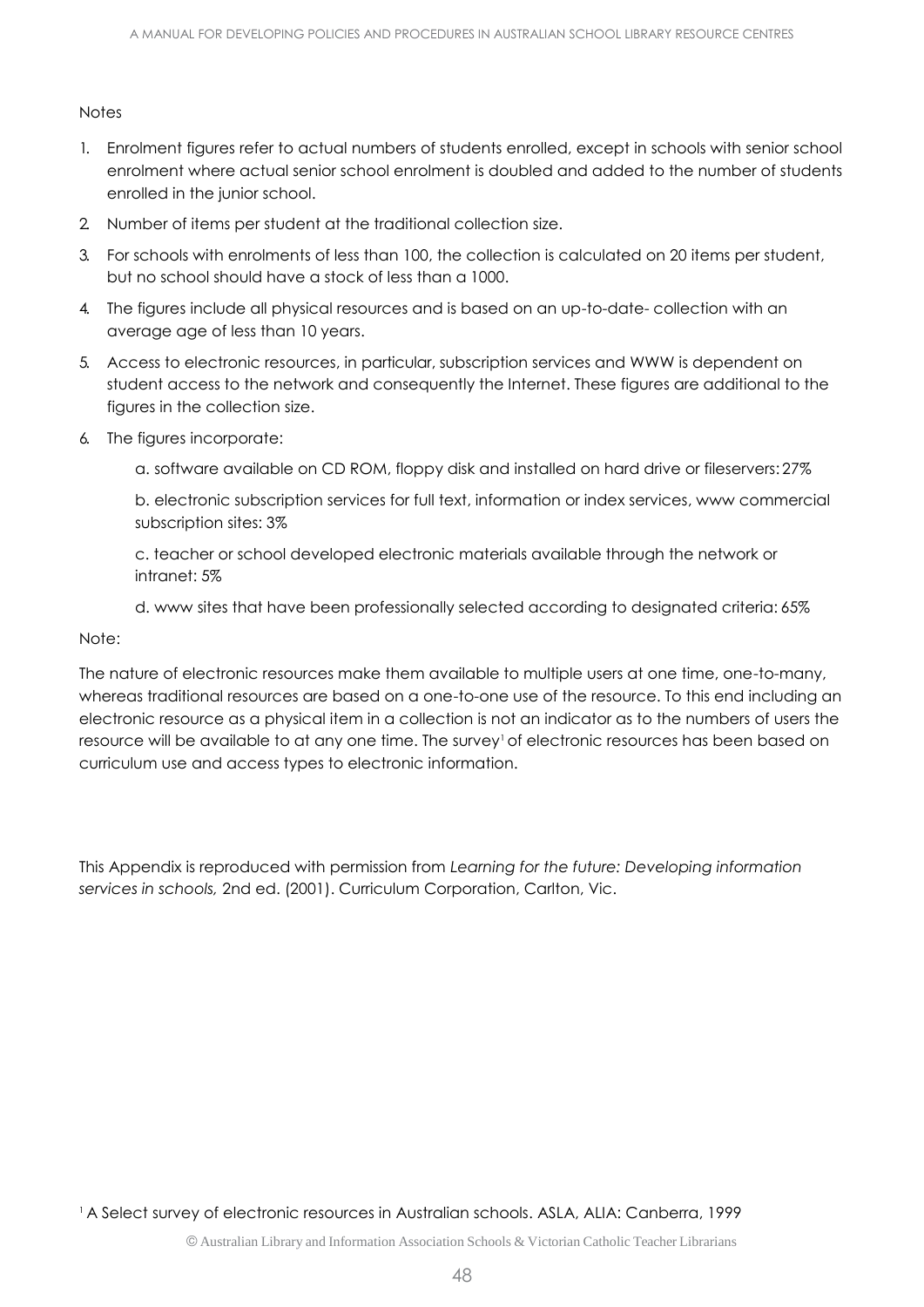Notes

1. Enrolment figures refer to actual numbers of students enrolled, except in schools with senior school enrolment where actual senior school enrolment is doubled and added to the number of students enrolled in the junior school.
2. Number of items per student at the traditional collection size.
3. For schools with enrolments of less than 100, the collection is calculated on 20 items per student, but no school should have a stock of less than a 1000.
4. The figures include all physical resources and is based on an up-to-date- collection with an average age of less than 10 years.
5. Access to electronic resources, in particular, subscription services and WWW is dependent on student access to the network and consequently the Internet. These figures are additional to the figures in the collection size.
6. The figures incorporate:

   a. software available on CD ROM, floppy disk and installed on hard drive or fileservers: 27%

   b. electronic subscription services for full text, information or index services, www commercial subscription sites: 3%

   c. teacher or school developed electronic materials available through the network or intranet: 5%

   d. www sites that have been professionally selected according to designated criteria: 65%

Note:

The nature of electronic resources make them available to multiple users at one time, one-to-many, whereas traditional resources are based on a one-to-one use of the resource. To this end including an electronic resource as a physical item in a collection is not an indicator as to the numbers of users the resource will be available to at any one time. The survey[1] of electronic resources has been based on curriculum use and access types to electronic information.

This Appendix is reproduced with permission from *Learning for the future: Developing information services in schools,* 2nd ed. (2001). Curriculum Corporation, Carlton, Vic.

[1] A Select survey of electronic resources in Australian schools. ASLA, ALIA: Canberra, 1999

© Australian Library and Information Association Schools & Victorian Catholic Teacher Librarians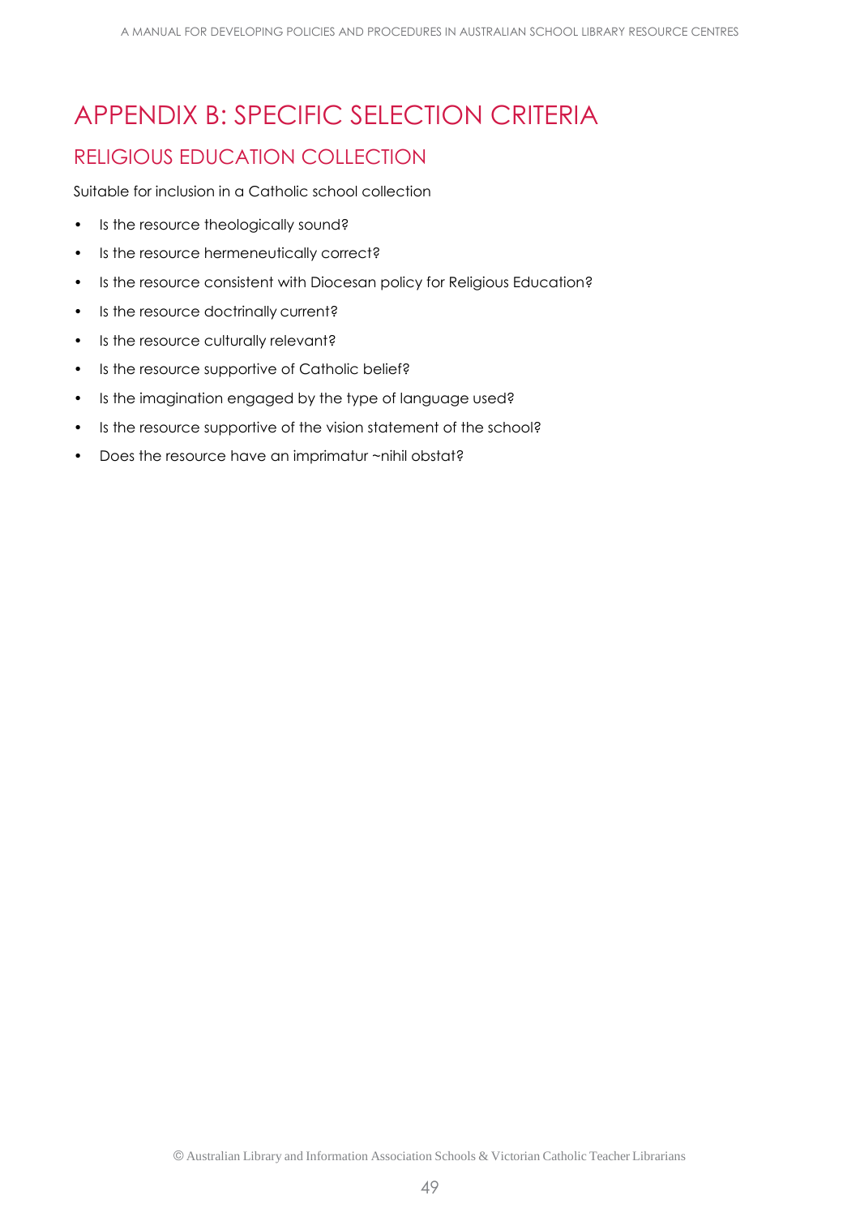# APPENDIX B: SPECIFIC SELECTION CRITERIA

## RELIGIOUS EDUCATION COLLECTION

Suitable for inclusion in a Catholic school collection

- Is the resource theologically sound?
- Is the resource hermeneutically correct?
- Is the resource consistent with Diocesan policy for Religious Education?
- Is the resource doctrinally current?
- Is the resource culturally relevant?
- Is the resource supportive of Catholic belief?
- Is the imagination engaged by the type of language used?
- Is the resource supportive of the vision statement of the school?
- Does the resource have an imprimatur ~nihil obstat?

© Australian Library and Information Association Schools & Victorian Catholic Teacher Librarians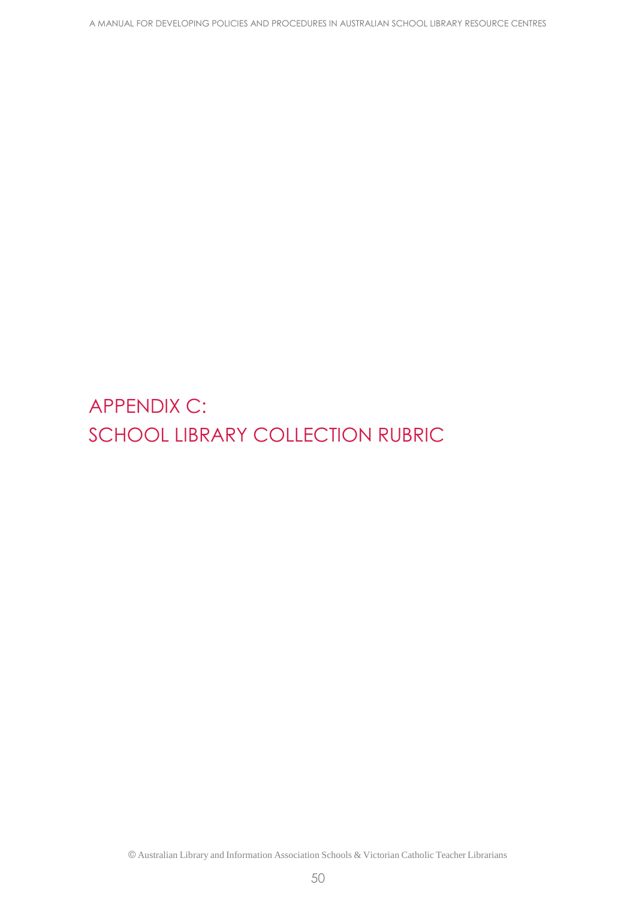# APPENDIX C:
# SCHOOL LIBRARY COLLECTION RUBRIC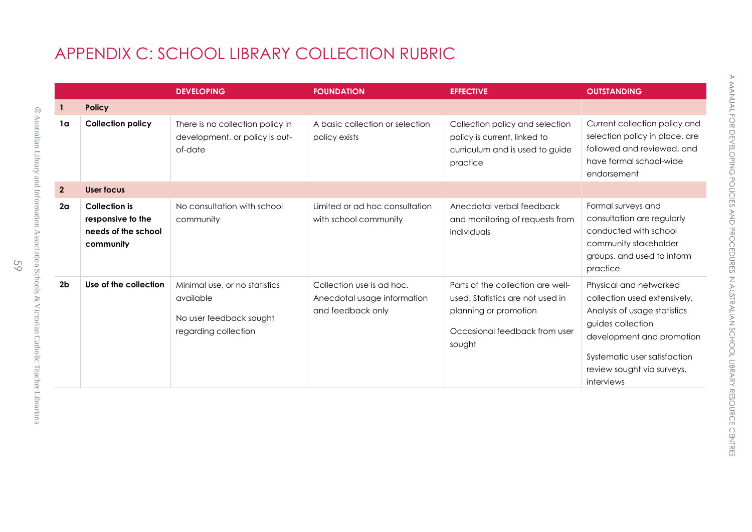# APPENDIX C: SCHOOL LIBRARY COLLECTION RUBRIC

| | | DEVELOPING | FOUNDATION | EFFECTIVE | OUTSTANDING |
|---|---|---|---|---|---|
| **1** | **Policy** | | | | |
| **1a** | **Collection policy** | There is no collection policy in development, or policy is out-of-date | A basic collection or selection policy exists | Collection policy and selection policy is current, linked to curriculum and is used to guide practice | Current collection policy and selection policy in place, are followed and reviewed, and have formal school-wide endorsement |
| **2** | **User focus** | | | | |
| **2a** | **Collection is responsive to the needs of the school community** | No consultation with school community | Limited or ad hoc consultation with school community | Anecdotal verbal feedback and monitoring of requests from individuals | Formal surveys and consultation are regularly conducted with school community stakeholder groups, and used to inform practice |
| **2b** | **Use of the collection** | Minimal use, or no statistics available<br><br>No user feedback sought regarding collection | Collection use is ad hoc. Anecdotal usage information and feedback only | Parts of the collection are well-used. Statistics are not used in planning or promotion<br><br>Occasional feedback from user sought | Physical and networked collection used extensively. Analysis of usage statistics guides collection development and promotion<br><br>Systematic user satisfaction review sought via surveys, interviews |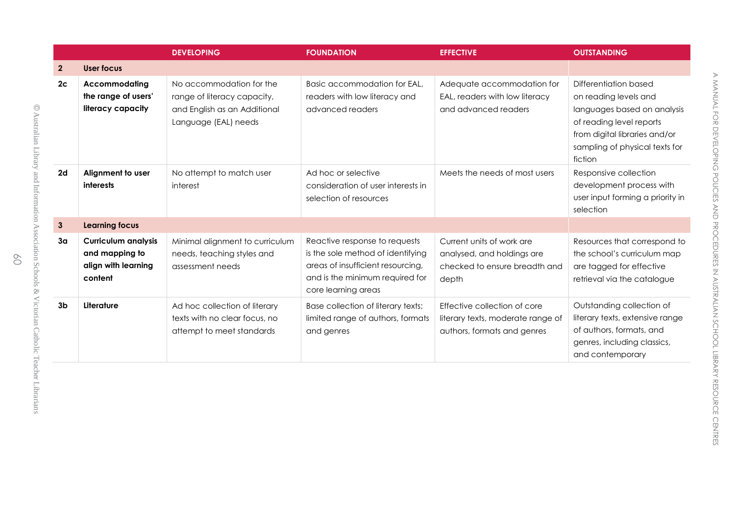| | | DEVELOPING | FOUNDATION | EFFECTIVE | OUTSTANDING |
|---|---|---|---|---|---|
| **2** | **User focus** | | | | |
| **2c** | **Accommodating the range of users' literacy capacity** | No accommodation for the range of literacy capacity, and English as an Additional Language (EAL) needs | Basic accommodation for EAL, readers with low literacy and advanced readers | Adequate accommodation for EAL, readers with low literacy and advanced readers | Differentiation based on reading levels and languages based on analysis of reading level reports from digital libraries and/or sampling of physical texts for fiction |
| **2d** | **Alignment to user interests** | No attempt to match user interest | Ad hoc or selective consideration of user interests in selection of resources | Meets the needs of most users | Responsive collection development process with user input forming a priority in selection |
| **3** | **Learning focus** | | | | |
| **3a** | **Curriculum analysis and mapping to align with learning content** | Minimal alignment to curriculum needs, teaching styles and assessment needs | Reactive response to requests is the sole method of identifying areas of insufficient resourcing, and is the minimum required for core learning areas | Current units of work are analysed, and holdings are checked to ensure breadth and depth | Resources that correspond to the school's curriculum map are tagged for effective retrieval via the catalogue |
| **3b** | **Literature** | Ad hoc collection of literary texts with no clear focus, no attempt to meet standards | Base collection of literary texts; limited range of authors, formats and genres | Effective collection of core literary texts, moderate range of authors, formats and genres | Outstanding collection of literary texts, extensive range of authors, formats, and genres, including classics, and contemporary |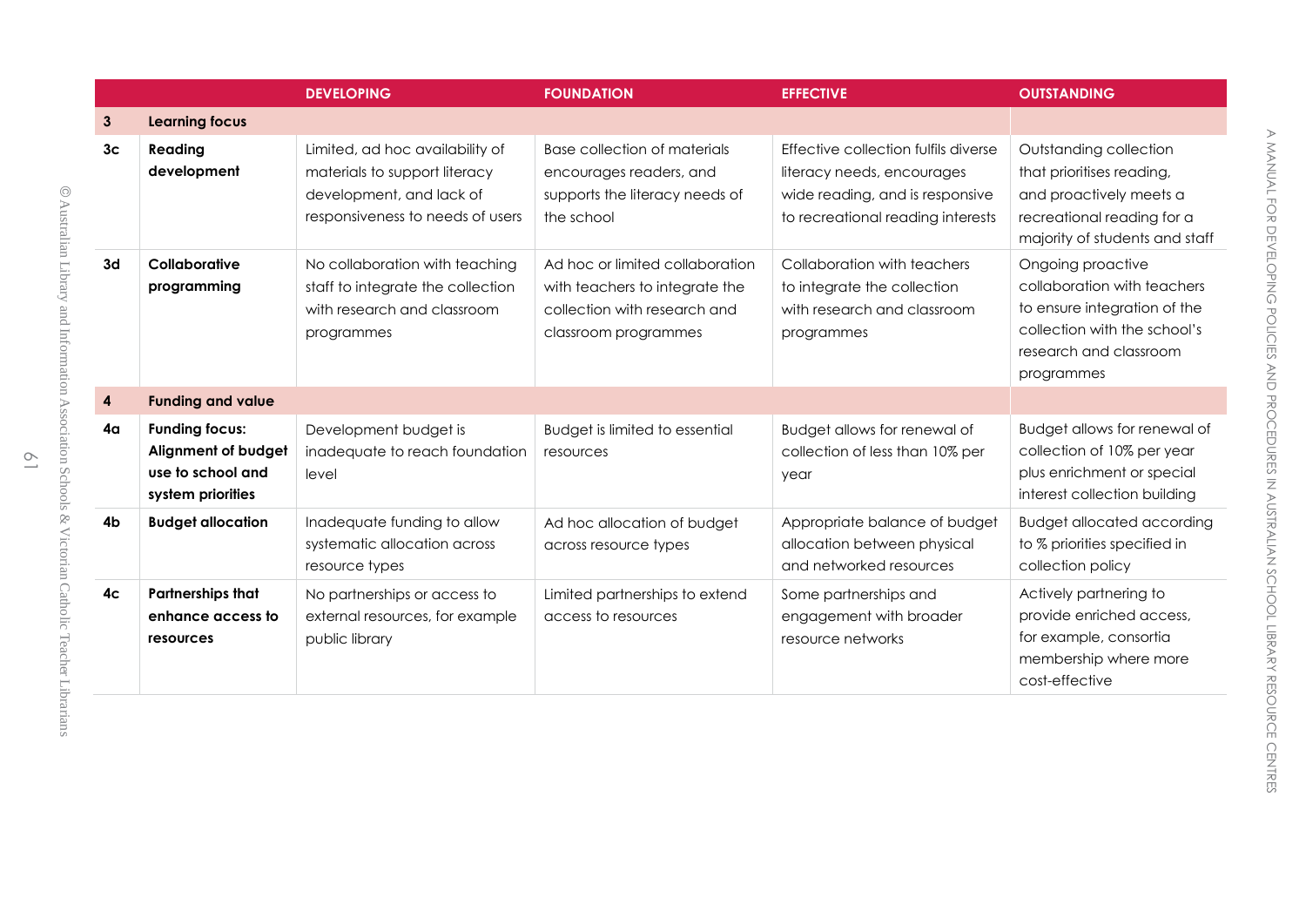| | | DEVELOPING | FOUNDATION | EFFECTIVE | OUTSTANDING |
|---|---|---|---|---|---|
| **3** | **Learning focus** | | | | |
| **3c** | **Reading development** | Limited, ad hoc availability of materials to support literacy development, and lack of responsiveness to needs of users | Base collection of materials encourages readers, and supports the literacy needs of the school | Effective collection fulfils diverse literacy needs, encourages wide reading, and is responsive to recreational reading interests | Outstanding collection that prioritises reading, and proactively meets a recreational reading for a majority of students and staff |
| **3d** | **Collaborative programming** | No collaboration with teaching staff to integrate the collection with research and classroom programmes | Ad hoc or limited collaboration with teachers to integrate the collection with research and classroom programmes | Collaboration with teachers to integrate the collection with research and classroom programmes | Ongoing proactive collaboration with teachers to ensure integration of the collection with the school's research and classroom programmes |
| **4** | **Funding and value** | | | | |
| **4a** | **Funding focus: Alignment of budget use to school and system priorities** | Development budget is inadequate to reach foundation level | Budget is limited to essential resources | Budget allows for renewal of collection of less than 10% per year | Budget allows for renewal of collection of 10% per year plus enrichment or special interest collection building |
| **4b** | **Budget allocation** | Inadequate funding to allow systematic allocation across resource types | Ad hoc allocation of budget across resource types | Appropriate balance of budget allocation between physical and networked resources | Budget allocated according to % priorities specified in collection policy |
| **4c** | **Partnerships that enhance access to resources** | No partnerships or access to external resources, for example public library | Limited partnerships to extend access to resources | Some partnerships and engagement with broader resource networks | Actively partnering to provide enriched access, for example, consortia membership where more cost-effective |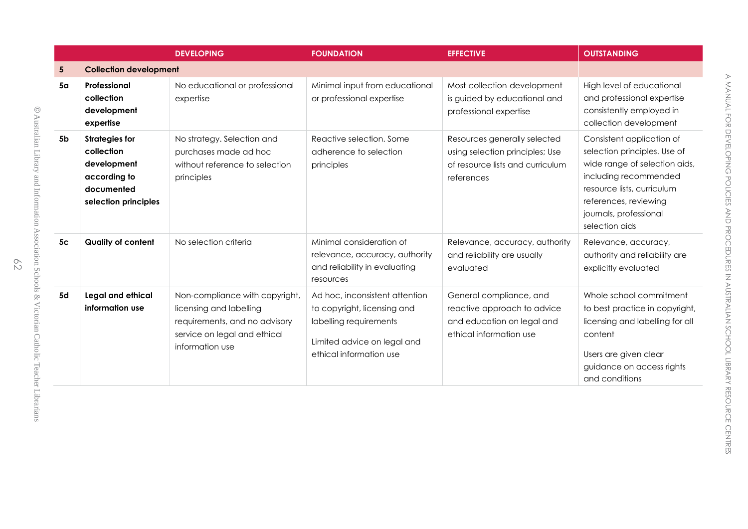| | | DEVELOPING | FOUNDATION | EFFECTIVE | OUTSTANDING |
|---|---|---|---|---|---|
| **5** | **Collection development** | | | | |
| **5a** | **Professional collection development expertise** | No educational or professional expertise | Minimal input from educational or professional expertise | Most collection development is guided by educational and professional expertise | High level of educational and professional expertise consistently employed in collection development |
| **5b** | **Strategies for collection development according to documented selection principles** | No strategy. Selection and purchases made ad hoc without reference to selection principles | Reactive selection. Some adherence to selection principles | Resources generally selected using selection principles; Use of resource lists and curriculum references | Consistent application of selection principles. Use of wide range of selection aids, including recommended resource lists, curriculum references, reviewing journals, professional selection aids |
| **5c** | **Quality of content** | No selection criteria | Minimal consideration of relevance, accuracy, authority and reliability in evaluating resources | Relevance, accuracy, authority and reliability are usually evaluated | Relevance, accuracy, authority and reliability are explicitly evaluated |
| **5d** | **Legal and ethical information use** | Non-compliance with copyright, licensing and labelling requirements, and no advisory service on legal and ethical information use | Ad hoc, inconsistent attention to copyright, licensing and labelling requirements<br><br>Limited advice on legal and ethical information use | General compliance, and reactive approach to advice and education on legal and ethical information use | Whole school commitment to best practice in copyright, licensing and labelling for all content<br><br>Users are given clear guidance on access rights and conditions |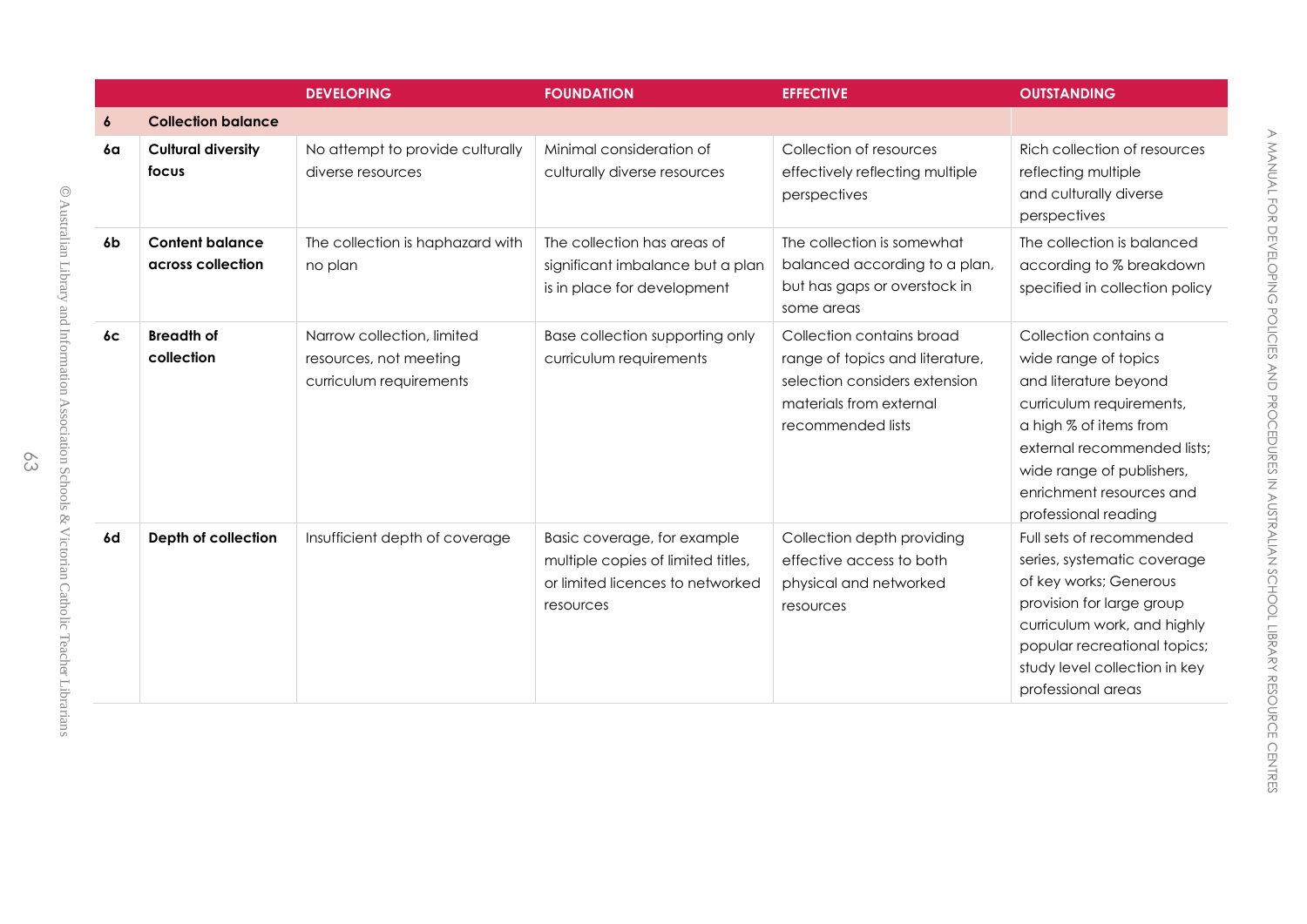| | | DEVELOPING | FOUNDATION | EFFECTIVE | OUTSTANDING |
|---|---|---|---|---|---|
| **6** | **Collection balance** | | | | |
| **6a** | **Cultural diversity focus** | No attempt to provide culturally diverse resources | Minimal consideration of culturally diverse resources | Collection of resources effectively reflecting multiple perspectives | Rich collection of resources reflecting multiple and culturally diverse perspectives |
| **6b** | **Content balance across collection** | The collection is haphazard with no plan | The collection has areas of significant imbalance but a plan is in place for development | The collection is somewhat balanced according to a plan, but has gaps or overstock in some areas | The collection is balanced according to % breakdown specified in collection policy |
| **6c** | **Breadth of collection** | Narrow collection, limited resources, not meeting curriculum requirements | Base collection supporting only curriculum requirements | Collection contains broad range of topics and literature, selection considers extension materials from external recommended lists | Collection contains a wide range of topics and literature beyond curriculum requirements, a high % of items from external recommended lists; wide range of publishers, enrichment resources and professional reading |
| **6d** | **Depth of collection** | Insufficient depth of coverage | Basic coverage, for example multiple copies of limited titles, or limited licences to networked resources | Collection depth providing effective access to both physical and networked resources | Full sets of recommended series, systematic coverage of key works; Generous provision for large group curriculum work, and highly popular recreational topics; study level collection in key professional areas |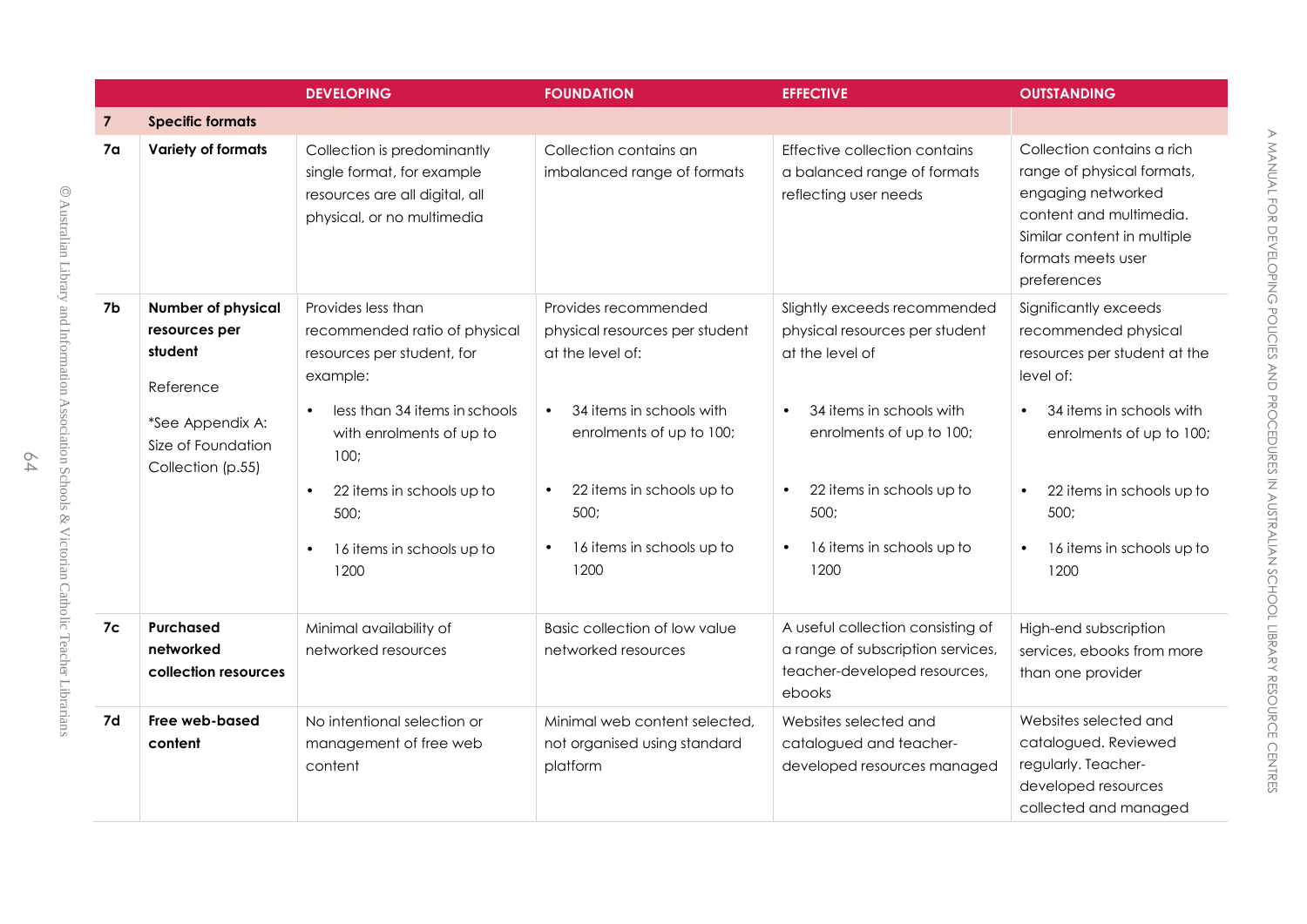| | | DEVELOPING | FOUNDATION | EFFECTIVE | OUTSTANDING |
|---|---|---|---|---|---|
| **7** | **Specific formats** | | | | |
| **7a** | **Variety of formats** | Collection is predominantly single format, for example resources are all digital, all physical, or no multimedia | Collection contains an imbalanced range of formats | Effective collection contains a balanced range of formats reflecting user needs | Collection contains a rich range of physical formats, engaging networked content and multimedia. Similar content in multiple formats meets user preferences |
| **7b** | **Number of physical resources per student**<br><br>Reference<br><br>*See Appendix A: Size of Foundation Collection (p.55) | Provides less than recommended ratio of physical resources per student, for example:<br>• less than 34 items in schools with enrolments of up to 100;<br>• 22 items in schools up to 500;<br>• 16 items in schools up to 1200 | Provides recommended physical resources per student at the level of:<br>• 34 items in schools with enrolments of up to 100;<br>• 22 items in schools up to 500;<br>• 16 items in schools up to 1200 | Slightly exceeds recommended physical resources per student at the level of<br>• 34 items in schools with enrolments of up to 100;<br>• 22 items in schools up to 500;<br>• 16 items in schools up to 1200 | Significantly exceeds recommended physical resources per student at the level of:<br>• 34 items in schools with enrolments of up to 100;<br>• 22 items in schools up to 500;<br>• 16 items in schools up to 1200 |
| **7c** | **Purchased networked collection resources** | Minimal availability of networked resources | Basic collection of low value networked resources | A useful collection consisting of a range of subscription services, teacher-developed resources, ebooks | High-end subscription services, ebooks from more than one provider |
| **7d** | **Free web-based content** | No intentional selection or management of free web content | Minimal web content selected, not organised using standard platform | Websites selected and catalogued and teacher-developed resources managed | Websites selected and catalogued. Reviewed regularly. Teacher-developed resources collected and managed |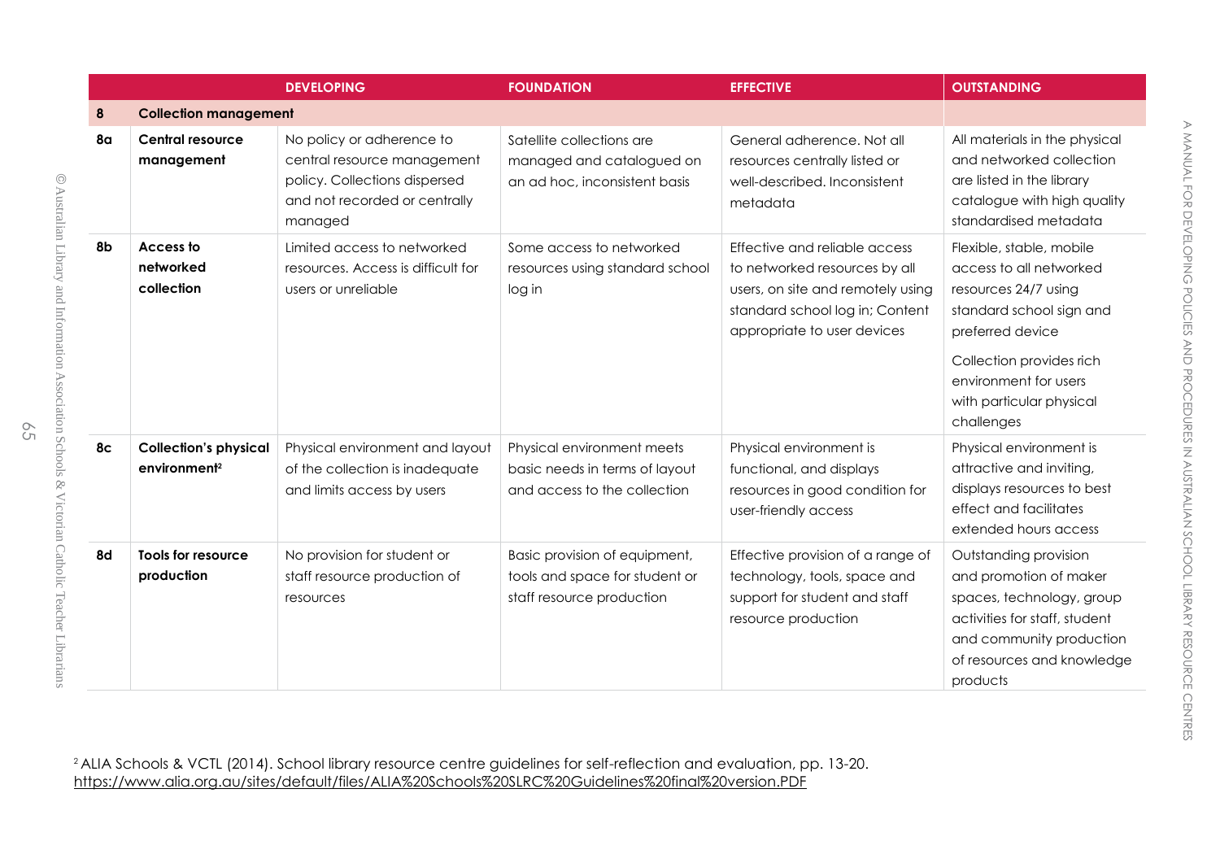| | | DEVELOPING | FOUNDATION | EFFECTIVE | OUTSTANDING |
|---|---|---|---|---|---|
| **8** | **Collection management** | | | | |
| **8a** | **Central resource management** | No policy or adherence to central resource management policy. Collections dispersed and not recorded or centrally managed | Satellite collections are managed and catalogued on an ad hoc, inconsistent basis | General adherence. Not all resources centrally listed or well-described. Inconsistent metadata | All materials in the physical and networked collection are listed in the library catalogue with high quality standardised metadata |
| **8b** | **Access to networked collection** | Limited access to networked resources. Access is difficult for users or unreliable | Some access to networked resources using standard school log in | Effective and reliable access to networked resources by all users, on site and remotely using standard school log in; Content appropriate to user devices | Flexible, stable, mobile access to all networked resources 24/7 using standard school sign and preferred device<br><br>Collection provides rich environment for users with particular physical challenges |
| **8c** | **Collection's physical environment**[2] | Physical environment and layout of the collection is inadequate and limits access by users | Physical environment meets basic needs in terms of layout and access to the collection | Physical environment is functional, and displays resources in good condition for user-friendly access | Physical environment is attractive and inviting, displays resources to best effect and facilitates extended hours access |
| **8d** | **Tools for resource production** | No provision for student or staff resource production of resources | Basic provision of equipment, tools and space for student or staff resource production | Effective provision of a range of technology, tools, space and support for student and staff resource production | Outstanding provision and promotion of maker spaces, technology, group activities for staff, student and community production of resources and knowledge products |

[2] ALIA Schools & VCTL (2014). School library resource centre guidelines for self-reflection and evaluation, pp. 13-20. https://www.alia.org.au/sites/default/files/ALIA%20Schools%20SLRC%20Guidelines%20final%20version.PDF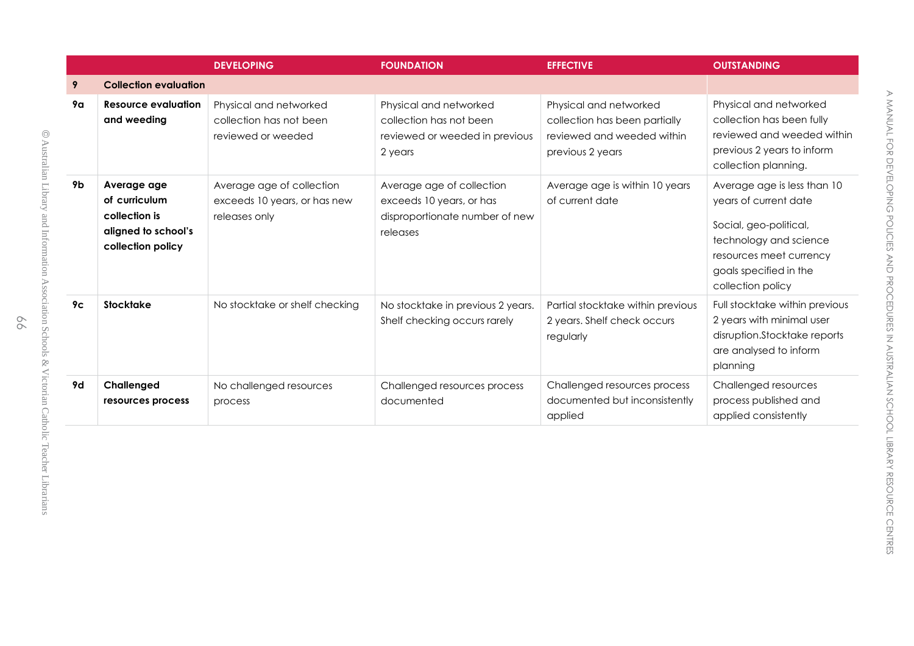| | | DEVELOPING | FOUNDATION | EFFECTIVE | OUTSTANDING |
|---|---|---|---|---|---|
| **9** | **Collection evaluation** | | | | |
| **9a** | **Resource evaluation and weeding** | Physical and networked collection has not been reviewed or weeded | Physical and networked collection has not been reviewed or weeded in previous 2 years | Physical and networked collection has been partially reviewed and weeded within previous 2 years | Physical and networked collection has been fully reviewed and weeded within previous 2 years to inform collection planning. |
| **9b** | **Average age of curriculum collection is aligned to school's collection policy** | Average age of collection exceeds 10 years, or has new releases only | Average age of collection exceeds 10 years, or has disproportionate number of new releases | Average age is within 10 years of current date | Average age is less than 10 years of current date<br><br>Social, geo-political, technology and science resources meet currency goals specified in the collection policy |
| **9c** | **Stocktake** | No stocktake or shelf checking | No stocktake in previous 2 years. Shelf checking occurs rarely | Partial stocktake within previous 2 years. Shelf check occurs regularly | Full stocktake within previous 2 years with minimal user disruption.Stocktake reports are analysed to inform planning |
| **9d** | **Challenged resources process** | No challenged resources process | Challenged resources process documented | Challenged resources process documented but inconsistently applied | Challenged resources process published and applied consistently |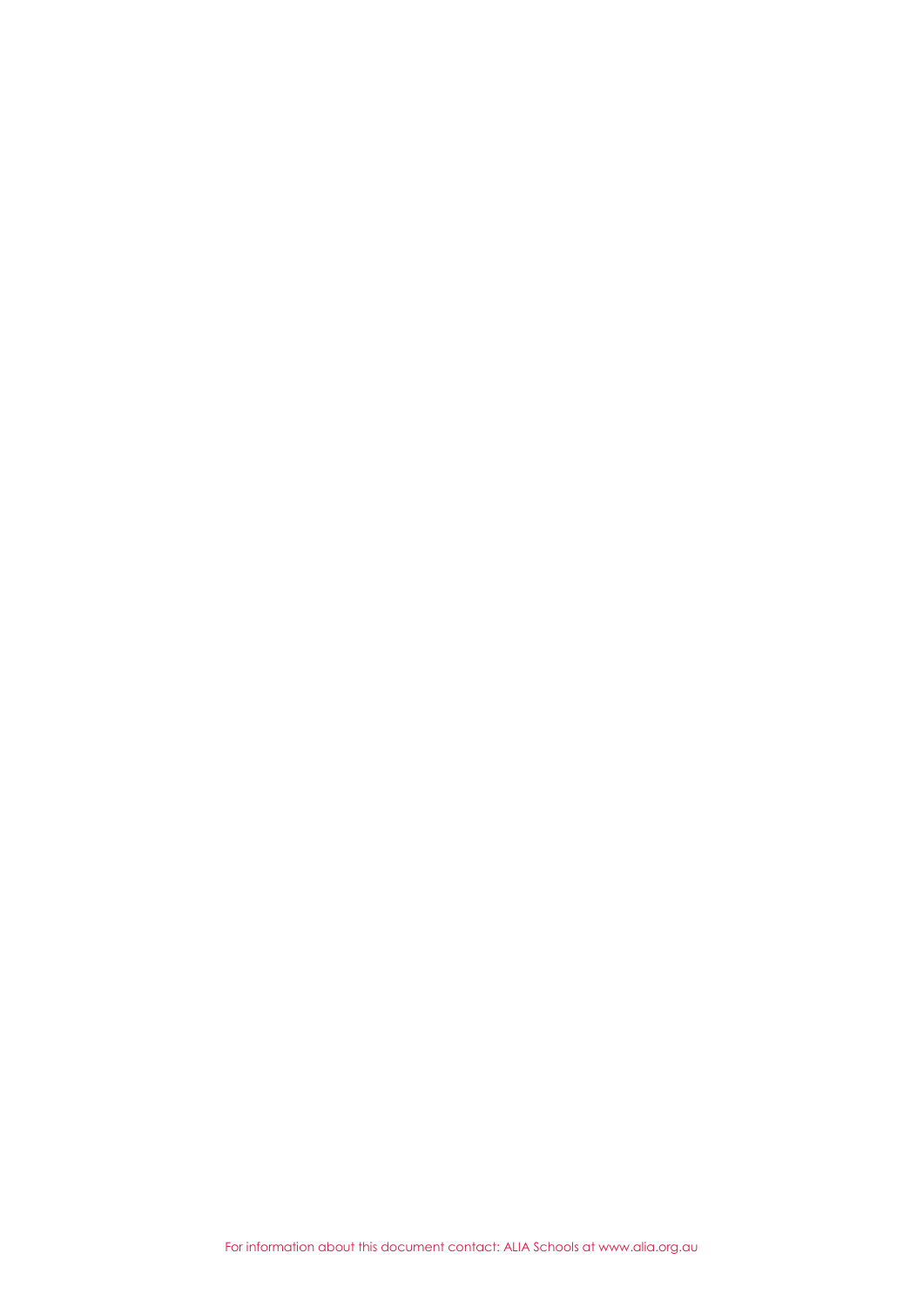For information about this document contact: ALIA Schools at www.alia.org.au